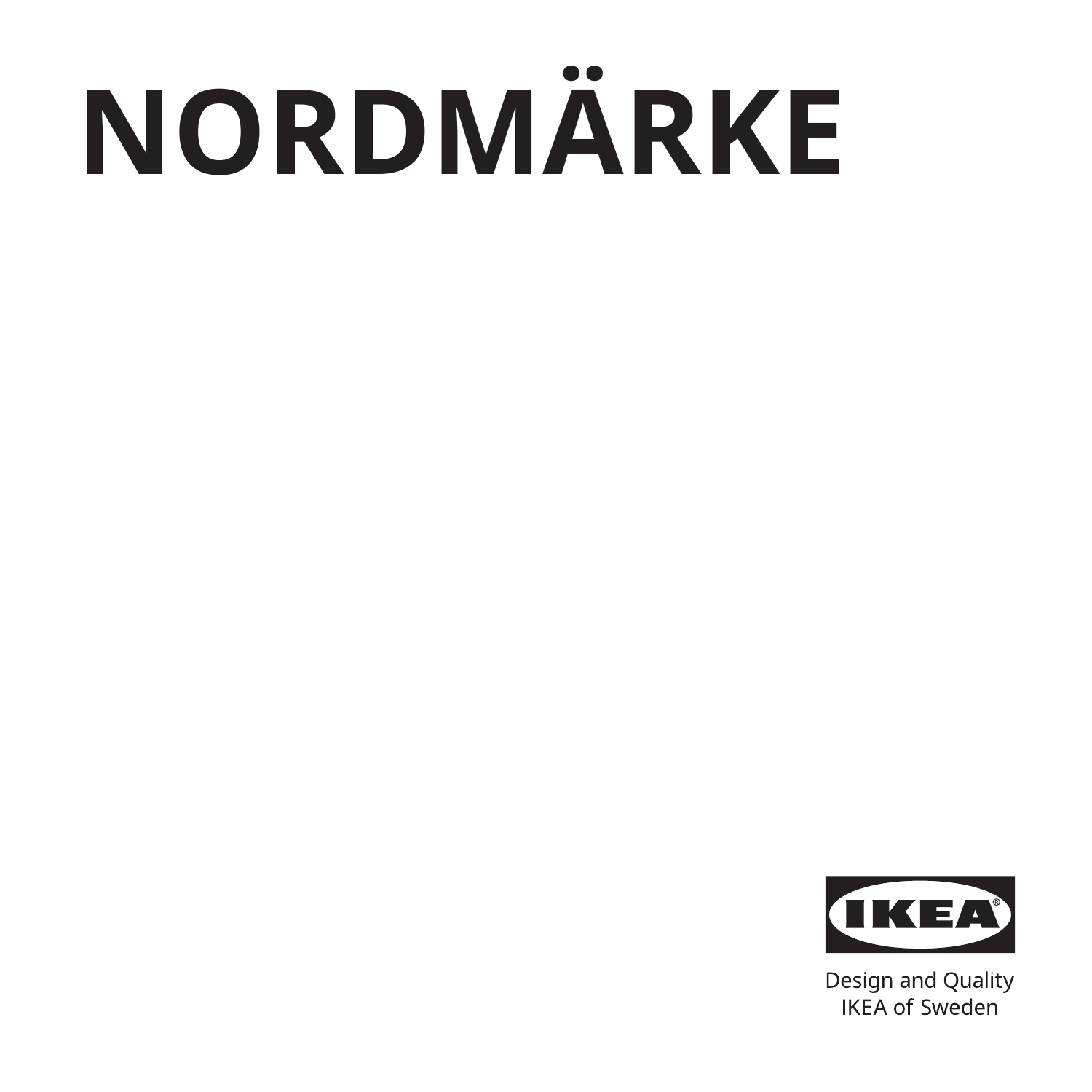# NORDMÄRKE

IKEA

Design and Quality
IKEA of Sweden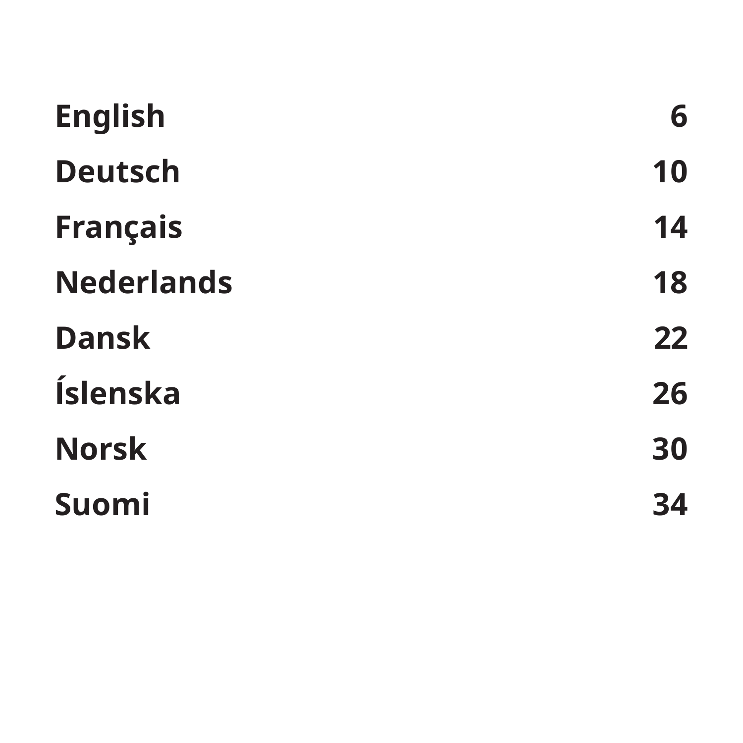| | |
|---|---|
| **English** | **6** |
| **Deutsch** | **10** |
| **Français** | **14** |
| **Nederlands** | **18** |
| **Dansk** | **22** |
| **Íslenska** | **26** |
| **Norsk** | **30** |
| **Suomi** | **34** |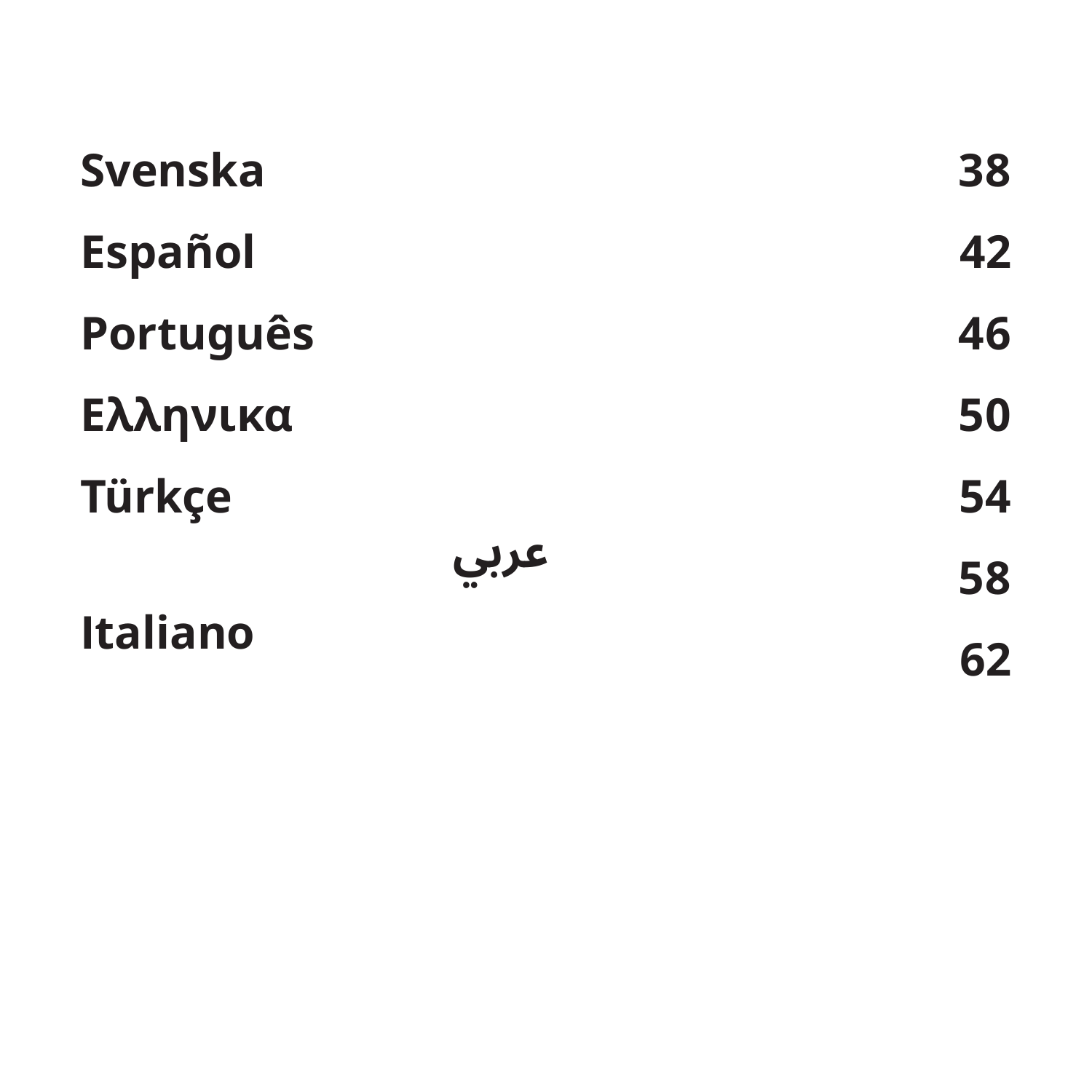| | |
|---|---|
| Svenska | 38 |
| Español | 42 |
| Português | 46 |
| Ελληνικα | 50 |
| Türkçe | 54 |
| عربي | 58 |
| Italiano | 62 |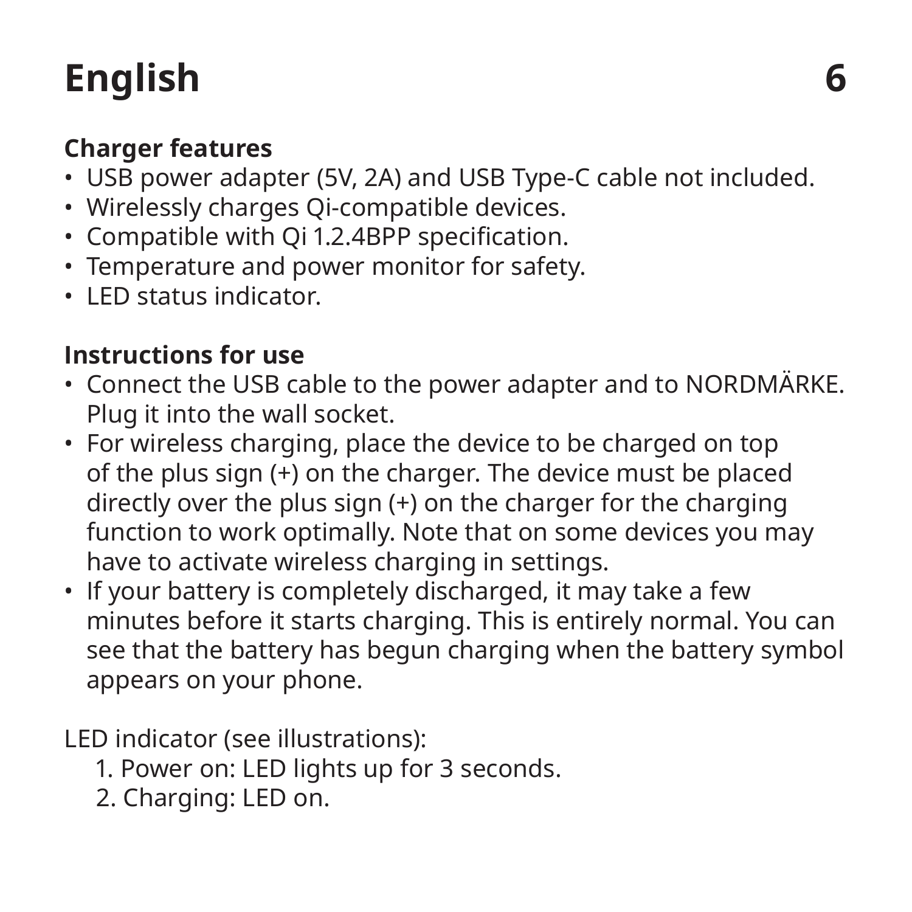# English

**Charger features**

- USB power adapter (5V, 2A) and USB Type-C cable not included.
- Wirelessly charges Qi-compatible devices.
- Compatible with Qi 1.2.4BPP specification.
- Temperature and power monitor for safety.
- LED status indicator.

**Instructions for use**

- Connect the USB cable to the power adapter and to NORDMÄRKE. Plug it into the wall socket.
- For wireless charging, place the device to be charged on top of the plus sign (+) on the charger. The device must be placed directly over the plus sign (+) on the charger for the charging function to work optimally. Note that on some devices you may have to activate wireless charging in settings.
- If your battery is completely discharged, it may take a few minutes before it starts charging. This is entirely normal. You can see that the battery has begun charging when the battery symbol appears on your phone.

LED indicator (see illustrations):

1. Power on: LED lights up for 3 seconds.
2. Charging: LED on.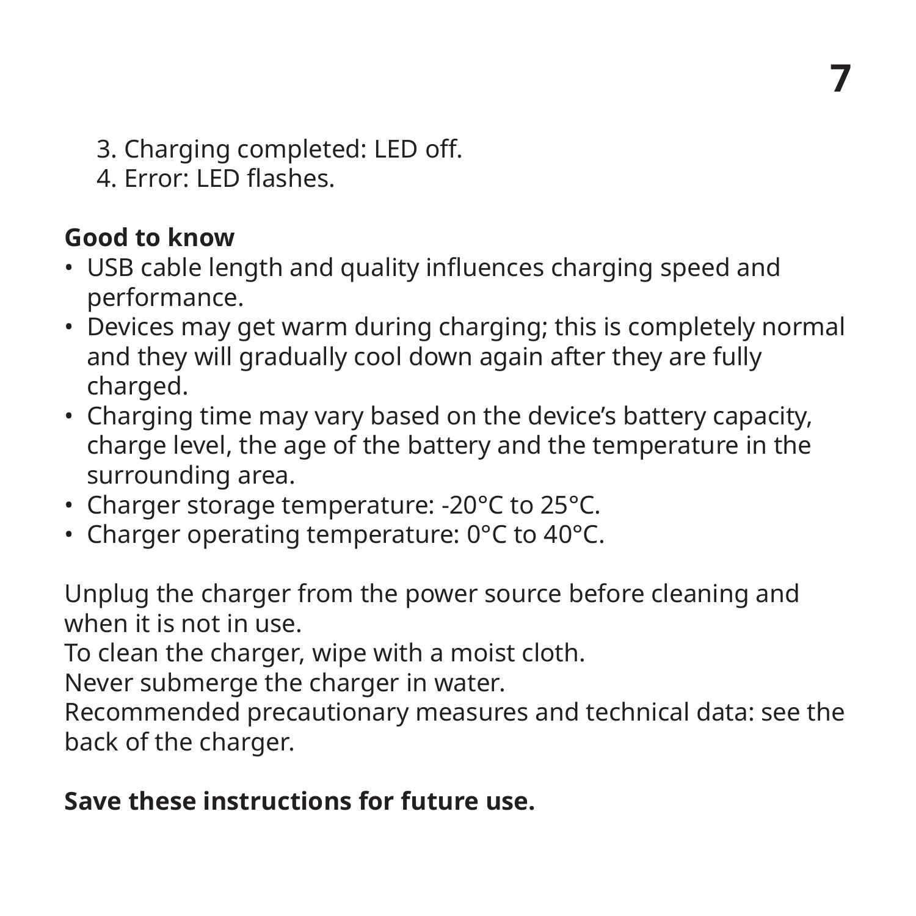3. Charging completed: LED off.
4. Error: LED flashes.

**Good to know**

- USB cable length and quality influences charging speed and performance.
- Devices may get warm during charging; this is completely normal and they will gradually cool down again after they are fully charged.
- Charging time may vary based on the device’s battery capacity, charge level, the age of the battery and the temperature in the surrounding area.
- Charger storage temperature: -20°C to 25°C.
- Charger operating temperature: 0°C to 40°C.

Unplug the charger from the power source before cleaning and when it is not in use.
To clean the charger, wipe with a moist cloth.
Never submerge the charger in water.
Recommended precautionary measures and technical data: see the back of the charger.

**Save these instructions for future use.**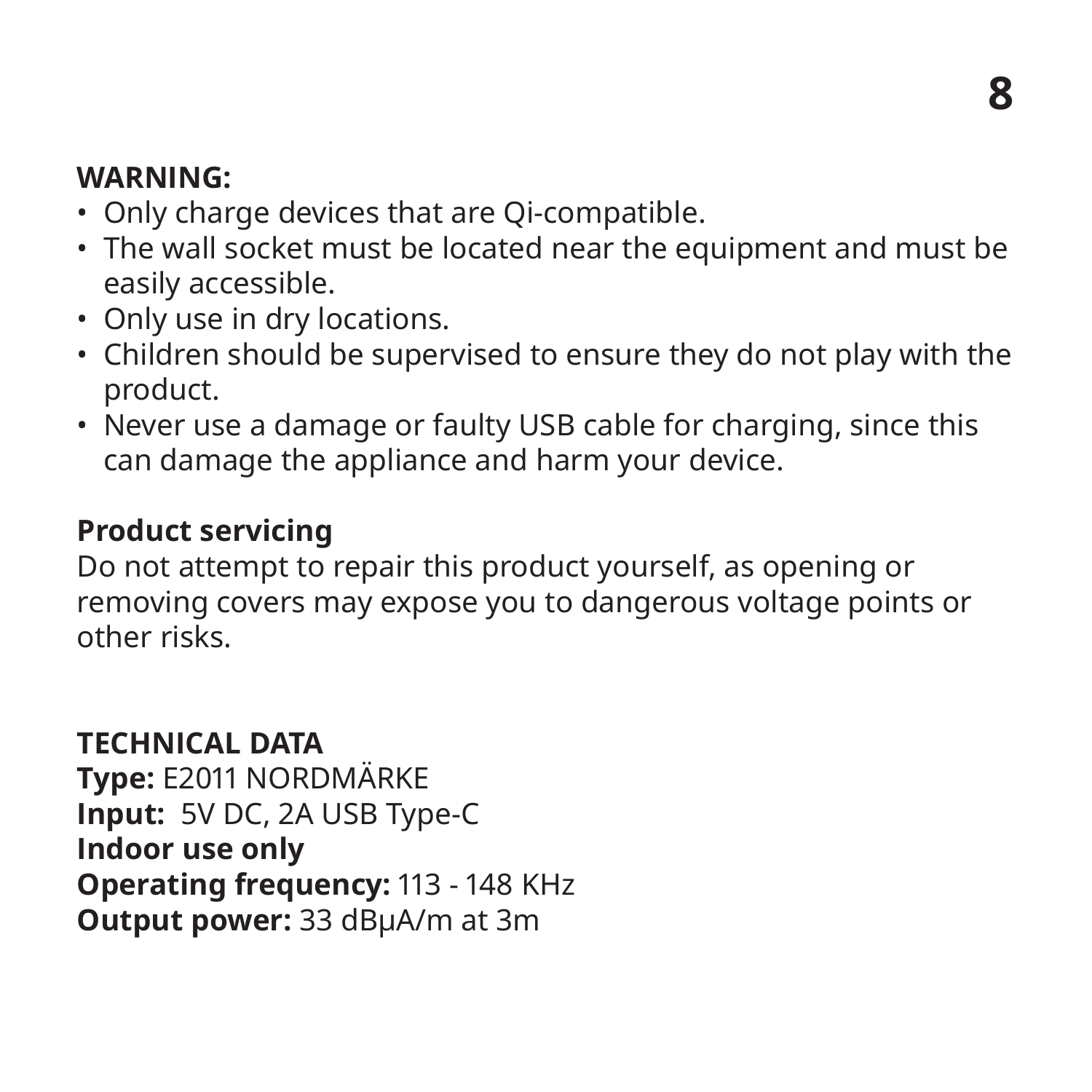**WARNING:**

- Only charge devices that are Qi-compatible.
- The wall socket must be located near the equipment and must be easily accessible.
- Only use in dry locations.
- Children should be supervised to ensure they do not play with the product.
- Never use a damage or faulty USB cable for charging, since this can damage the appliance and harm your device.

**Product servicing**

Do not attempt to repair this product yourself, as opening or removing covers may expose you to dangerous voltage points or other risks.

**TECHNICAL DATA**

**Type:** E2011 NORDMÄRKE
**Input:** 5V DC, 2A USB Type-C
**Indoor use only**
**Operating frequency:** 113 - 148 KHz
**Output power:** 33 dBμA/m at 3m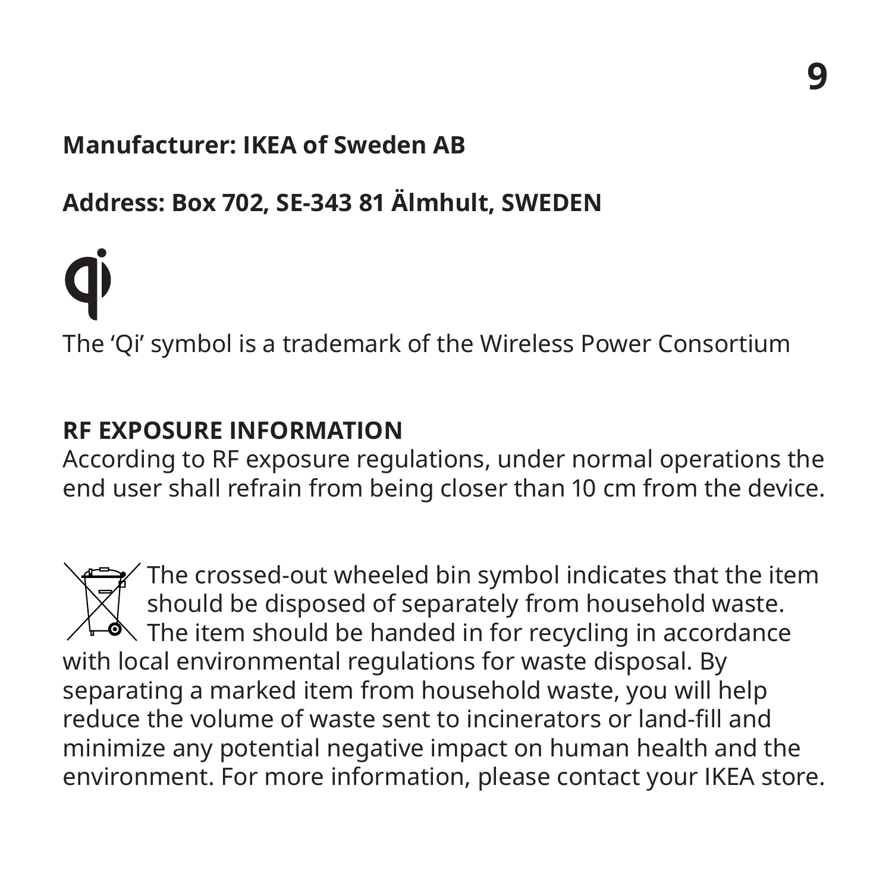**Manufacturer: IKEA of Sweden AB**

**Address: Box 702, SE-343 81 Älmhult, SWEDEN**

The ‘Qi’ symbol is a trademark of the Wireless Power Consortium

**RF EXPOSURE INFORMATION**
According to RF exposure regulations, under normal operations the end user shall refrain from being closer than 10 cm from the device.

The crossed-out wheeled bin symbol indicates that the item should be disposed of separately from household waste. The item should be handed in for recycling in accordance with local environmental regulations for waste disposal. By separating a marked item from household waste, you will help reduce the volume of waste sent to incinerators or land-fill and minimize any potential negative impact on human health and the environment. For more information, please contact your IKEA store.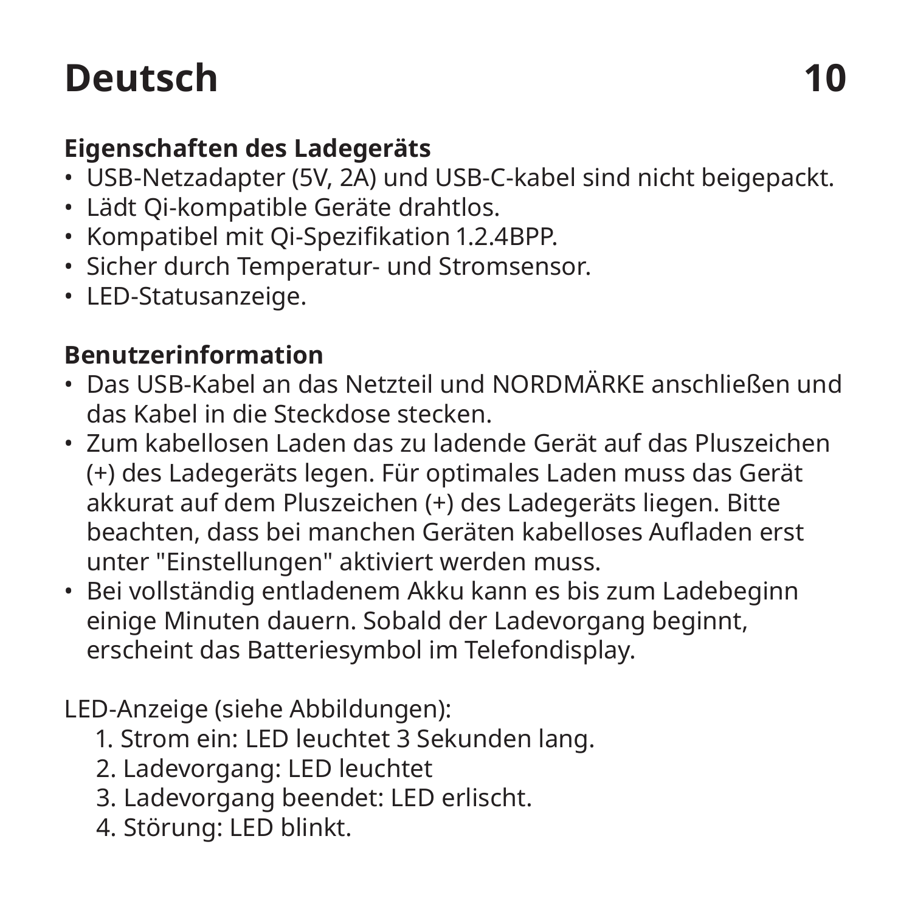# Deutsch

## Eigenschaften des Ladegeräts

- USB-Netzadapter (5V, 2A) und USB-C-kabel sind nicht beigepackt.
- Lädt Qi-kompatible Geräte drahtlos.
- Kompatibel mit Qi-Spezifikation 1.2.4BPP.
- Sicher durch Temperatur- und Stromsensor.
- LED-Statusanzeige.

## Benutzerinformation

- Das USB-Kabel an das Netzteil und NORDMÄRKE anschließen und das Kabel in die Steckdose stecken.
- Zum kabellosen Laden das zu ladende Gerät auf das Pluszeichen (+) des Ladegeräts legen. Für optimales Laden muss das Gerät akkurat auf dem Pluszeichen (+) des Ladegeräts liegen. Bitte beachten, dass bei manchen Geräten kabelloses Aufladen erst unter "Einstellungen" aktiviert werden muss.
- Bei vollständig entladenem Akku kann es bis zum Ladebeginn einige Minuten dauern. Sobald der Ladevorgang beginnt, erscheint das Batteriesymbol im Telefondisplay.

LED-Anzeige (siehe Abbildungen):

1. Strom ein: LED leuchtet 3 Sekunden lang.
2. Ladevorgang: LED leuchtet
3. Ladevorgang beendet: LED erlischt.
4. Störung: LED blinkt.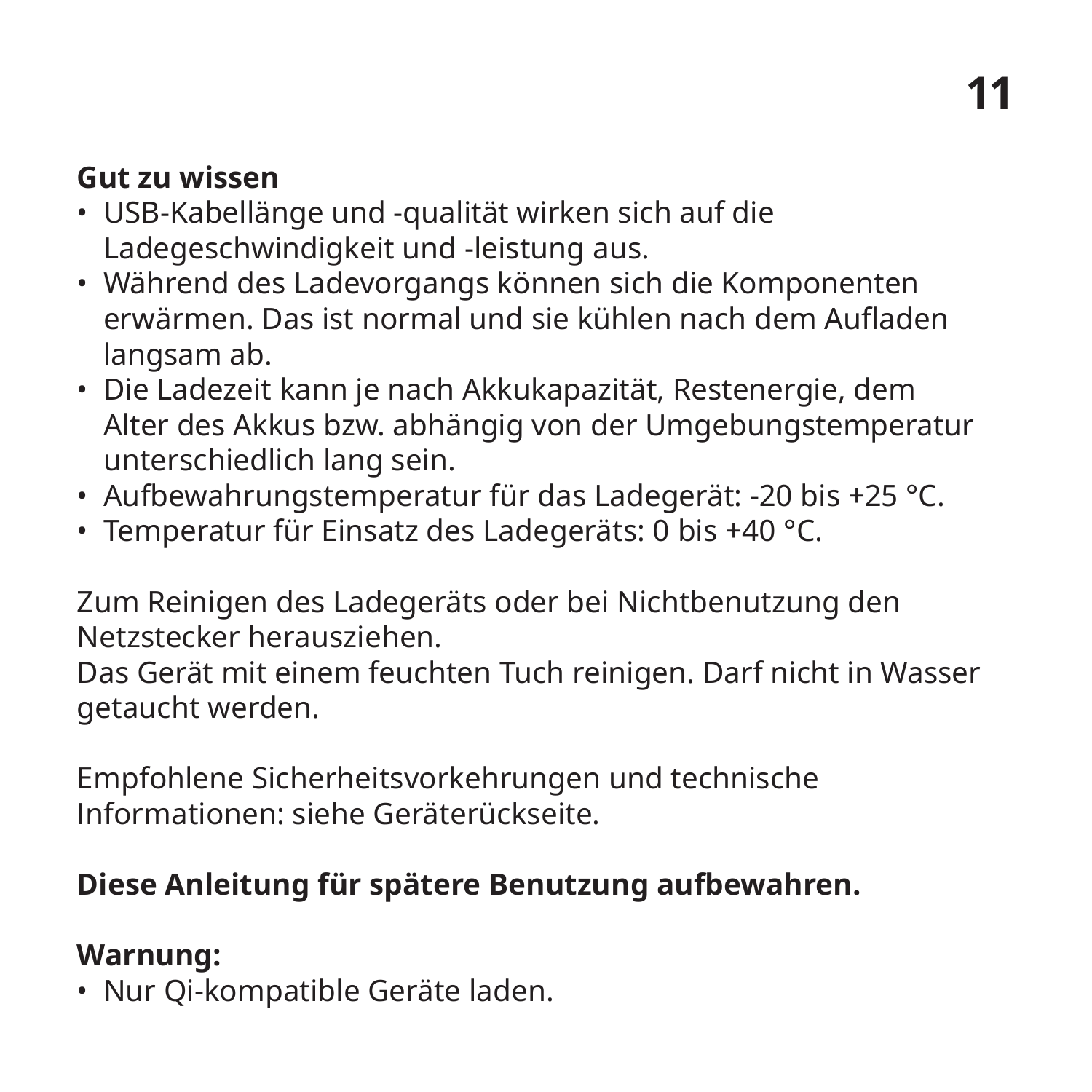**Gut zu wissen**

- USB-Kabellänge und -qualität wirken sich auf die Ladegeschwindigkeit und -leistung aus.
- Während des Ladevorgangs können sich die Komponenten erwärmen. Das ist normal und sie kühlen nach dem Aufladen langsam ab.
- Die Ladezeit kann je nach Akkukapazität, Restenergie, dem Alter des Akkus bzw. abhängig von der Umgebungstemperatur unterschiedlich lang sein.
- Aufbewahrungstemperatur für das Ladegerät: -20 bis +25 °C.
- Temperatur für Einsatz des Ladegeräts: 0 bis +40 °C.

Zum Reinigen des Ladegeräts oder bei Nichtbenutzung den Netzstecker herausziehen.
Das Gerät mit einem feuchten Tuch reinigen. Darf nicht in Wasser getaucht werden.

Empfohlene Sicherheitsvorkehrungen und technische Informationen: siehe Geräterückseite.

**Diese Anleitung für spätere Benutzung aufbewahren.**

**Warnung:**

- Nur Qi-kompatible Geräte laden.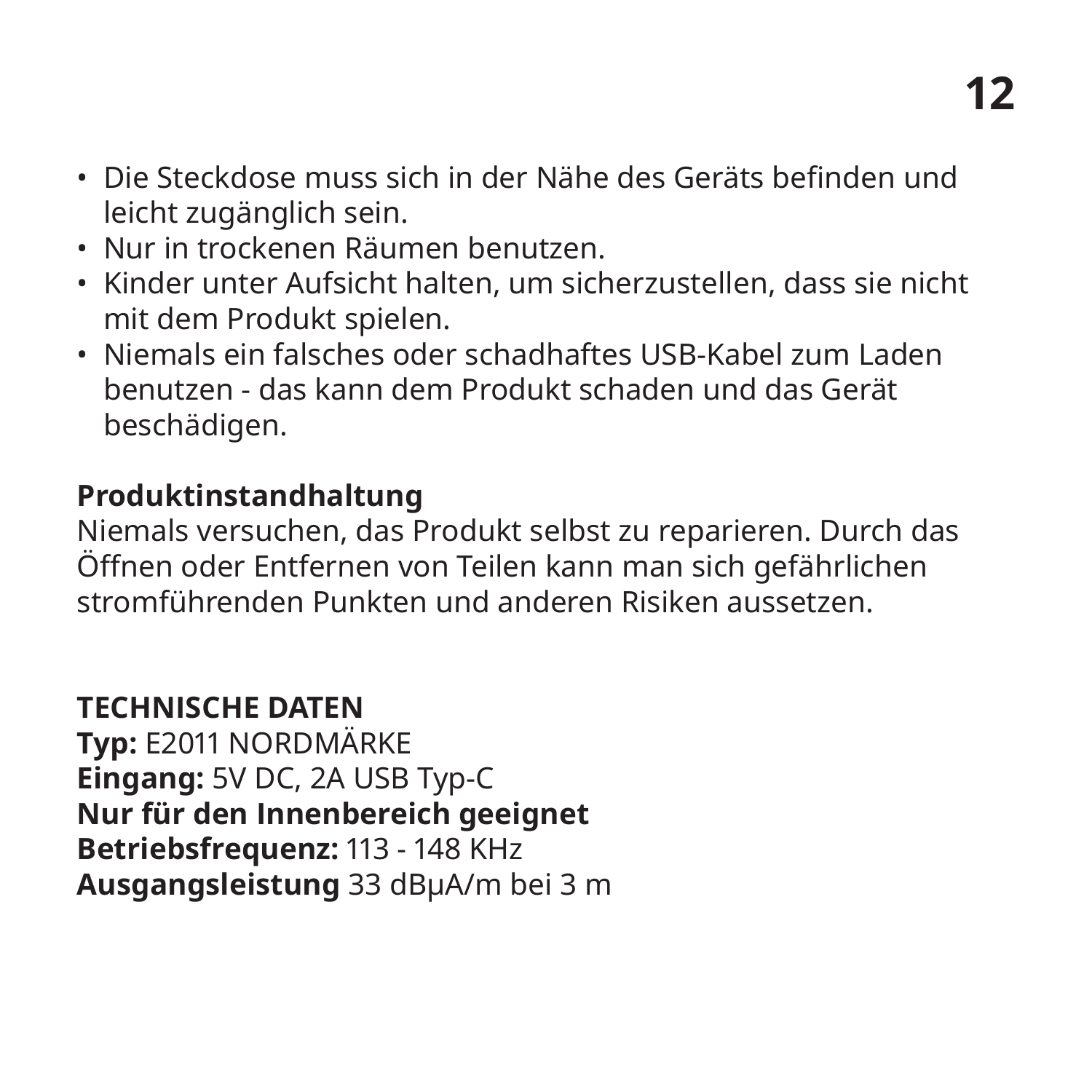- Die Steckdose muss sich in der Nähe des Geräts befinden und leicht zugänglich sein.
- Nur in trockenen Räumen benutzen.
- Kinder unter Aufsicht halten, um sicherzustellen, dass sie nicht mit dem Produkt spielen.
- Niemals ein falsches oder schadhaftes USB-Kabel zum Laden benutzen - das kann dem Produkt schaden und das Gerät beschädigen.

**Produktinstandhaltung**
Niemals versuchen, das Produkt selbst zu reparieren. Durch das Öffnen oder Entfernen von Teilen kann man sich gefährlichen stromführenden Punkten und anderen Risiken aussetzen.

**TECHNISCHE DATEN**
**Typ:** E2011 NORDMÄRKE
**Eingang:** 5V DC, 2A USB Typ-C
**Nur für den Innenbereich geeignet**
**Betriebsfrequenz:** 113 - 148 KHz
**Ausgangsleistung** 33 dBμA/m bei 3 m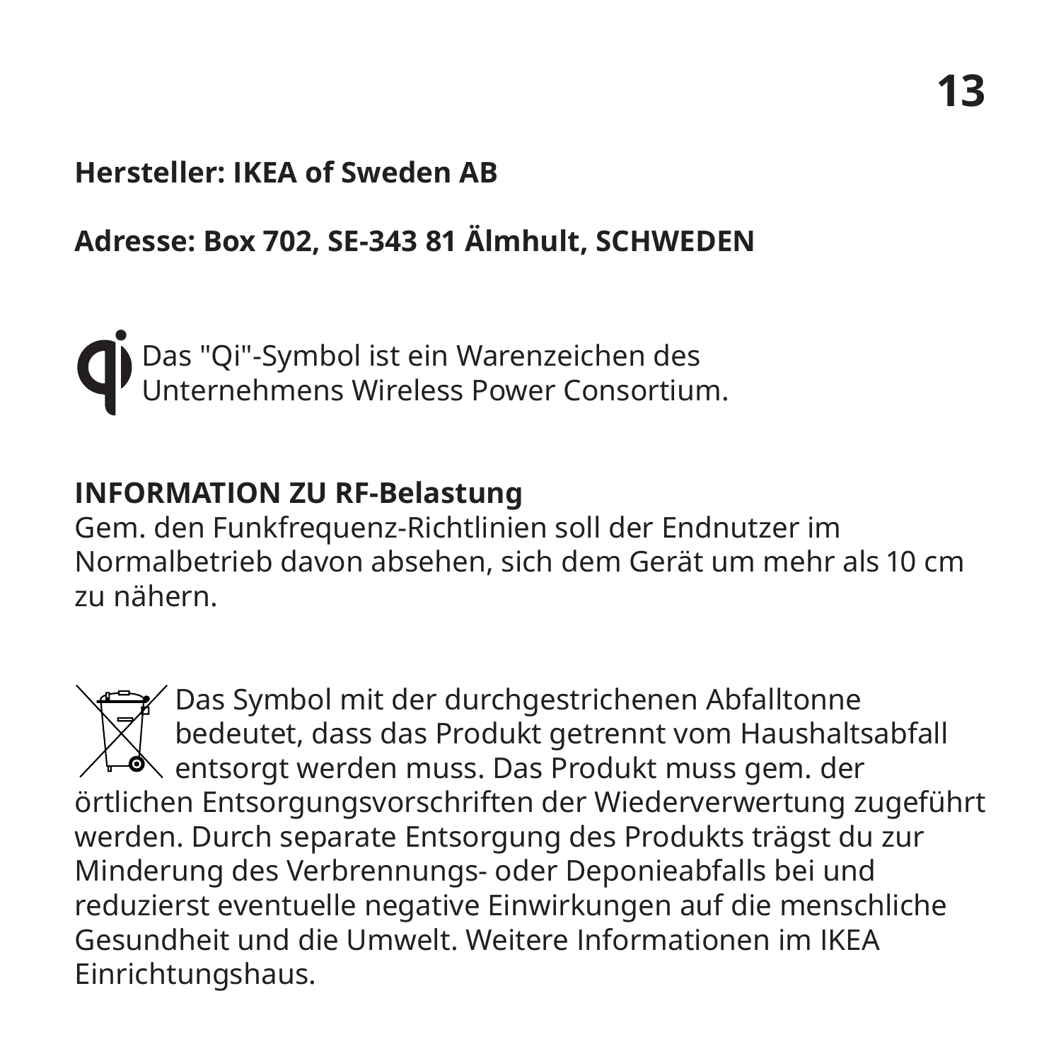**Hersteller: IKEA of Sweden AB**

**Adresse: Box 702, SE-343 81 Älmhult, SCHWEDEN**

Das "Qi"-Symbol ist ein Warenzeichen des Unternehmens Wireless Power Consortium.

**INFORMATION ZU RF-Belastung**
Gem. den Funkfrequenz-Richtlinien soll der Endnutzer im Normalbetrieb davon absehen, sich dem Gerät um mehr als 10 cm zu nähern.

Das Symbol mit der durchgestrichenen Abfalltonne bedeutet, dass das Produkt getrennt vom Haushaltsabfall entsorgt werden muss. Das Produkt muss gem. der örtlichen Entsorgungsvorschriften der Wiederverwertung zugeführt werden. Durch separate Entsorgung des Produkts trägst du zur Minderung des Verbrennungs- oder Deponieabfalls bei und reduzierst eventuelle negative Einwirkungen auf die menschliche Gesundheit und die Umwelt. Weitere Informationen im IKEA Einrichtungshaus.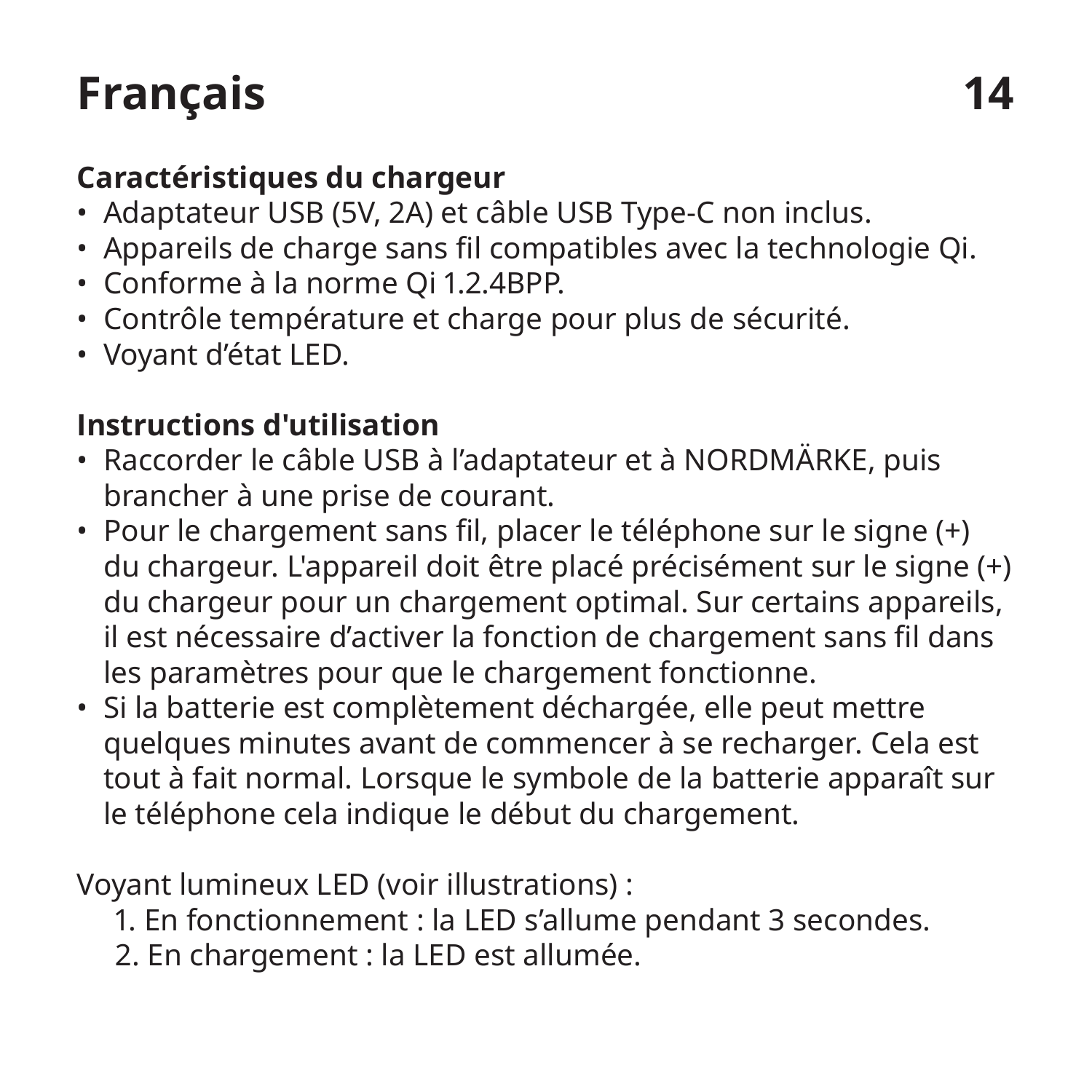# Français

**Caractéristiques du chargeur**

- Adaptateur USB (5V, 2A) et câble USB Type-C non inclus.
- Appareils de charge sans fil compatibles avec la technologie Qi.
- Conforme à la norme Qi 1.2.4BPP.
- Contrôle température et charge pour plus de sécurité.
- Voyant d'état LED.

**Instructions d'utilisation**

- Raccorder le câble USB à l'adaptateur et à NORDMÄRKE, puis brancher à une prise de courant.
- Pour le chargement sans fil, placer le téléphone sur le signe (+) du chargeur. L'appareil doit être placé précisément sur le signe (+) du chargeur pour un chargement optimal. Sur certains appareils, il est nécessaire d'activer la fonction de chargement sans fil dans les paramètres pour que le chargement fonctionne.
- Si la batterie est complètement déchargée, elle peut mettre quelques minutes avant de commencer à se recharger. Cela est tout à fait normal. Lorsque le symbole de la batterie apparaît sur le téléphone cela indique le début du chargement.

Voyant lumineux LED (voir illustrations) :

1. En fonctionnement : la LED s'allume pendant 3 secondes.
2. En chargement : la LED est allumée.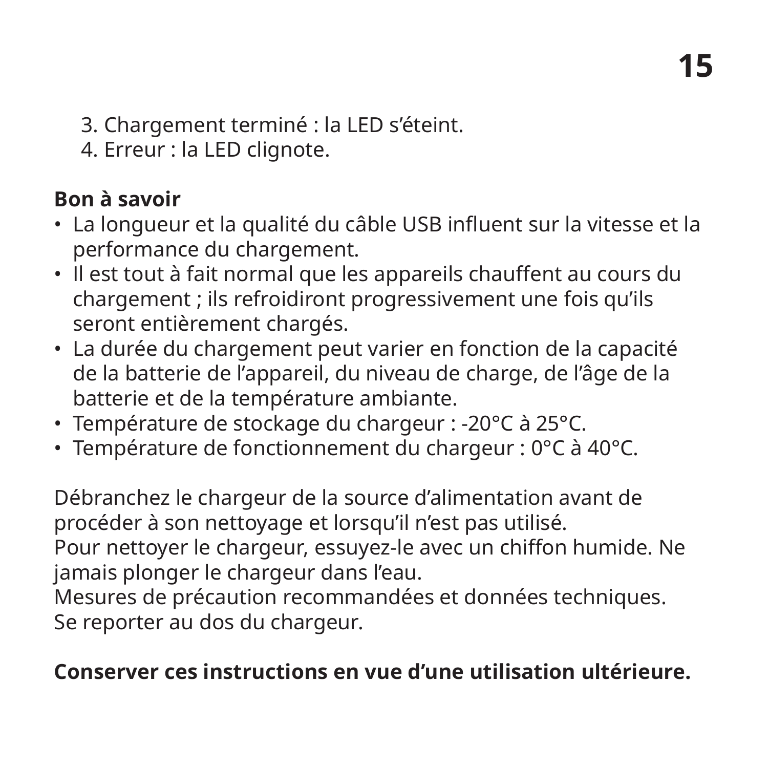3. Chargement terminé : la LED s’éteint.
4. Erreur : la LED clignote.

**Bon à savoir**

- La longueur et la qualité du câble USB influent sur la vitesse et la performance du chargement.
- Il est tout à fait normal que les appareils chauffent au cours du chargement ; ils refroidiront progressivement une fois qu’ils seront entièrement chargés.
- La durée du chargement peut varier en fonction de la capacité de la batterie de l’appareil, du niveau de charge, de l’âge de la batterie et de la température ambiante.
- Température de stockage du chargeur : -20°C à 25°C.
- Température de fonctionnement du chargeur : 0°C à 40°C.

Débranchez le chargeur de la source d’alimentation avant de procéder à son nettoyage et lorsqu’il n’est pas utilisé.
Pour nettoyer le chargeur, essuyez-le avec un chiffon humide. Ne jamais plonger le chargeur dans l’eau.
Mesures de précaution recommandées et données techniques.
Se reporter au dos du chargeur.

**Conserver ces instructions en vue d’une utilisation ultérieure.**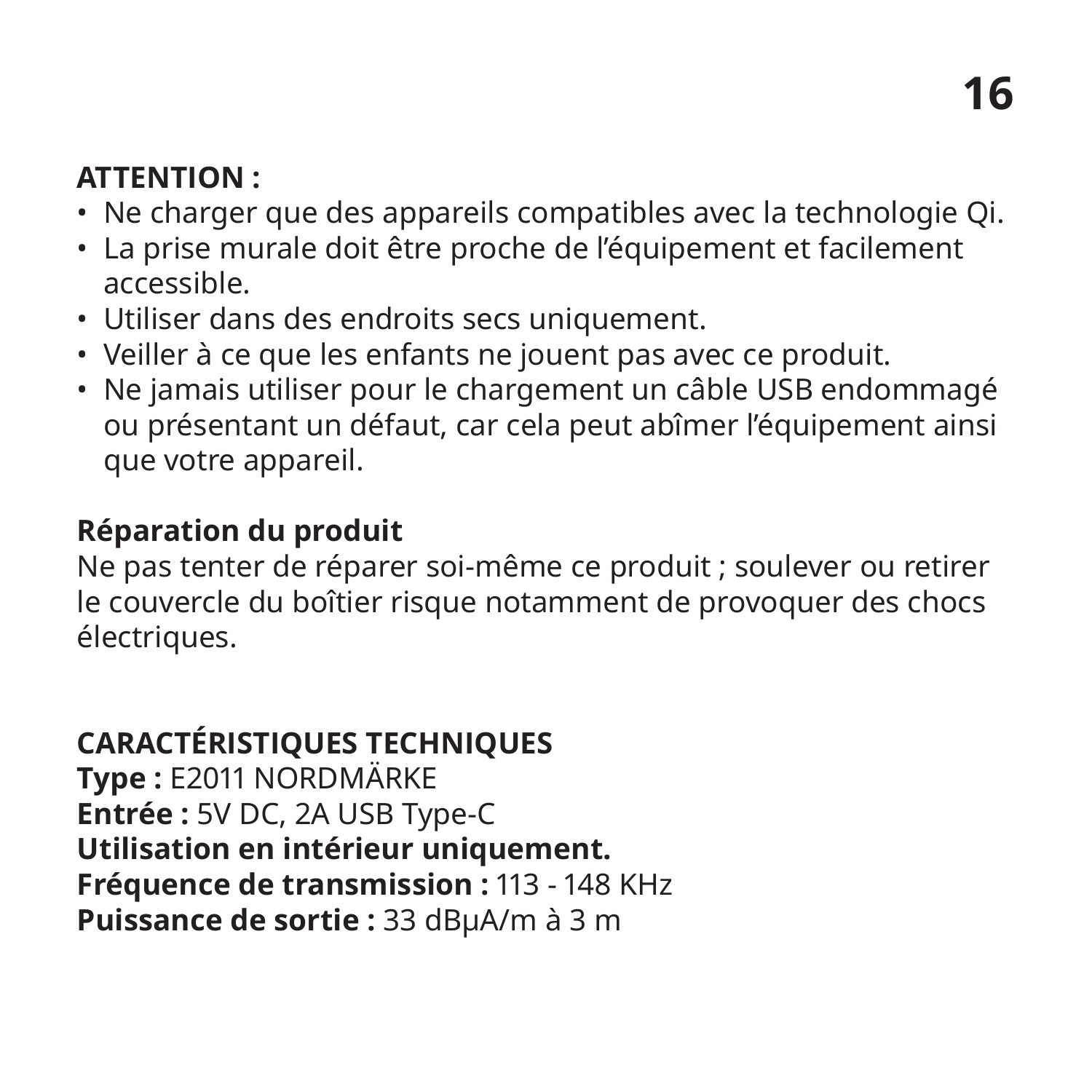**ATTENTION :**

- Ne charger que des appareils compatibles avec la technologie Qi.
- La prise murale doit être proche de l’équipement et facilement accessible.
- Utiliser dans des endroits secs uniquement.
- Veiller à ce que les enfants ne jouent pas avec ce produit.
- Ne jamais utiliser pour le chargement un câble USB endommagé ou présentant un défaut, car cela peut abîmer l’équipement ainsi que votre appareil.

**Réparation du produit**

Ne pas tenter de réparer soi-même ce produit ; soulever ou retirer le couvercle du boîtier risque notamment de provoquer des chocs électriques.

**CARACTÉRISTIQUES TECHNIQUES**

**Type :** E2011 NORDMÄRKE
**Entrée :** 5V DC, 2A USB Type-C
**Utilisation en intérieur uniquement.**
**Fréquence de transmission :** 113 - 148 KHz
**Puissance de sortie :** 33 dBμA/m à 3 m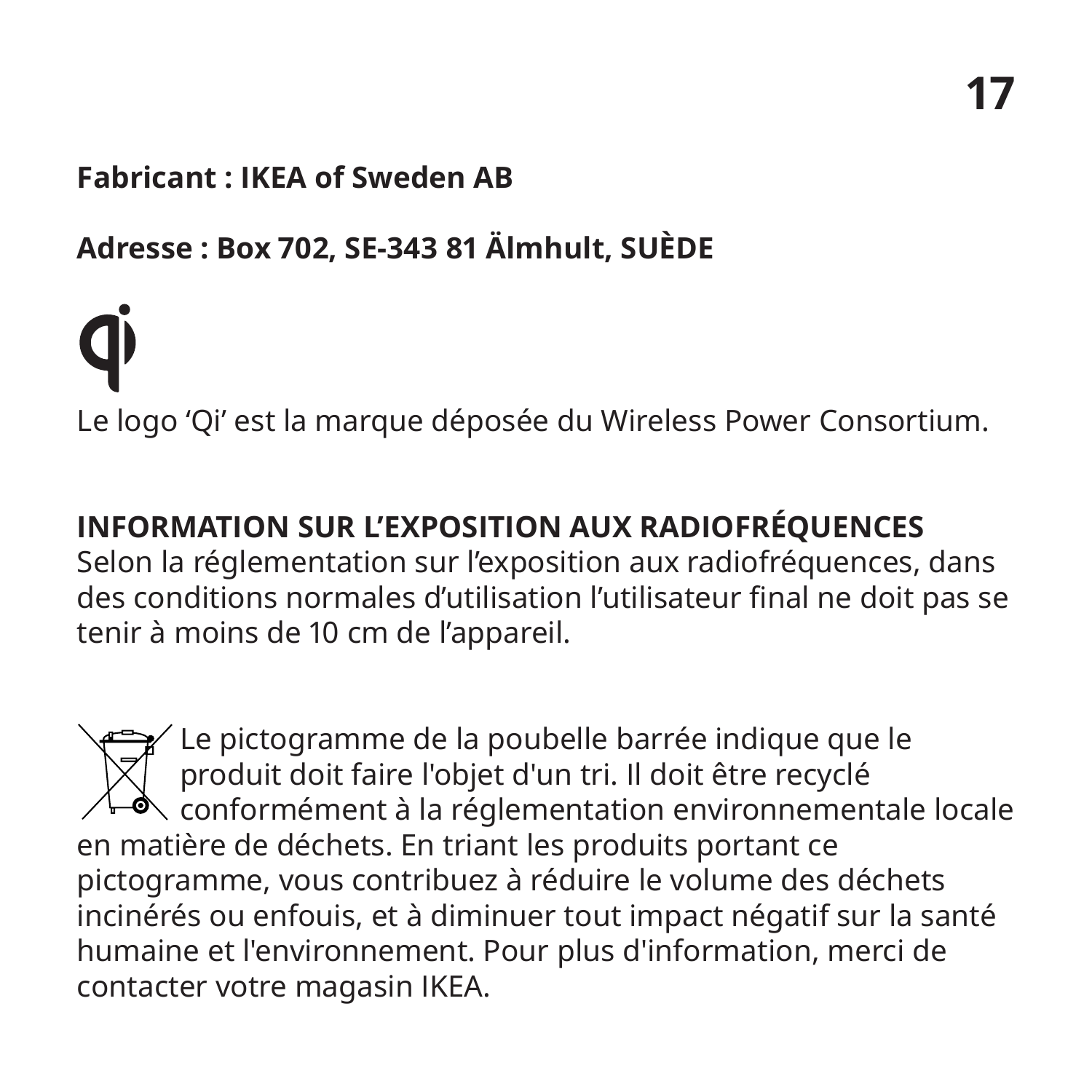**Fabricant : IKEA of Sweden AB**

**Adresse : Box 702, SE-343 81 Älmhult, SUÈDE**

Le logo ‘Qi’ est la marque déposée du Wireless Power Consortium.

**INFORMATION SUR L’EXPOSITION AUX RADIOFRÉQUENCES**
Selon la réglementation sur l’exposition aux radiofréquences, dans des conditions normales d’utilisation l’utilisateur final ne doit pas se tenir à moins de 10 cm de l’appareil.

Le pictogramme de la poubelle barrée indique que le produit doit faire l'objet d'un tri. Il doit être recyclé conformément à la réglementation environnementale locale en matière de déchets. En triant les produits portant ce pictogramme, vous contribuez à réduire le volume des déchets incinérés ou enfouis, et à diminuer tout impact négatif sur la santé humaine et l'environnement. Pour plus d'information, merci de contacter votre magasin IKEA.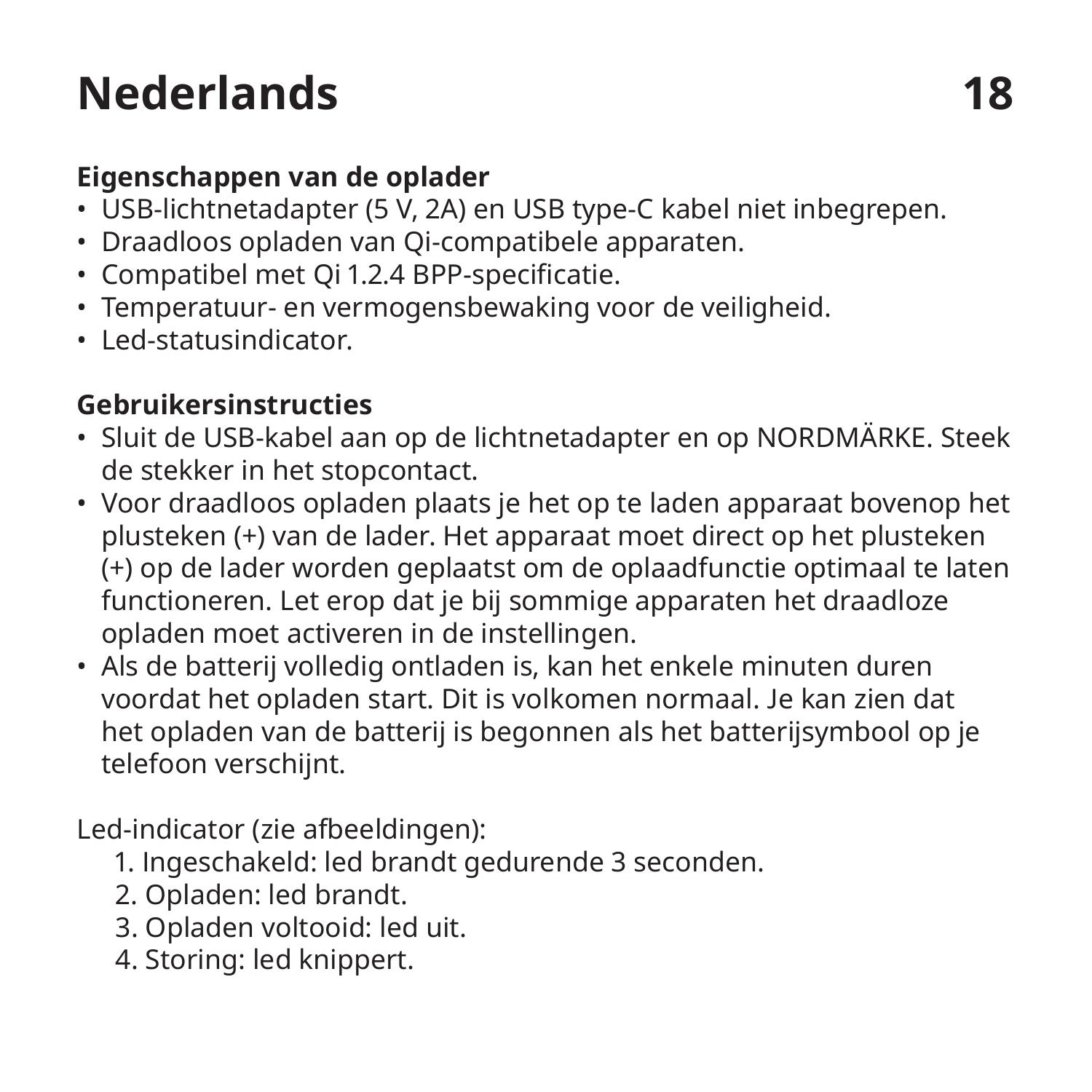# Nederlands

**Eigenschappen van de oplader**

- USB-lichtnetadapter (5 V, 2A) en USB type-C kabel niet inbegrepen.
- Draadloos opladen van Qi-compatibele apparaten.
- Compatibel met Qi 1.2.4 BPP-specificatie.
- Temperatuur- en vermogensbewaking voor de veiligheid.
- Led-statusindicator.

**Gebruikersinstructies**

- Sluit de USB-kabel aan op de lichtnetadapter en op NORDMÄRKE. Steek de stekker in het stopcontact.
- Voor draadloos opladen plaats je het op te laden apparaat bovenop het plusteken (+) van de lader. Het apparaat moet direct op het plusteken (+) op de lader worden geplaatst om de oplaadfunctie optimaal te laten functioneren. Let erop dat je bij sommige apparaten het draadloze opladen moet activeren in de instellingen.
- Als de batterij volledig ontladen is, kan het enkele minuten duren voordat het opladen start. Dit is volkomen normaal. Je kan zien dat het opladen van de batterij is begonnen als het batterijsymbool op je telefoon verschijnt.

Led-indicator (zie afbeeldingen):

1. Ingeschakeld: led brandt gedurende 3 seconden.
2. Opladen: led brandt.
3. Opladen voltooid: led uit.
4. Storing: led knippert.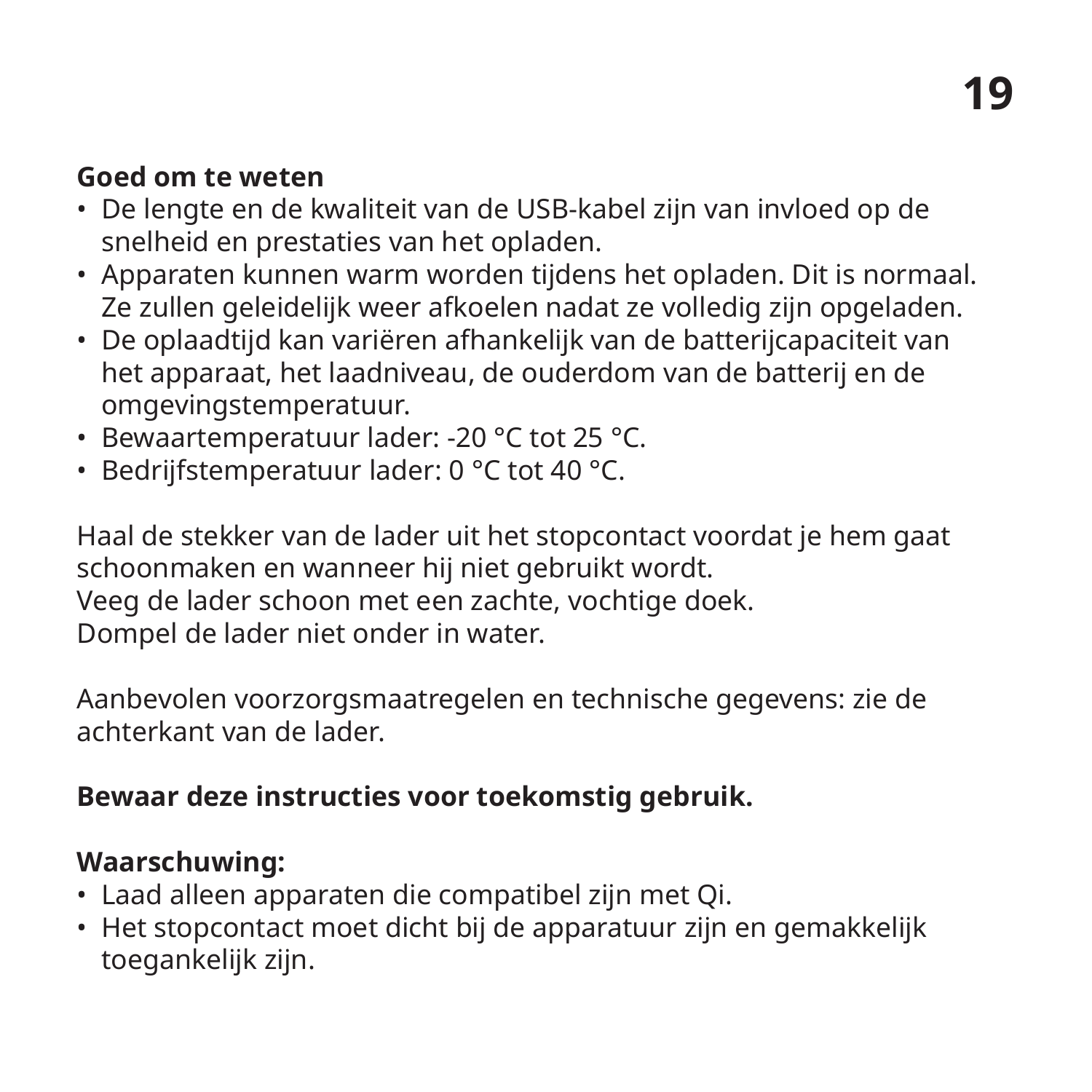**Goed om te weten**

- De lengte en de kwaliteit van de USB-kabel zijn van invloed op de snelheid en prestaties van het opladen.
- Apparaten kunnen warm worden tijdens het opladen. Dit is normaal. Ze zullen geleidelijk weer afkoelen nadat ze volledig zijn opgeladen.
- De oplaadtijd kan variëren afhankelijk van de batterijcapaciteit van het apparaat, het laadniveau, de ouderdom van de batterij en de omgevingstemperatuur.
- Bewaartemperatuur lader: -20 °C tot 25 °C.
- Bedrijfstemperatuur lader: 0 °C tot 40 °C.

Haal de stekker van de lader uit het stopcontact voordat je hem gaat schoonmaken en wanneer hij niet gebruikt wordt.
Veeg de lader schoon met een zachte, vochtige doek.
Dompel de lader niet onder in water.

Aanbevolen voorzorgsmaatregelen en technische gegevens: zie de achterkant van de lader.

**Bewaar deze instructies voor toekomstig gebruik.**

**Waarschuwing:**

- Laad alleen apparaten die compatibel zijn met Qi.
- Het stopcontact moet dicht bij de apparatuur zijn en gemakkelijk toegankelijk zijn.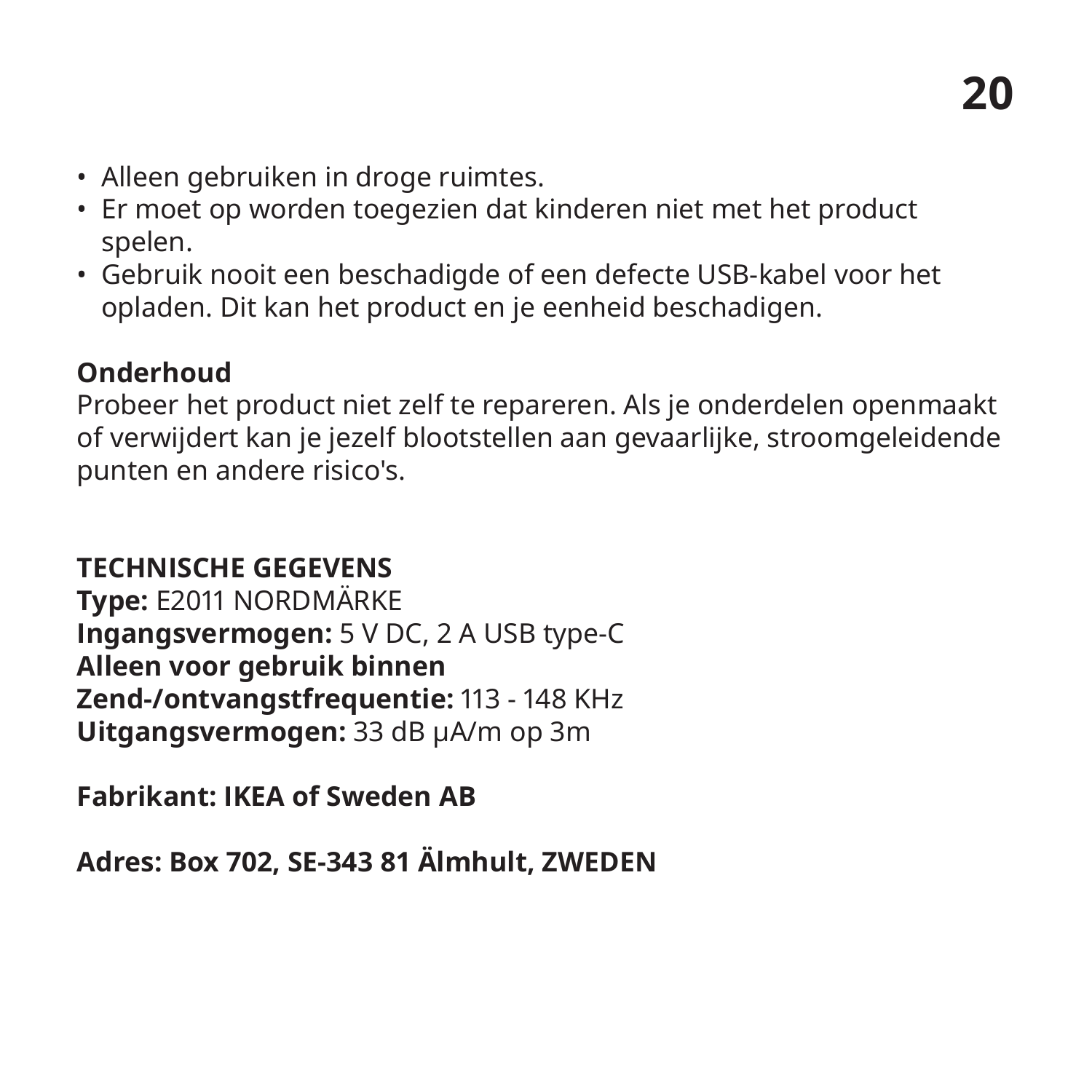- Alleen gebruiken in droge ruimtes.
- Er moet op worden toegezien dat kinderen niet met het product spelen.
- Gebruik nooit een beschadigde of een defecte USB-kabel voor het opladen. Dit kan het product en je eenheid beschadigen.

**Onderhoud**
Probeer het product niet zelf te repareren. Als je onderdelen openmaakt of verwijdert kan je jezelf blootstellen aan gevaarlijke, stroomgeleidende punten en andere risico's.

**TECHNISCHE GEGEVENS**
**Type:** E2011 NORDMÄRKE
**Ingangsvermogen:** 5 V DC, 2 A USB type-C
**Alleen voor gebruik binnen**
**Zend-/ontvangstfrequentie:** 113 - 148 KHz
**Uitgangsvermogen:** 33 dB μA/m op 3m

**Fabrikant: IKEA of Sweden AB**

**Adres: Box 702, SE-343 81 Älmhult, ZWEDEN**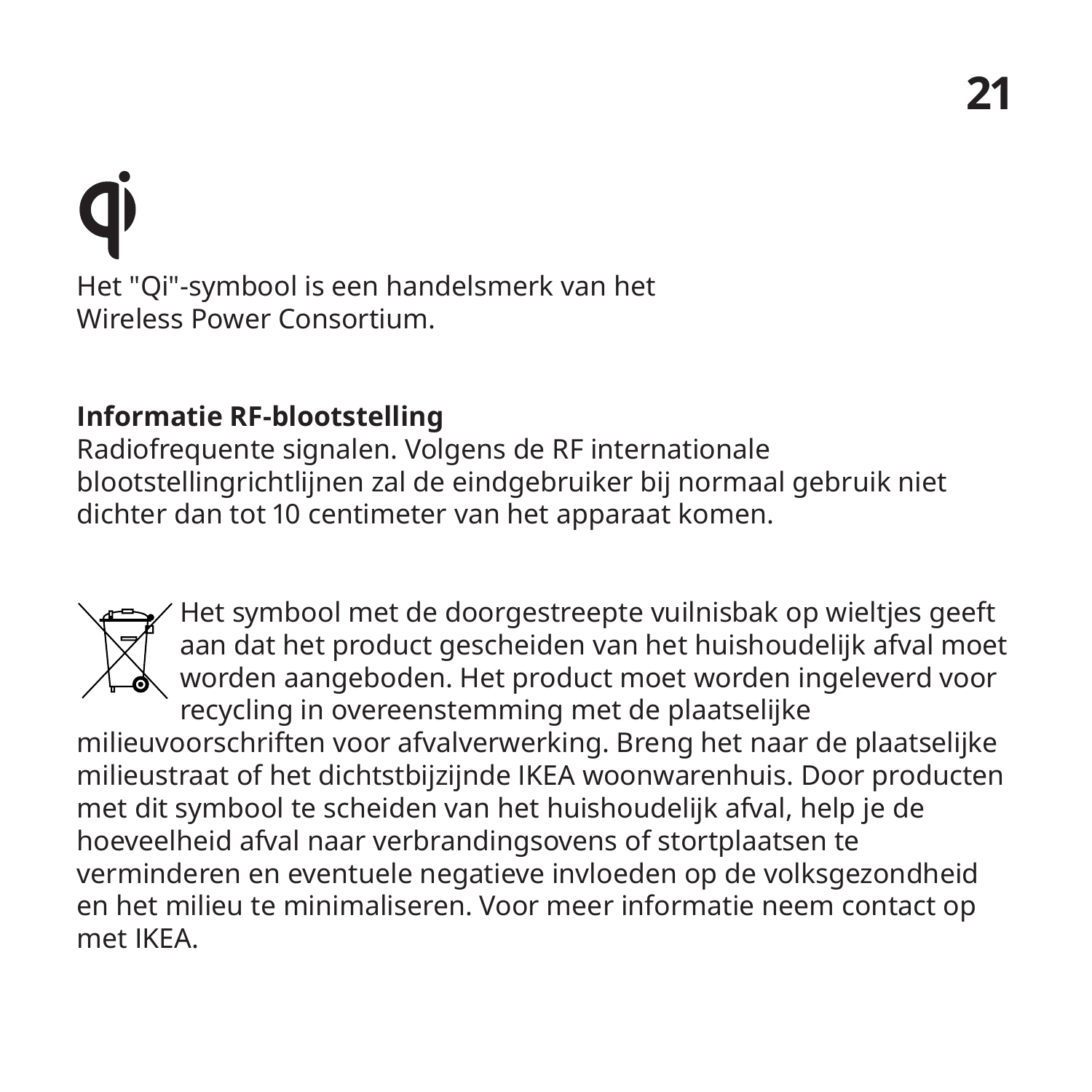Het "Qi"-symbool is een handelsmerk van het Wireless Power Consortium.

**Informatie RF-blootstelling**

Radiofrequente signalen. Volgens de RF internationale blootstellingrichtlijnen zal de eindgebruiker bij normaal gebruik niet dichter dan tot 10 centimeter van het apparaat komen.

Het symbool met de doorgestreepte vuilnisbak op wieltjes geeft aan dat het product gescheiden van het huishoudelijk afval moet worden aangeboden. Het product moet worden ingeleverd voor recycling in overeenstemming met de plaatselijke milieuvoorschriften voor afvalverwerking. Breng het naar de plaatselijke milieustraat of het dichtstbijzijnde IKEA woonwarenhuis. Door producten met dit symbool te scheiden van het huishoudelijk afval, help je de hoeveelheid afval naar verbrandingsovens of stortplaatsen te verminderen en eventuele negatieve invloeden op de volksgezondheid en het milieu te minimaliseren. Voor meer informatie neem contact op met IKEA.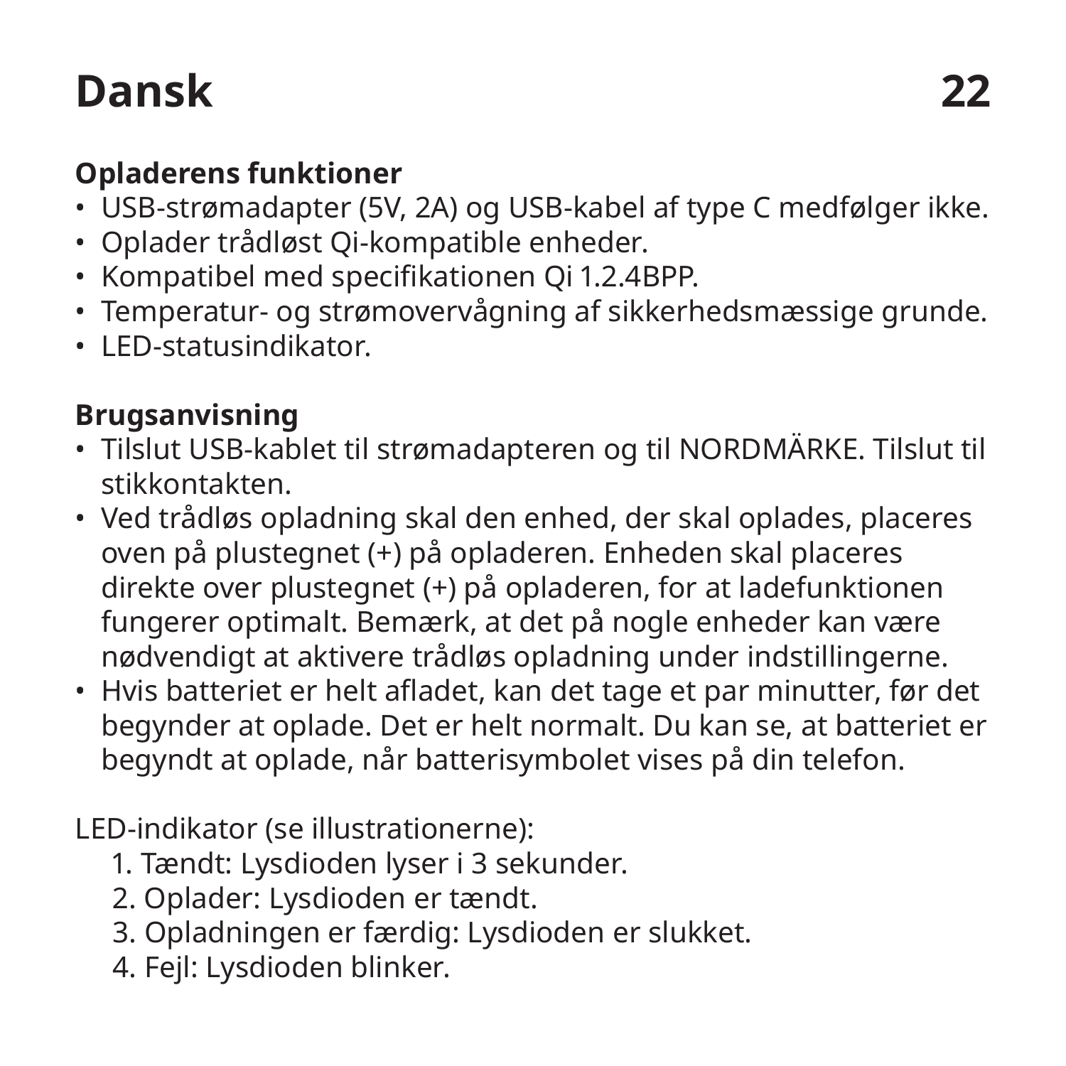# Dansk

**Opladerens funktioner**

- USB-strømadapter (5V, 2A) og USB-kabel af type C medfølger ikke.
- Oplader trådløst Qi-kompatible enheder.
- Kompatibel med specifikationen Qi 1.2.4BPP.
- Temperatur- og strømovervågning af sikkerhedsmæssige grunde.
- LED-statusindikator.

**Brugsanvisning**

- Tilslut USB-kablet til strømadapteren og til NORDMÄRKE. Tilslut til stikkontakten.
- Ved trådløs opladning skal den enhed, der skal oplades, placeres oven på plustegnet (+) på opladeren. Enheden skal placeres direkte over plustegnet (+) på opladeren, for at ladefunktionen fungerer optimalt. Bemærk, at det på nogle enheder kan være nødvendigt at aktivere trådløs opladning under indstillingerne.
- Hvis batteriet er helt afladet, kan det tage et par minutter, før det begynder at oplade. Det er helt normalt. Du kan se, at batteriet er begyndt at oplade, når batterisymbolet vises på din telefon.

LED-indikator (se illustrationerne):

1. Tændt: Lysdioden lyser i 3 sekunder.
2. Oplader: Lysdioden er tændt.
3. Opladningen er færdig: Lysdioden er slukket.
4. Fejl: Lysdioden blinker.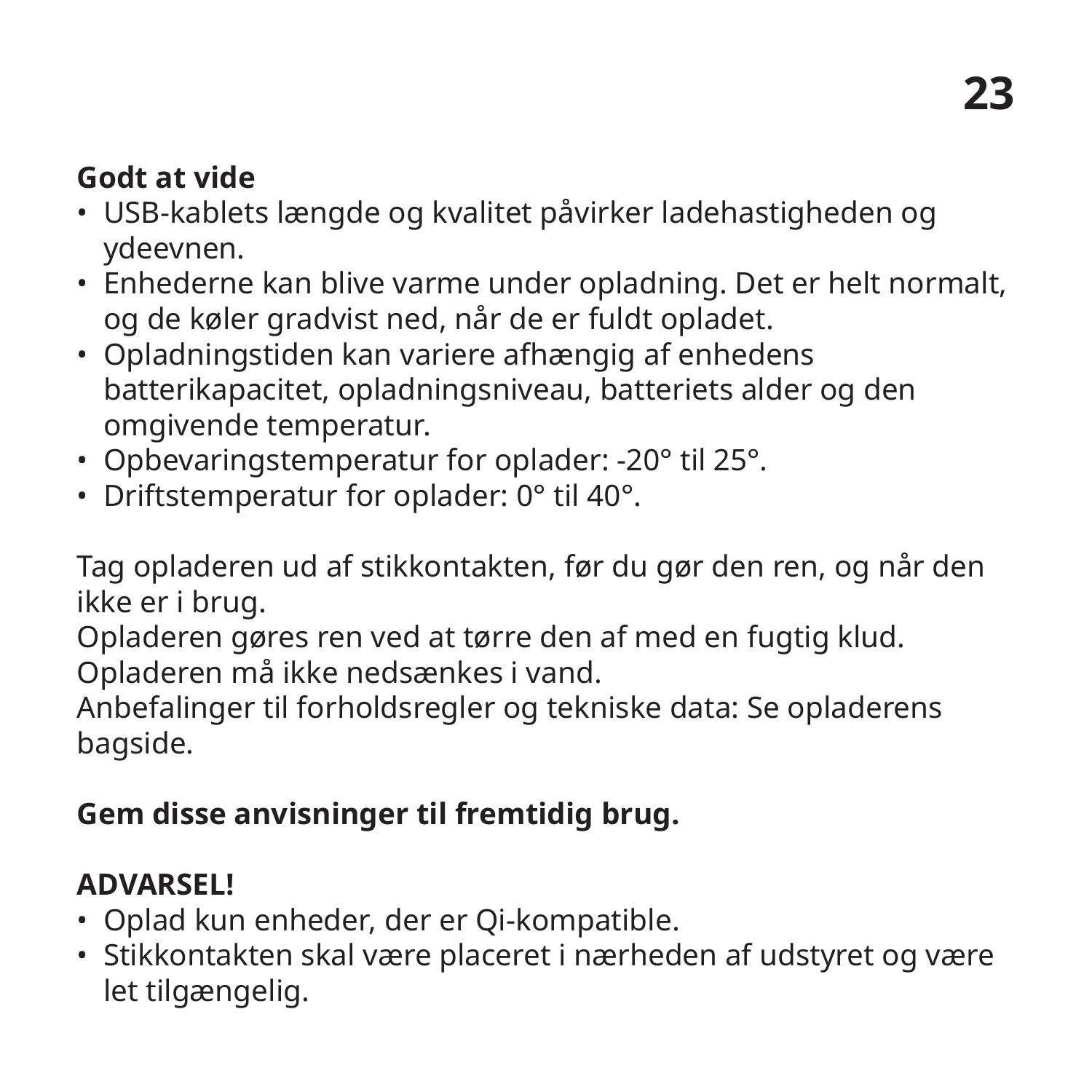**Godt at vide**

- USB-kablets længde og kvalitet påvirker ladehastigheden og ydeevnen.
- Enhederne kan blive varme under opladning. Det er helt normalt, og de køler gradvist ned, når de er fuldt opladet.
- Opladningstiden kan variere afhængig af enhedens batterikapacitet, opladningsniveau, batteriets alder og den omgivende temperatur.
- Opbevaringstemperatur for oplader: -20° til 25°.
- Driftstemperatur for oplader: 0° til 40°.

Tag opladeren ud af stikkontakten, før du gør den ren, og når den ikke er i brug.
Opladeren gøres ren ved at tørre den af med en fugtig klud.
Opladeren må ikke nedsænkes i vand.
Anbefalinger til forholdsregler og tekniske data: Se opladerens bagside.

**Gem disse anvisninger til fremtidig brug.**

**ADVARSEL!**

- Oplad kun enheder, der er Qi-kompatible.
- Stikkontakten skal være placeret i nærheden af udstyret og være let tilgængelig.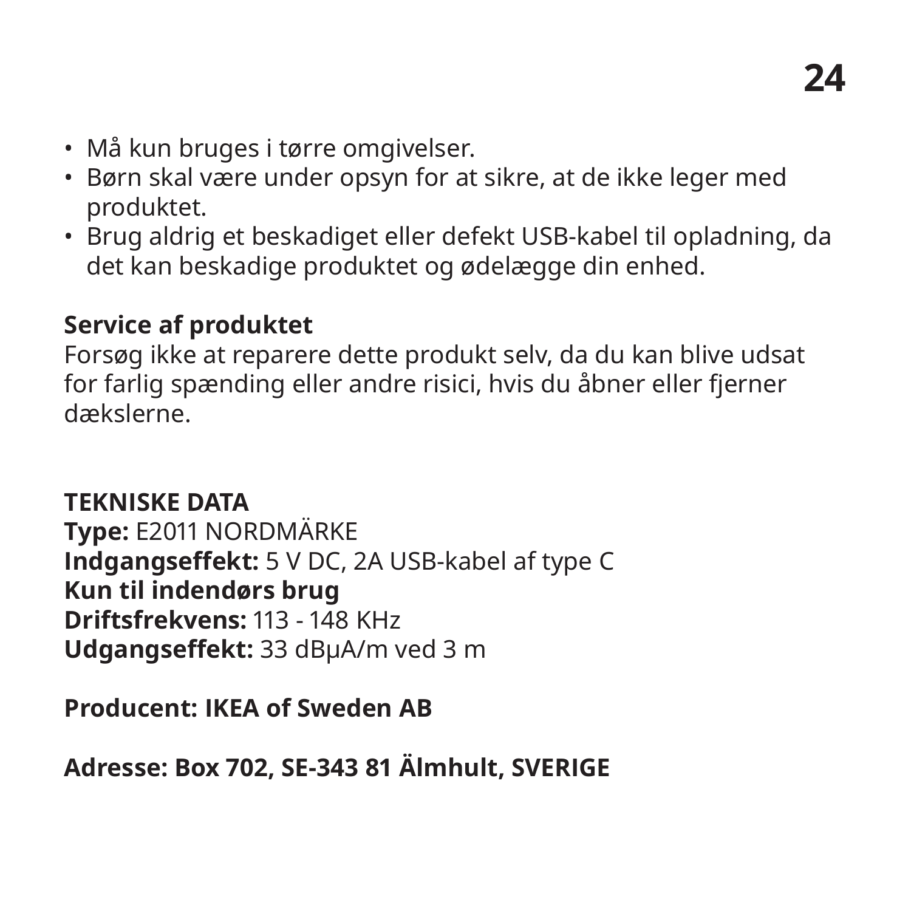- Må kun bruges i tørre omgivelser.
- Børn skal være under opsyn for at sikre, at de ikke leger med produktet.
- Brug aldrig et beskadiget eller defekt USB-kabel til opladning, da det kan beskadige produktet og ødelægge din enhed.

**Service af produktet**
Forsøg ikke at reparere dette produkt selv, da du kan blive udsat for farlig spænding eller andre risici, hvis du åbner eller fjerner dækslerne.

**TEKNISKE DATA**
**Type:** E2011 NORDMÄRKE
**Indgangseffekt:** 5 V DC, 2A USB-kabel af type C
**Kun til indendørs brug**
**Driftsfrekvens:** 113 - 148 KHz
**Udgangseffekt:** 33 dBμA/m ved 3 m

**Producent: IKEA of Sweden AB**

**Adresse: Box 702, SE-343 81 Älmhult, SVERIGE**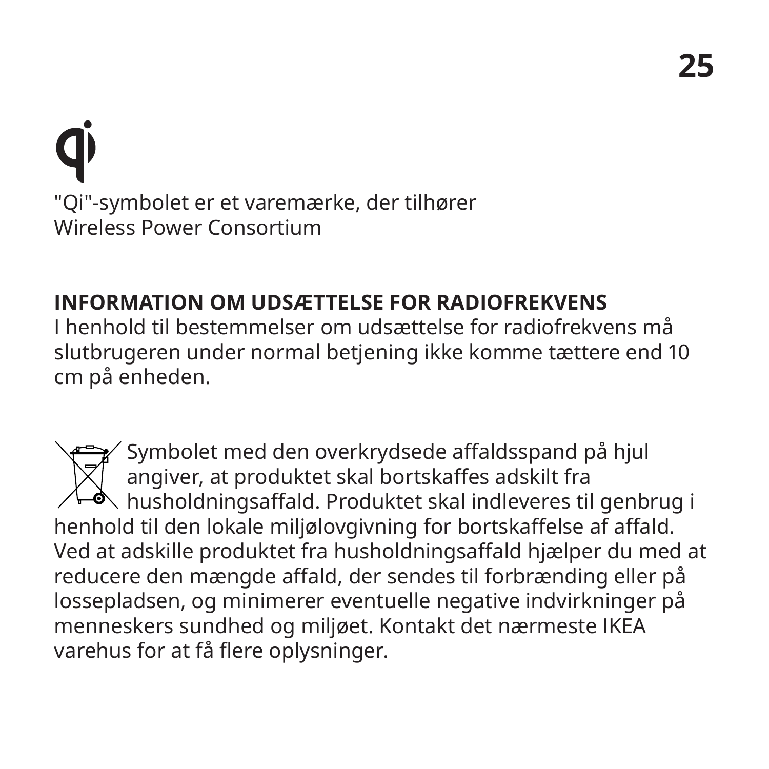"Qi"-symbolet er et varemærke, der tilhører Wireless Power Consortium

**INFORMATION OM UDSÆTTELSE FOR RADIOFREKVENS**

I henhold til bestemmelser om udsættelse for radiofrekvens må slutbrugeren under normal betjening ikke komme tættere end 10 cm på enheden.

Symbolet med den overkrydsede affaldsspand på hjul angiver, at produktet skal bortskaffes adskilt fra husholdningsaffald. Produktet skal indleveres til genbrug i henhold til den lokale miljølovgivning for bortskaffelse af affald. Ved at adskille produktet fra husholdningsaffald hjælper du med at reducere den mængde affald, der sendes til forbrænding eller på lossepladsen, og minimerer eventuelle negative indvirkninger på menneskers sundhed og miljøet. Kontakt det nærmeste IKEA varehus for at få flere oplysninger.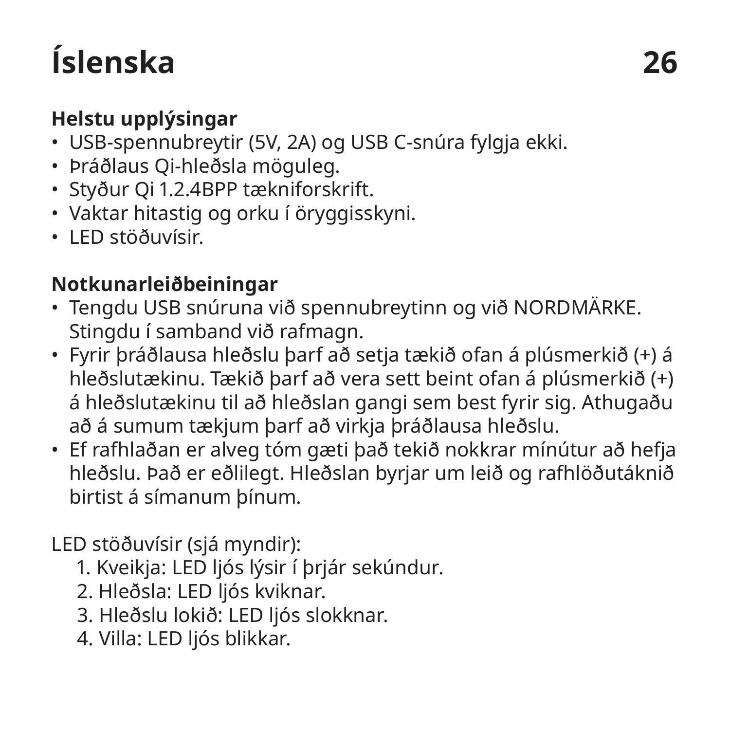# Íslenska

**Helstu upplýsingar**

- USB-spennubreytir (5V, 2A) og USB C-snúra fylgja ekki.
- Þráðlaus Qi-hleðsla möguleg.
- Styður Qi 1.2.4BPP tækniforskrift.
- Vaktar hitastig og orku í öryggisskyni.
- LED stöðuvísir.

**Notkunarleiðbeiningar**

- Tengdu USB snúruna við spennubreytinn og við NORDMÄRKE. Stingdu í samband við rafmagn.
- Fyrir þráðlausa hleðslu þarf að setja tækið ofan á plúsmerkið (+) á hleðslutækinu. Tækið þarf að vera sett beint ofan á plúsmerkið (+) á hleðslutækinu til að hleðslan gangi sem best fyrir sig. Athugaðu að á sumum tækjum þarf að virkja þráðlausa hleðslu.
- Ef rafhlaðan er alveg tóm gæti það tekið nokkrar mínútur að hefja hleðslu. Það er eðlilegt. Hleðslan byrjar um leið og rafhlöðutáknið birtist á símanum þínum.

LED stöðuvísir (sjá myndir):

1. Kveikja: LED ljós lýsir í þrjár sekúndur.
2. Hleðsla: LED ljós kviknar.
3. Hleðslu lokið: LED ljós slokknar.
4. Villa: LED ljós blikkar.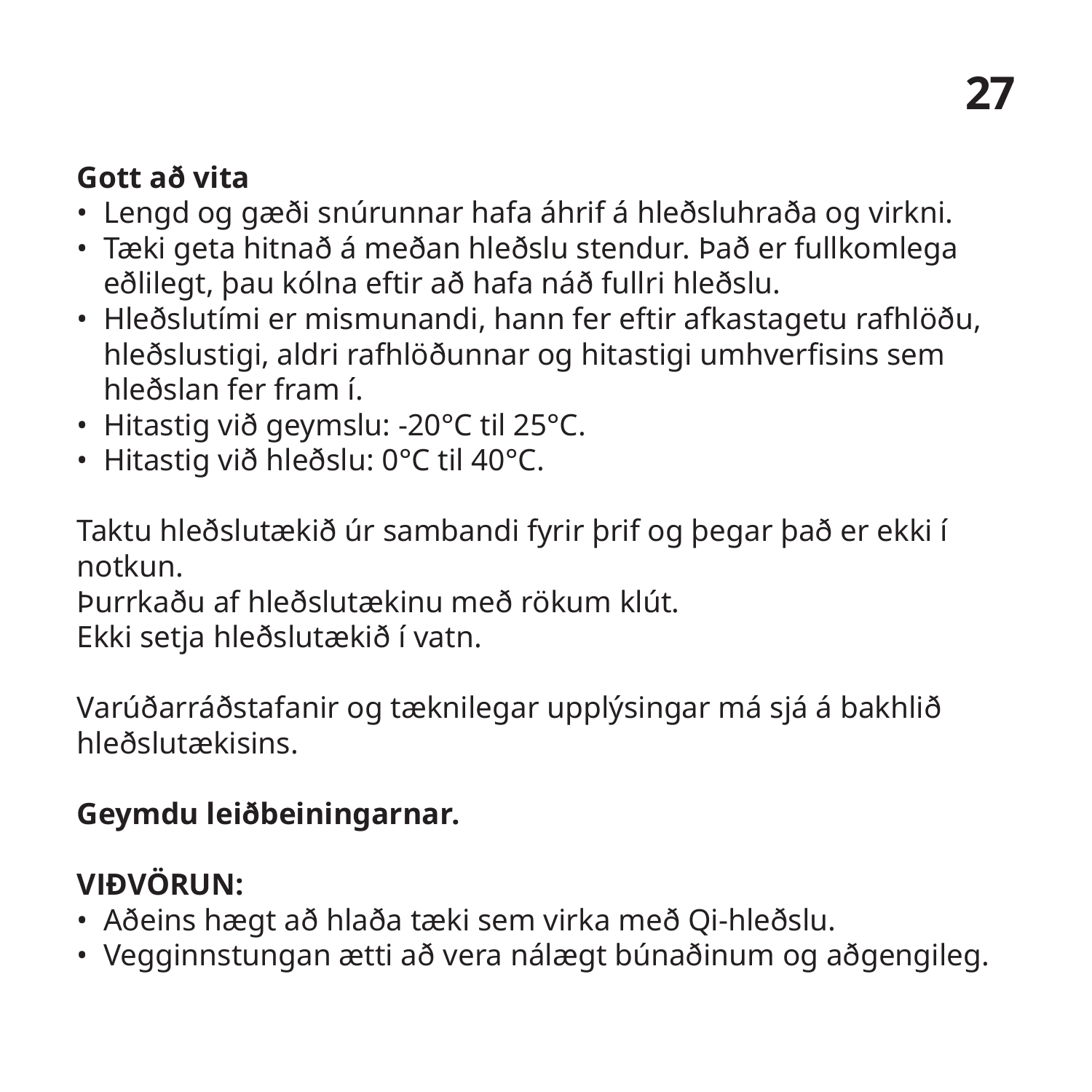**Gott að vita**

- Lengd og gæði snúrunnar hafa áhrif á hleðsluhraða og virkni.
- Tæki geta hitnað á meðan hleðslu stendur. Það er fullkomlega eðlilegt, þau kólna eftir að hafa náð fullri hleðslu.
- Hleðslutími er mismunandi, hann fer eftir afkastagetu rafhlöðu, hleðslustigi, aldri rafhlöðunnar og hitastigi umhverfisins sem hleðslan fer fram í.
- Hitastig við geymslu: -20°C til 25°C.
- Hitastig við hleðslu: 0°C til 40°C.

Taktu hleðslutækið úr sambandi fyrir þrif og þegar það er ekki í notkun.
Þurrkaðu af hleðslutækinu með rökum klút.
Ekki setja hleðslutækið í vatn.

Varúðarráðstafanir og tæknilegar upplýsingar má sjá á bakhlið hleðslutækisins.

**Geymdu leiðbeiningarnar.**

**VIÐVÖRUN:**

- Aðeins hægt að hlaða tæki sem virka með Qi-hleðslu.
- Vegginnstungan ætti að vera nálægt búnaðinum og aðgengileg.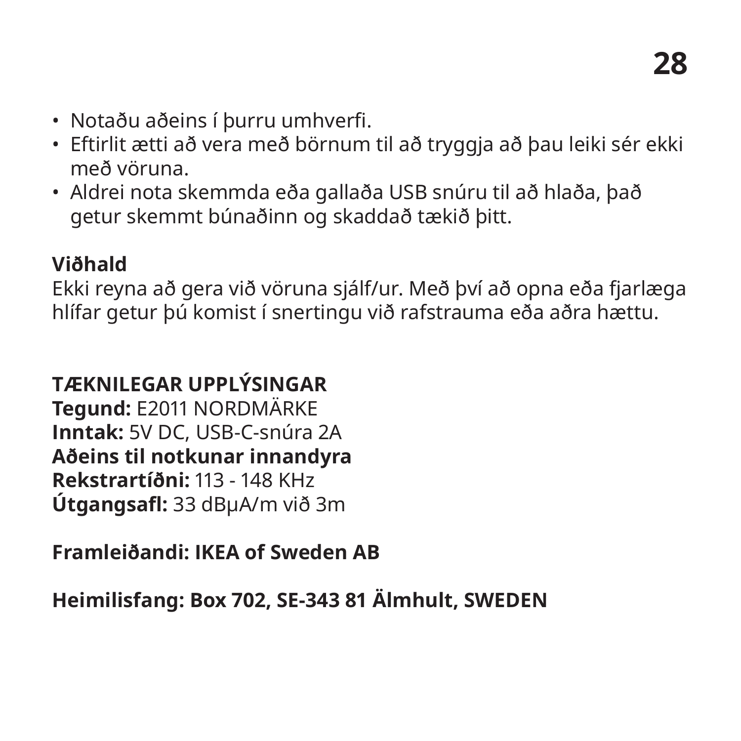- Notaðu aðeins í þurru umhverfi.
- Eftirlit ætti að vera með börnum til að tryggja að þau leiki sér ekki með vöruna.
- Aldrei nota skemmda eða gallaða USB snúru til að hlaða, það getur skemmt búnaðinn og skaddað tækið þitt.

**Viðhald**
Ekki reyna að gera við vöruna sjálf/ur. Með því að opna eða fjarlæga hlífar getur þú komist í snertingu við rafstrauma eða aðra hættu.

**TÆKNILEGAR UPPLÝSINGAR**
**Tegund:** E2011 NORDMÄRKE
**Inntak:** 5V DC, USB-C-snúra 2A
**Aðeins til notkunar innandyra**
**Rekstrartíðni:** 113 - 148 KHz
**Útgangsafl:** 33 dBμA/m við 3m

**Framleiðandi: IKEA of Sweden AB**

**Heimilisfang: Box 702, SE-343 81 Älmhult, SWEDEN**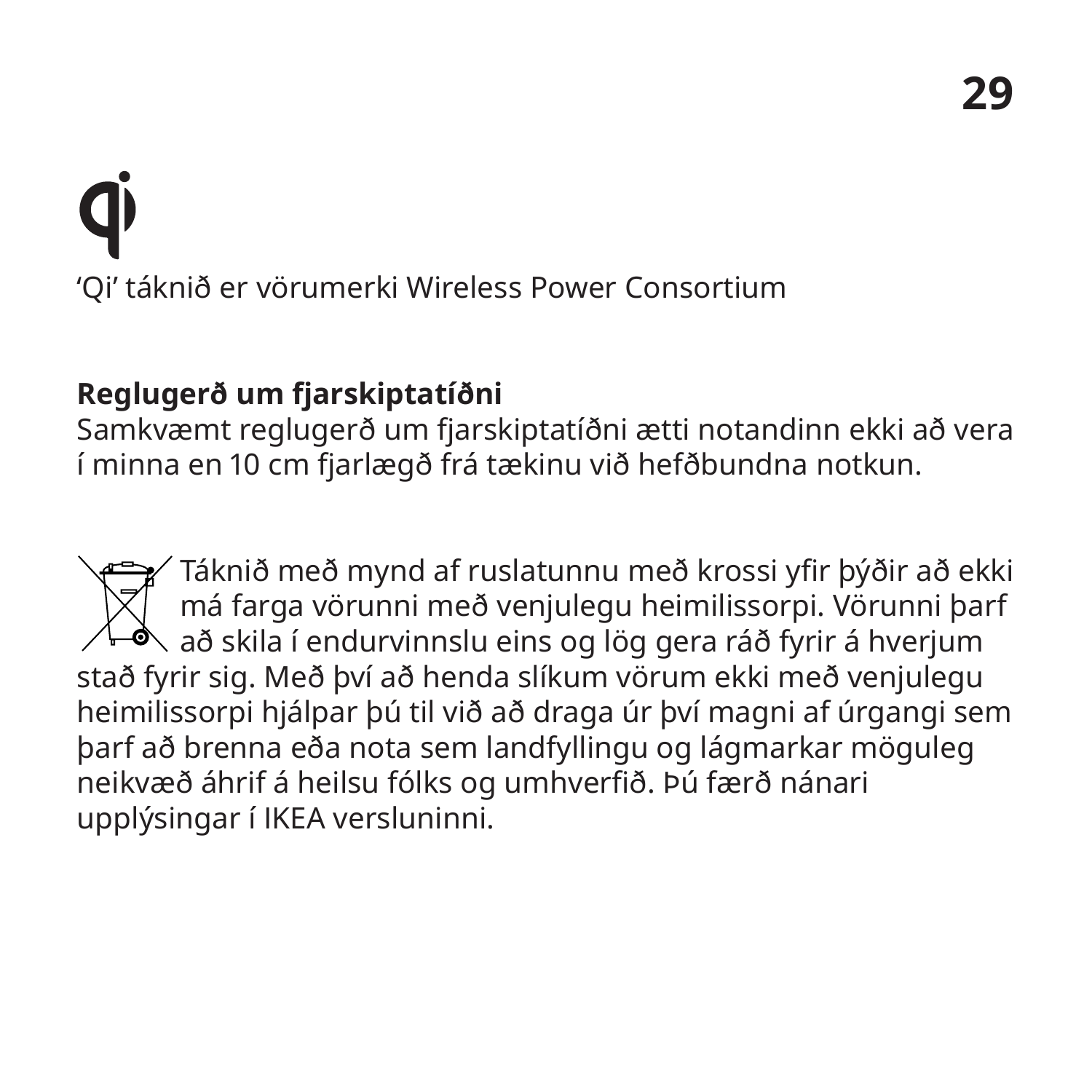‘Qi’ táknið er vörumerki Wireless Power Consortium

**Reglugerð um fjarskiptatíðni**
Samkvæmt reglugerð um fjarskiptatíðni ætti notandinn ekki að vera í minna en 10 cm fjarlægð frá tækinu við hefðbundna notkun.

Táknið með mynd af ruslatunnu með krossi yfir þýðir að ekki má farga vörunni með venjulegu heimilissorpi. Vörunni þarf að skila í endurvinnslu eins og lög gera ráð fyrir á hverjum stað fyrir sig. Með því að henda slíkum vörum ekki með venjulegu heimilissorpi hjálpar þú til við að draga úr því magni af úrgangi sem þarf að brenna eða nota sem landfyllingu og lágmarkar möguleg neikvæð áhrif á heilsu fólks og umhverfið. Þú færð nánari upplýsingar í IKEA versluninni.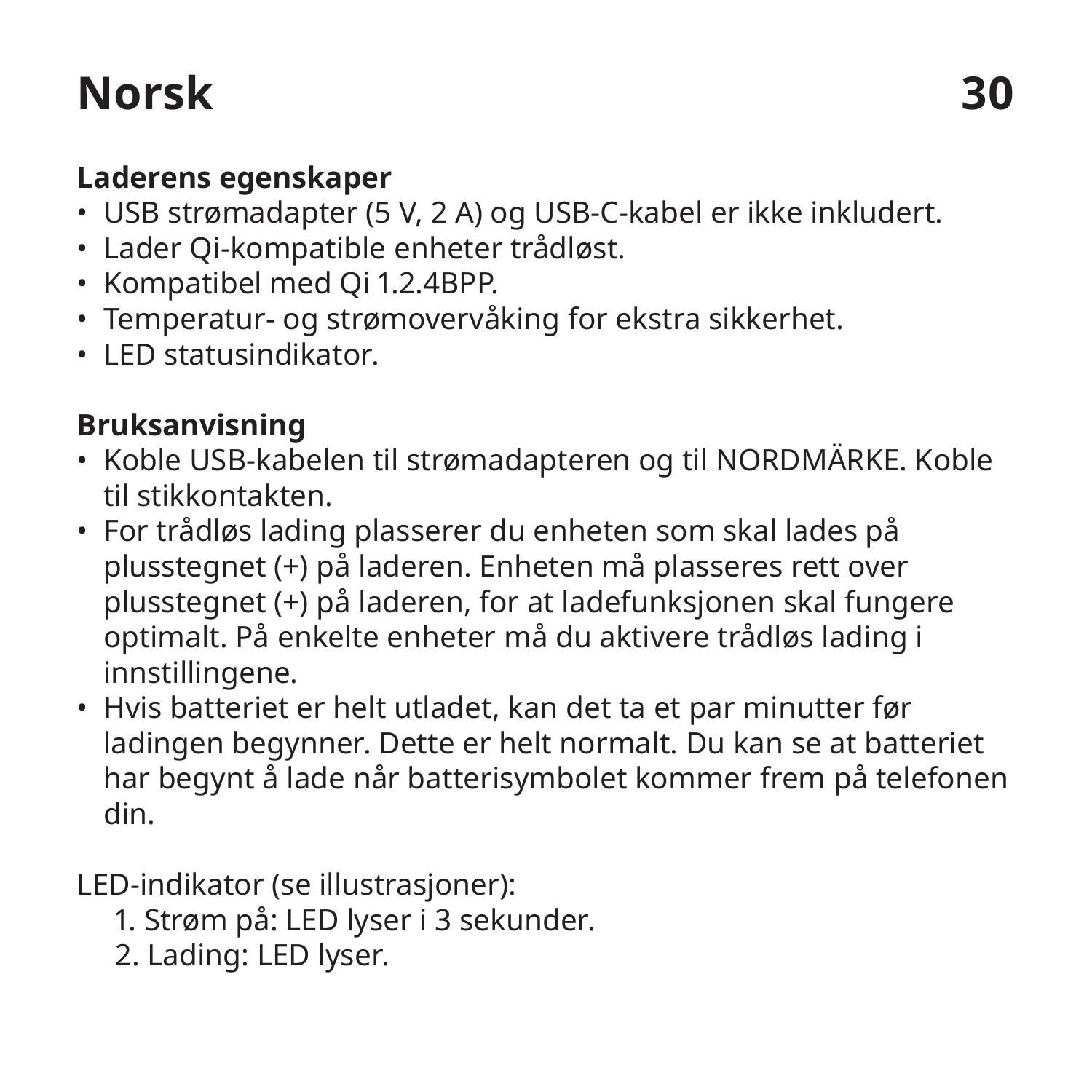# Norsk

**Laderens egenskaper**

- USB strømadapter (5 V, 2 A) og USB-C-kabel er ikke inkludert.
- Lader Qi-kompatible enheter trådløst.
- Kompatibel med Qi 1.2.4BPP.
- Temperatur- og strømovervåking for ekstra sikkerhet.
- LED statusindikator.

**Bruksanvisning**

- Koble USB-kabelen til strømadapteren og til NORDMÄRKE. Koble til stikkontakten.
- For trådløs lading plasserer du enheten som skal lades på plusstegnet (+) på laderen. Enheten må plasseres rett over plusstegnet (+) på laderen, for at ladefunksjonen skal fungere optimalt. På enkelte enheter må du aktivere trådløs lading i innstillingene.
- Hvis batteriet er helt utladet, kan det ta et par minutter før ladingen begynner. Dette er helt normalt. Du kan se at batteriet har begynt å lade når batterisymbolet kommer frem på telefonen din.

LED-indikator (se illustrasjoner):

1. Strøm på: LED lyser i 3 sekunder.
2. Lading: LED lyser.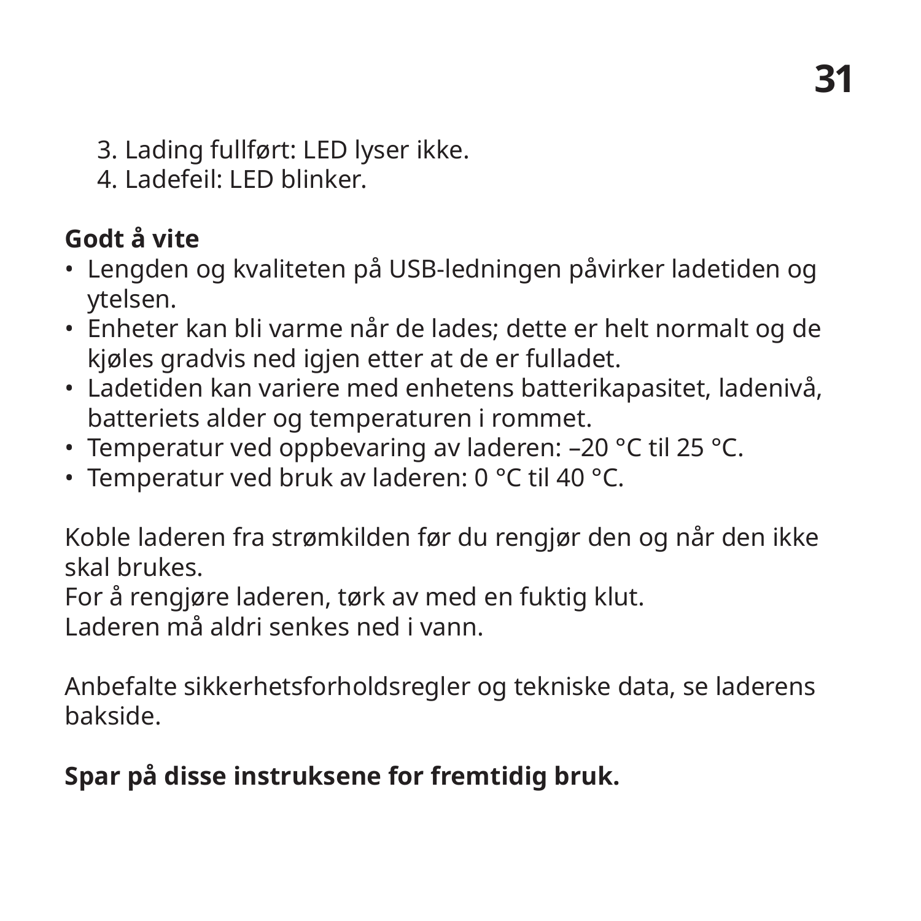3. Lading fullført: LED lyser ikke.
4. Ladefeil: LED blinker.

**Godt å vite**

- Lengden og kvaliteten på USB-ledningen påvirker ladetiden og ytelsen.
- Enheter kan bli varme når de lades; dette er helt normalt og de kjøles gradvis ned igjen etter at de er fulladet.
- Ladetiden kan variere med enhetens batterikapasitet, ladenivå, batteriets alder og temperaturen i rommet.
- Temperatur ved oppbevaring av laderen: –20 °C til 25 °C.
- Temperatur ved bruk av laderen: 0 °C til 40 °C.

Koble laderen fra strømkilden før du rengjør den og når den ikke skal brukes.
For å rengjøre laderen, tørk av med en fuktig klut.
Laderen må aldri senkes ned i vann.

Anbefalte sikkerhetsforholdsregler og tekniske data, se laderens bakside.

**Spar på disse instruksene for fremtidig bruk.**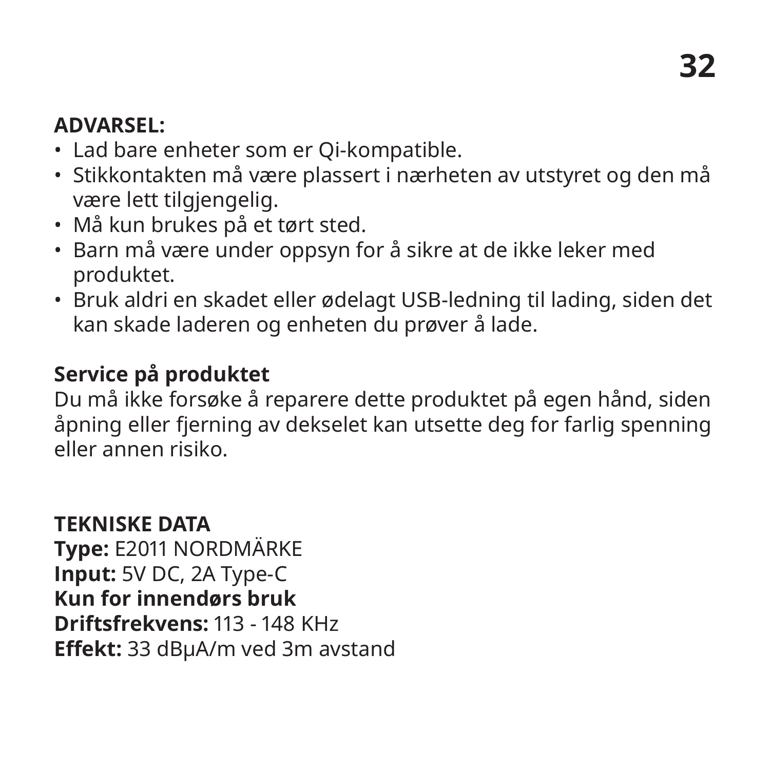**ADVARSEL:**

- Lad bare enheter som er Qi-kompatible.
- Stikkontakten må være plassert i nærheten av utstyret og den må være lett tilgjengelig.
- Må kun brukes på et tørt sted.
- Barn må være under oppsyn for å sikre at de ikke leker med produktet.
- Bruk aldri en skadet eller ødelagt USB-ledning til lading, siden det kan skade laderen og enheten du prøver å lade.

**Service på produktet**

Du må ikke forsøke å reparere dette produktet på egen hånd, siden åpning eller fjerning av dekselet kan utsette deg for farlig spenning eller annen risiko.

**TEKNISKE DATA**

**Type:** E2011 NORDMÄRKE
**Input:** 5V DC, 2A Type-C
**Kun for innendørs bruk**
**Driftsfrekvens:** 113 - 148 KHz
**Effekt:** 33 dBμA/m ved 3m avstand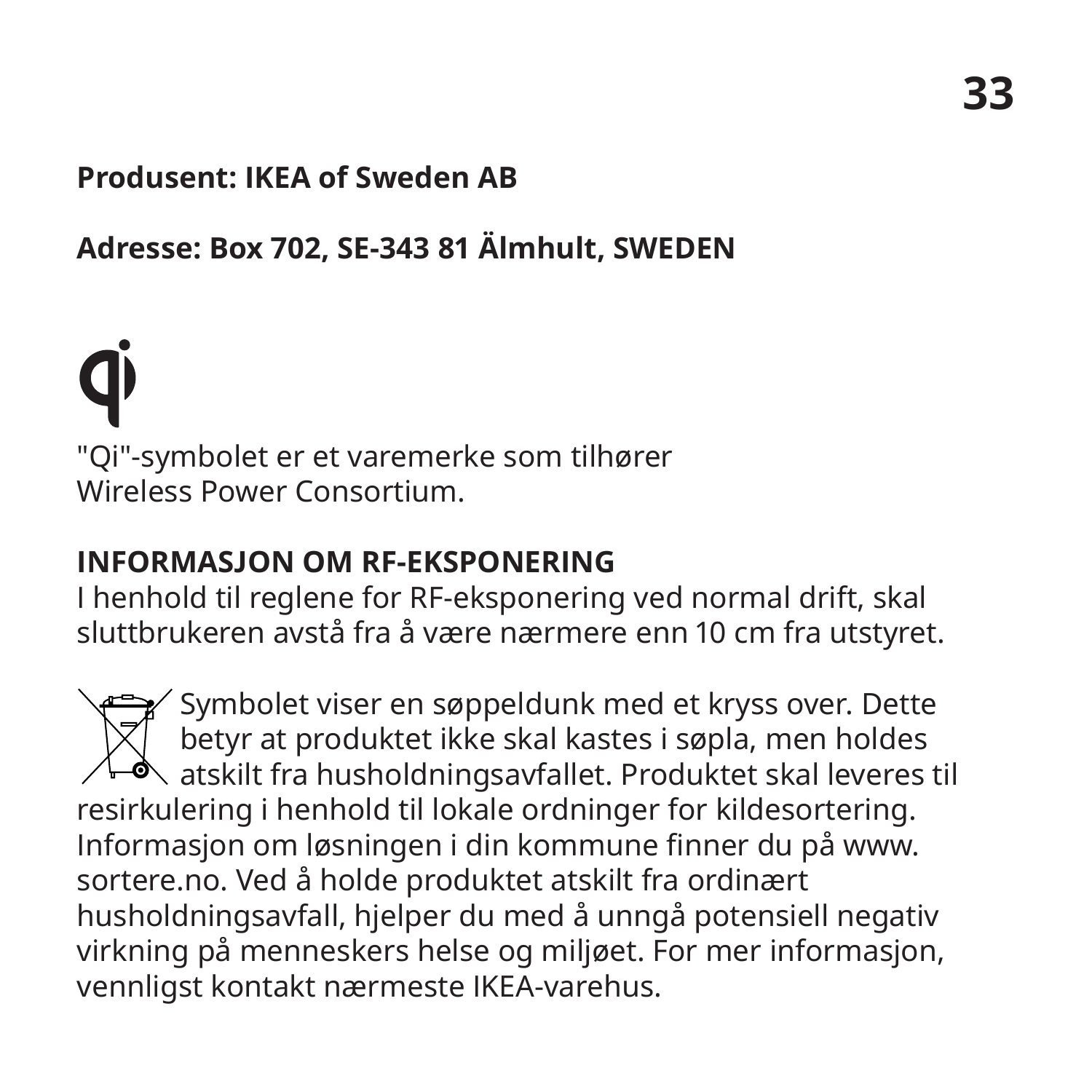**Produsent: IKEA of Sweden AB**

**Adresse: Box 702, SE-343 81 Älmhult, SWEDEN**

"Qi"-symbolet er et varemerke som tilhører Wireless Power Consortium.

**INFORMASJON OM RF-EKSPONERING**

I henhold til reglene for RF-eksponering ved normal drift, skal sluttbrukeren avstå fra å være nærmere enn 10 cm fra utstyret.

Symbolet viser en søppeldunk med et kryss over. Dette betyr at produktet ikke skal kastes i søpla, men holdes atskilt fra husholdningsavfallet. Produktet skal leveres til resirkulering i henhold til lokale ordninger for kildesortering. Informasjon om løsningen i din kommune finner du på www.sortere.no. Ved å holde produktet atskilt fra ordinært husholdningsavfall, hjelper du med å unngå potensiell negativ virkning på menneskers helse og miljøet. For mer informasjon, vennligst kontakt nærmeste IKEA-varehus.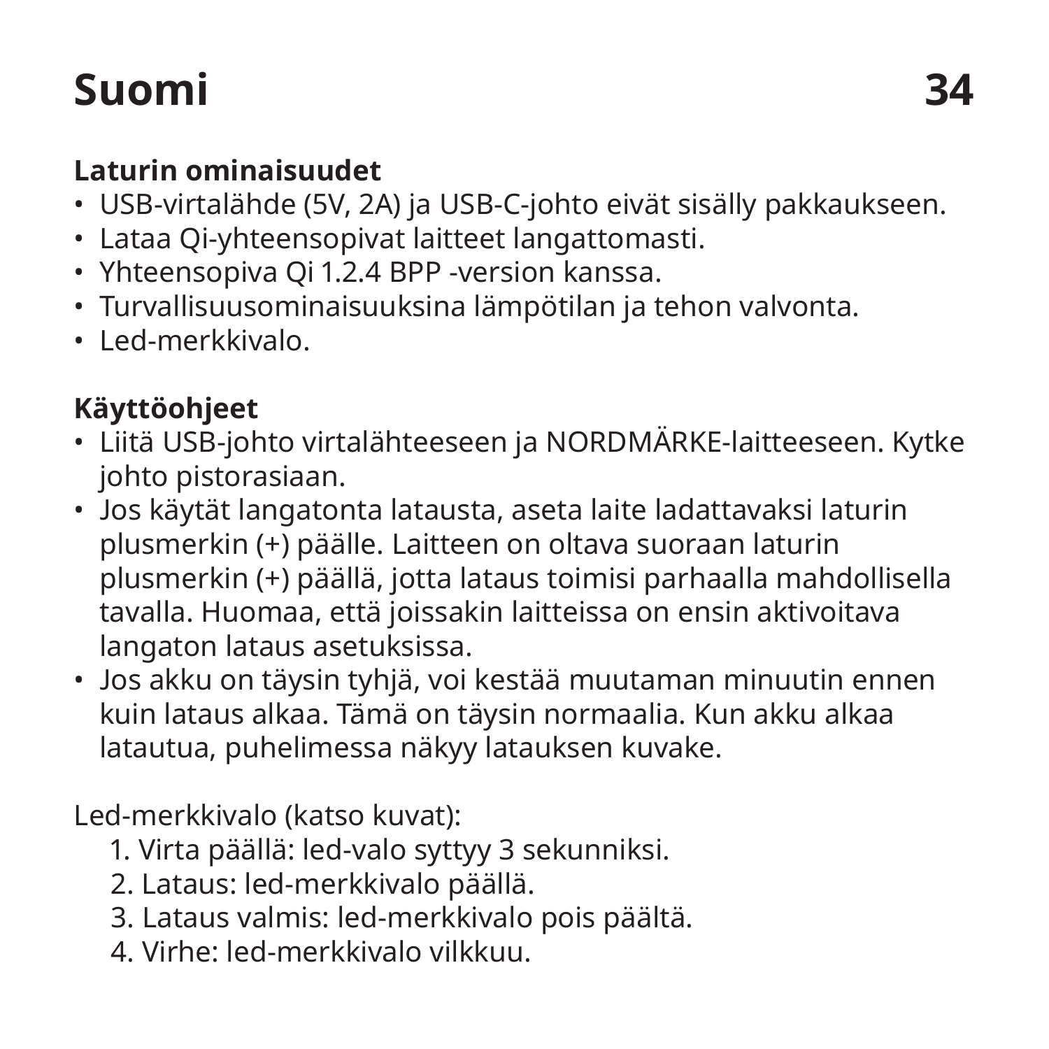# Suomi

**Laturin ominaisuudet**

- USB-virtalähde (5V, 2A) ja USB-C-johto eivät sisälly pakkaukseen.
- Lataa Qi-yhteensopivat laitteet langattomasti.
- Yhteensopiva Qi 1.2.4 BPP -version kanssa.
- Turvallisuusominaisuuksina lämpötilan ja tehon valvonta.
- Led-merkkivalo.

**Käyttöohjeet**

- Liitä USB-johto virtalähteeseen ja NORDMÄRKE-laitteeseen. Kytke johto pistorasiaan.
- Jos käytät langatonta latausta, aseta laite ladattavaksi laturin plusmerkin (+) päälle. Laitteen on oltava suoraan laturin plusmerkin (+) päällä, jotta lataus toimisi parhaalla mahdollisella tavalla. Huomaa, että joissakin laitteissa on ensin aktivoitava langaton lataus asetuksissa.
- Jos akku on täysin tyhjä, voi kestää muutaman minuutin ennen kuin lataus alkaa. Tämä on täysin normaalia. Kun akku alkaa latautua, puhelimessa näkyy latauksen kuvake.

Led-merkkivalo (katso kuvat):

1. Virta päällä: led-valo syttyy 3 sekunniksi.
2. Lataus: led-merkkivalo päällä.
3. Lataus valmis: led-merkkivalo pois päältä.
4. Virhe: led-merkkivalo vilkkuu.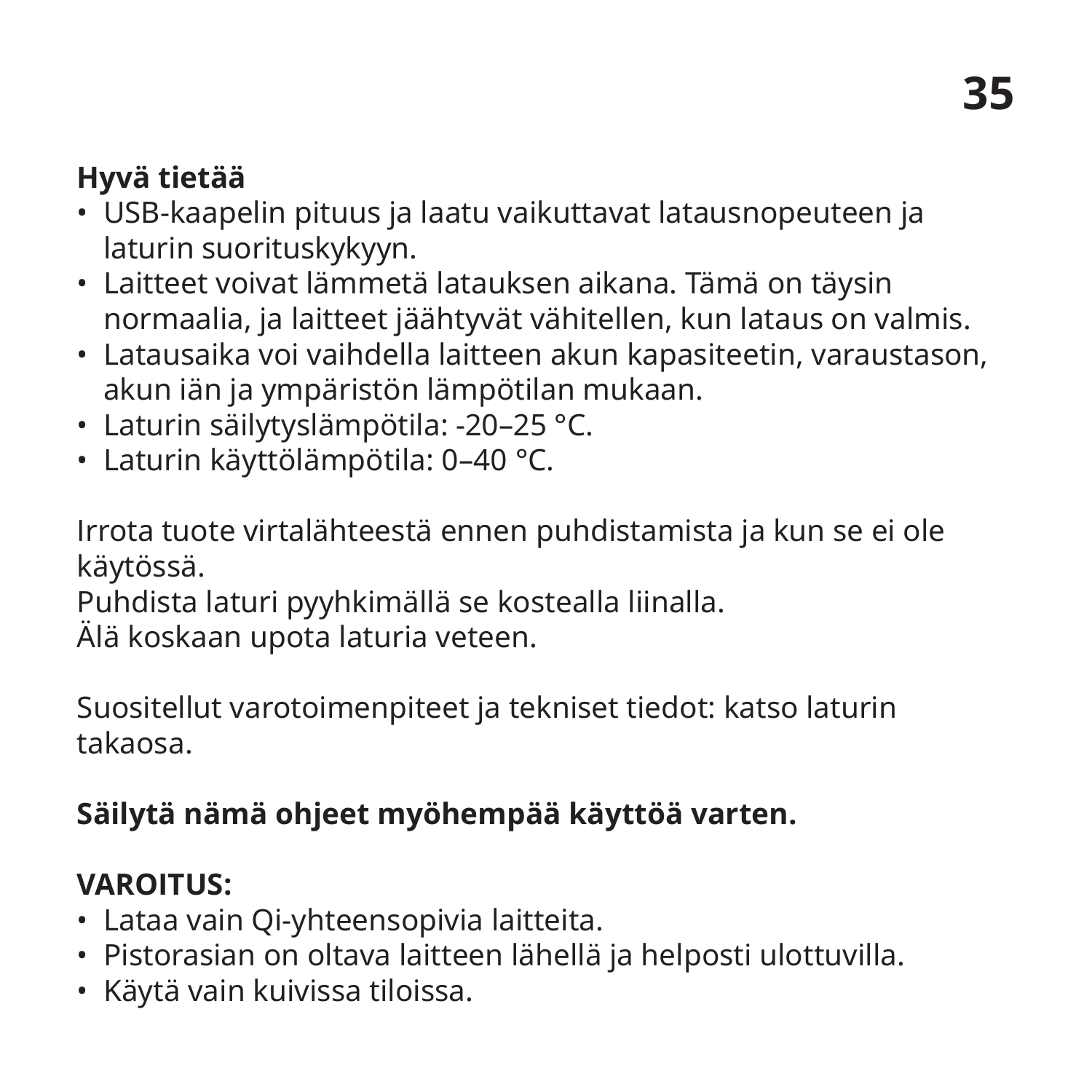**Hyvä tietää**

- USB-kaapelin pituus ja laatu vaikuttavat latausnopeuteen ja laturin suorituskykyyn.
- Laitteet voivat lämmetä latauksen aikana. Tämä on täysin normaalia, ja laitteet jäähtyvät vähitellen, kun lataus on valmis.
- Latausaika voi vaihdella laitteen akun kapasiteetin, varaustason, akun iän ja ympäristön lämpötilan mukaan.
- Laturin säilytyslämpötila: -20–25 °C.
- Laturin käyttölämpötila: 0–40 °C.

Irrota tuote virtalähteestä ennen puhdistamista ja kun se ei ole käytössä.
Puhdista laturi pyyhkimällä se kostealla liinalla.
Älä koskaan upota laturia veteen.

Suositellut varotoimenpiteet ja tekniset tiedot: katso laturin takaosa.

**Säilytä nämä ohjeet myöhempää käyttöä varten.**

**VAROITUS:**

- Lataa vain Qi-yhteensopivia laitteita.
- Pistorasian on oltava laitteen lähellä ja helposti ulottuvilla.
- Käytä vain kuivissa tiloissa.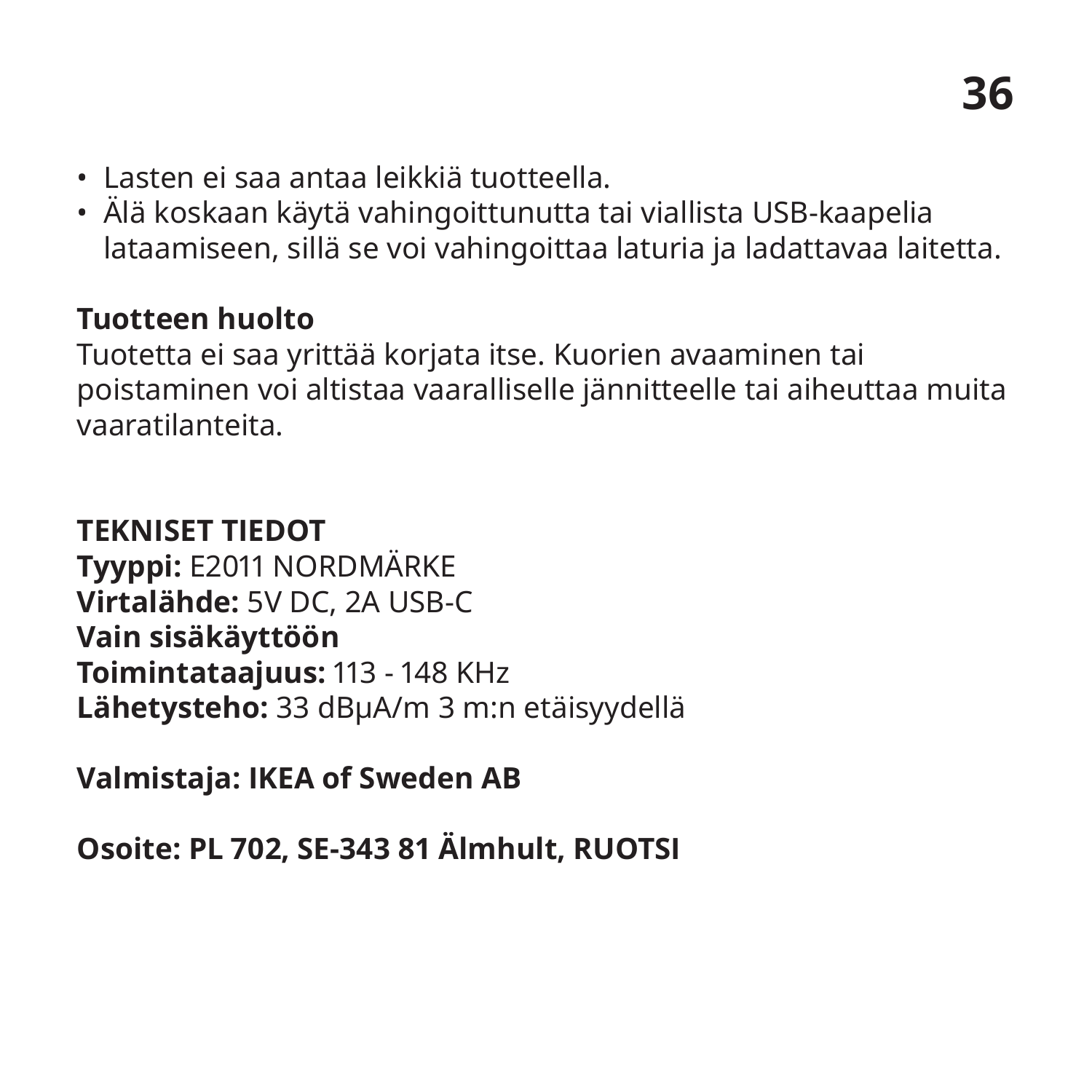- Lasten ei saa antaa leikkiä tuotteella.
- Älä koskaan käytä vahingoittunutta tai viallista USB-kaapelia lataamiseen, sillä se voi vahingoittaa laturia ja ladattavaa laitetta.

**Tuotteen huolto**
Tuotetta ei saa yrittää korjata itse. Kuorien avaaminen tai poistaminen voi altistaa vaaralliselle jännitteelle tai aiheuttaa muita vaaratilanteita.

**TEKNISET TIEDOT**
**Tyyppi:** E2011 NORDMÄRKE
**Virtalähde:** 5V DC, 2A USB-C
**Vain sisäkäyttöön**
**Toimintataajuus:** 113 - 148 KHz
**Lähetysteho:** 33 dBμA/m 3 m:n etäisyydellä

**Valmistaja: IKEA of Sweden AB**

**Osoite: PL 702, SE-343 81 Älmhult, RUOTSI**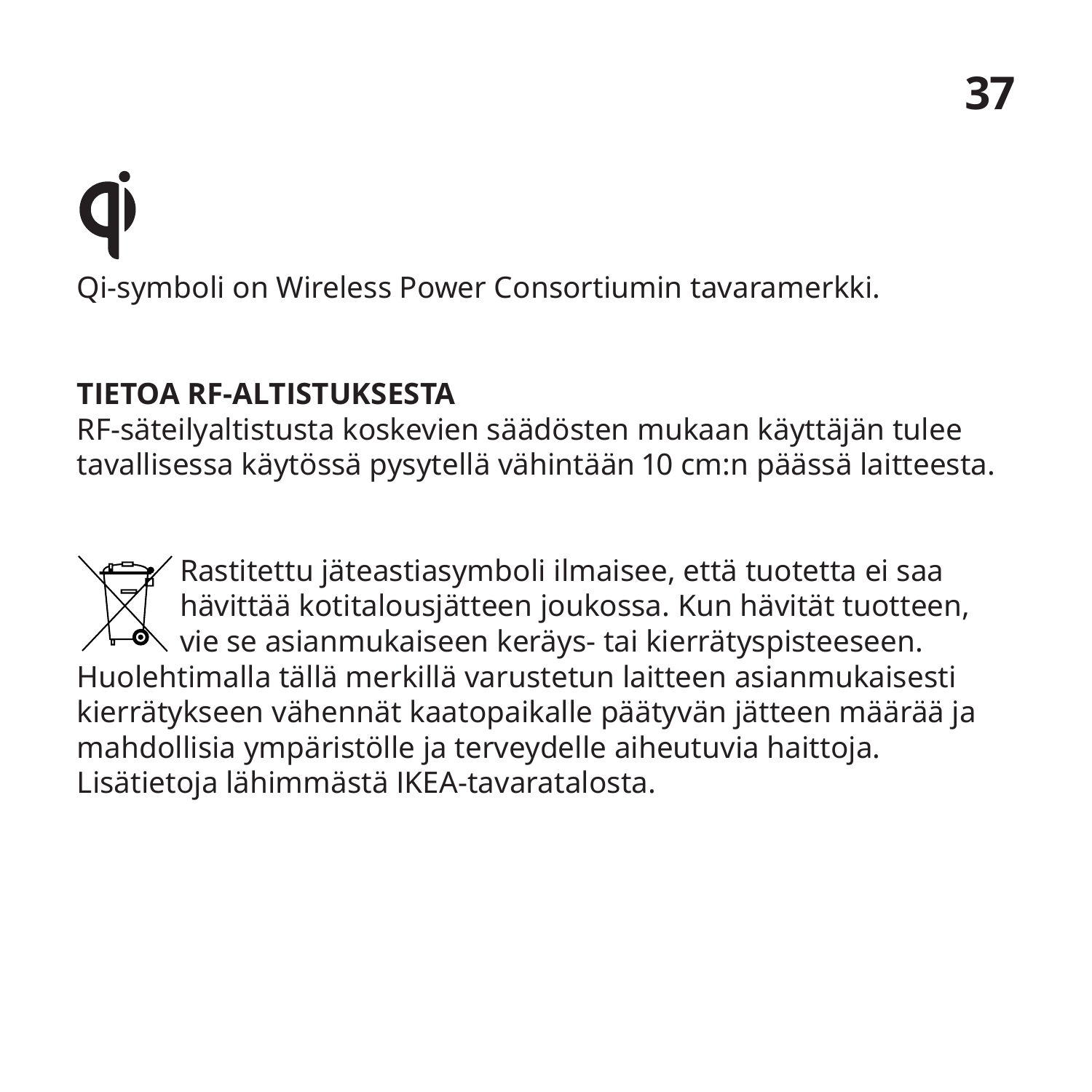Qi-symboli on Wireless Power Consortiumin tavaramerkki.

**TIETOA RF-ALTISTUKSESTA**
RF-säteilyaltistusta koskevien säädösten mukaan käyttäjän tulee tavallisessa käytössä pysytellä vähintään 10 cm:n päässä laitteesta.

Rastitettu jäteastiasymboli ilmaisee, että tuotetta ei saa hävittää kotitalousjätteen joukossa. Kun hävität tuotteen, vie se asianmukaiseen keräys- tai kierrätyspisteeseen. Huolehtimalla tällä merkillä varustetun laitteen asianmukaisesti kierrätykseen vähennät kaatopaikalle päätyvän jätteen määrää ja mahdollisia ympäristölle ja terveydelle aiheutuvia haittoja. Lisätietoja lähimmästä IKEA-tavaratalosta.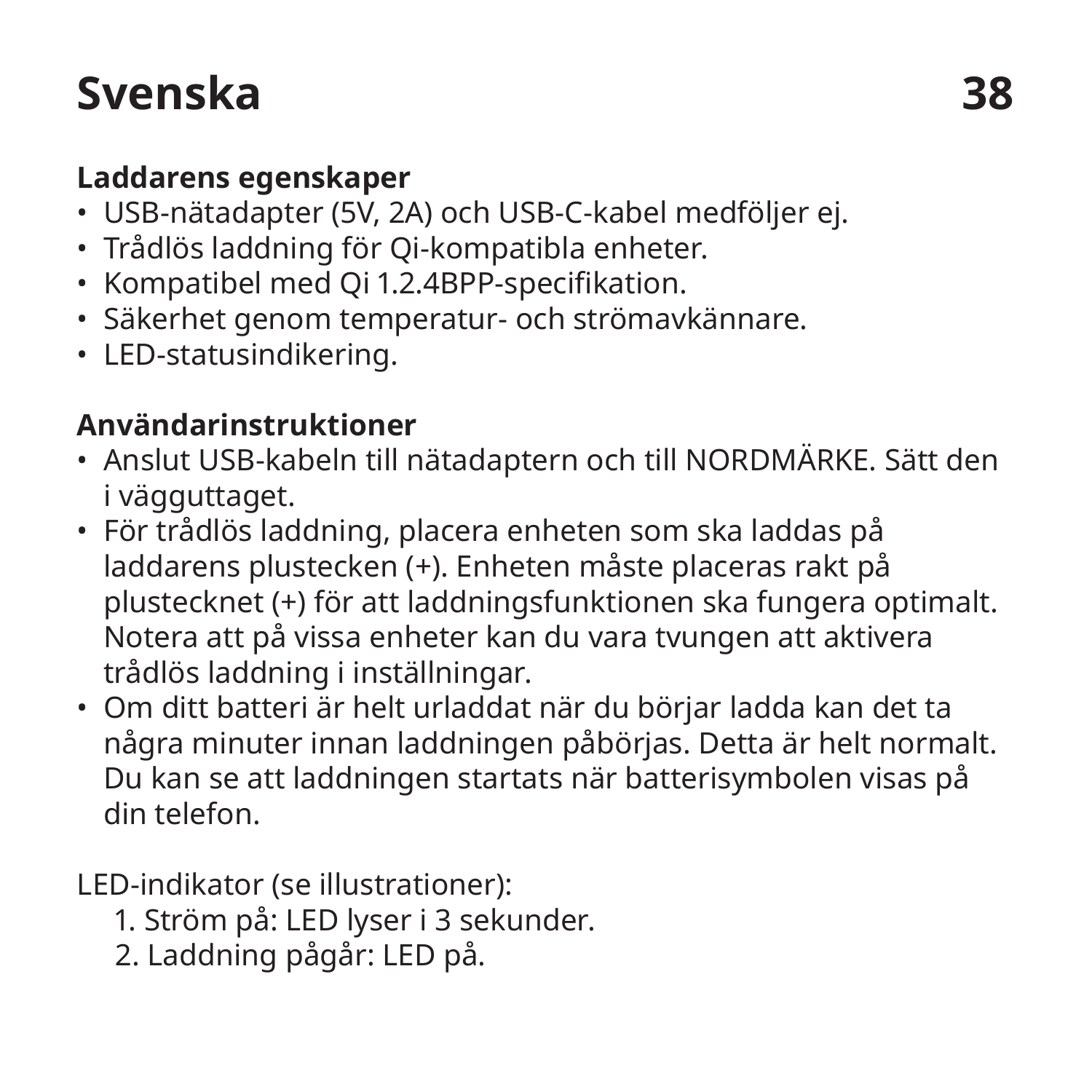# Svenska

**Laddarens egenskaper**

- USB-nätadapter (5V, 2A) och USB-C-kabel medföljer ej.
- Trådlös laddning för Qi-kompatibla enheter.
- Kompatibel med Qi 1.2.4BPP-specifikation.
- Säkerhet genom temperatur- och strömavkännare.
- LED-statusindikering.

**Användarinstruktioner**

- Anslut USB-kabeln till nätadaptern och till NORDMÄRKE. Sätt den i vägguttaget.
- För trådlös laddning, placera enheten som ska laddas på laddarens plustecken (+). Enheten måste placeras rakt på plustecknet (+) för att laddningsfunktionen ska fungera optimalt. Notera att på vissa enheter kan du vara tvungen att aktivera trådlös laddning i inställningar.
- Om ditt batteri är helt urladdat när du börjar ladda kan det ta några minuter innan laddningen påbörjas. Detta är helt normalt. Du kan se att laddningen startats när batterisymbolen visas på din telefon.

LED-indikator (se illustrationer):

1. Ström på: LED lyser i 3 sekunder.
2. Laddning pågår: LED på.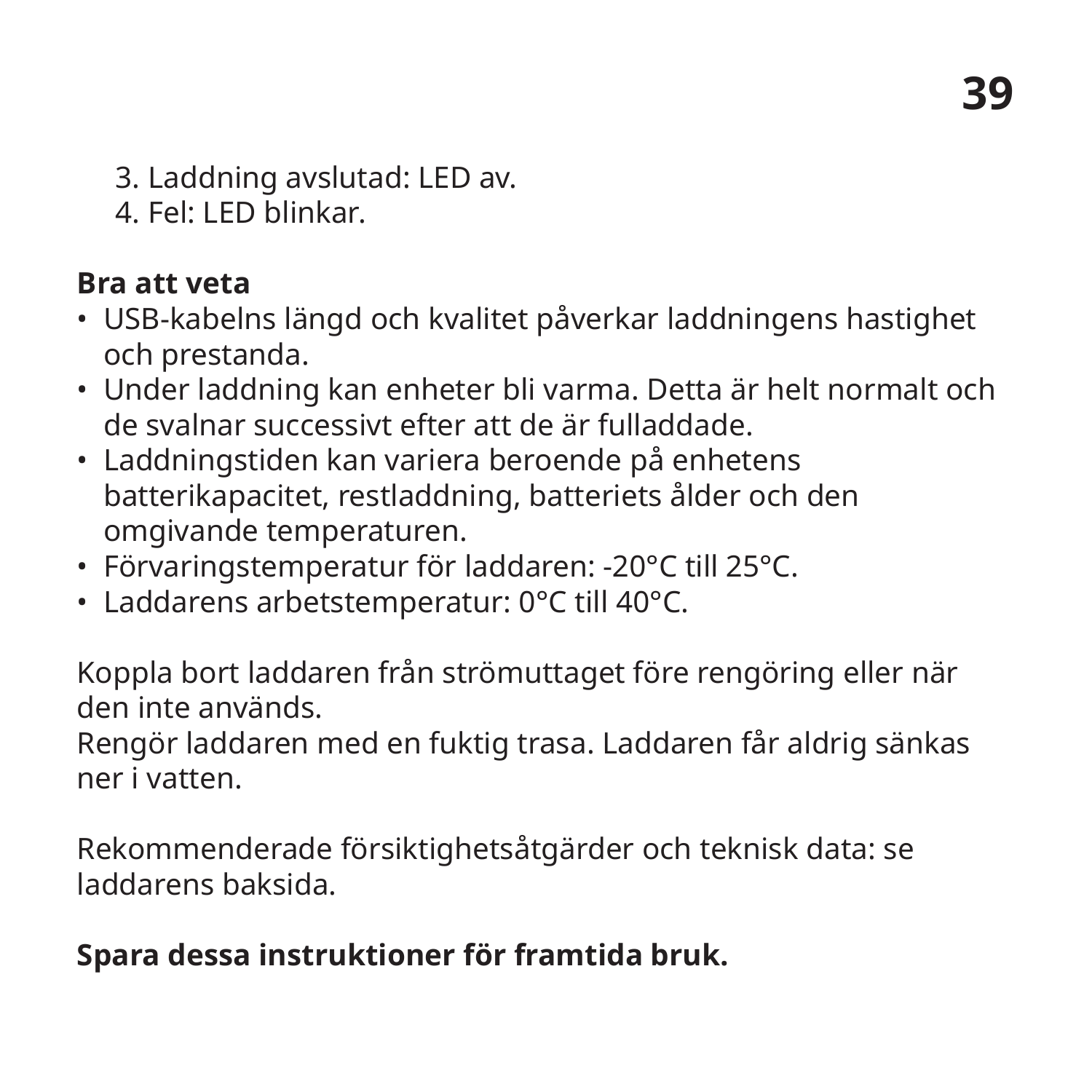3. Laddning avslutad: LED av.
4. Fel: LED blinkar.

**Bra att veta**

- USB-kabelns längd och kvalitet påverkar laddningens hastighet och prestanda.
- Under laddning kan enheter bli varma. Detta är helt normalt och de svalnar successivt efter att de är fulladdade.
- Laddningstiden kan variera beroende på enhetens batterikapacitet, restladdning, batteriets ålder och den omgivande temperaturen.
- Förvaringstemperatur för laddaren: -20°C till 25°C.
- Laddarens arbetstemperatur: 0°C till 40°C.

Koppla bort laddaren från strömuttaget före rengöring eller när den inte används.
Rengör laddaren med en fuktig trasa. Laddaren får aldrig sänkas ner i vatten.

Rekommenderade försiktighetsåtgärder och teknisk data: se laddarens baksida.

**Spara dessa instruktioner för framtida bruk.**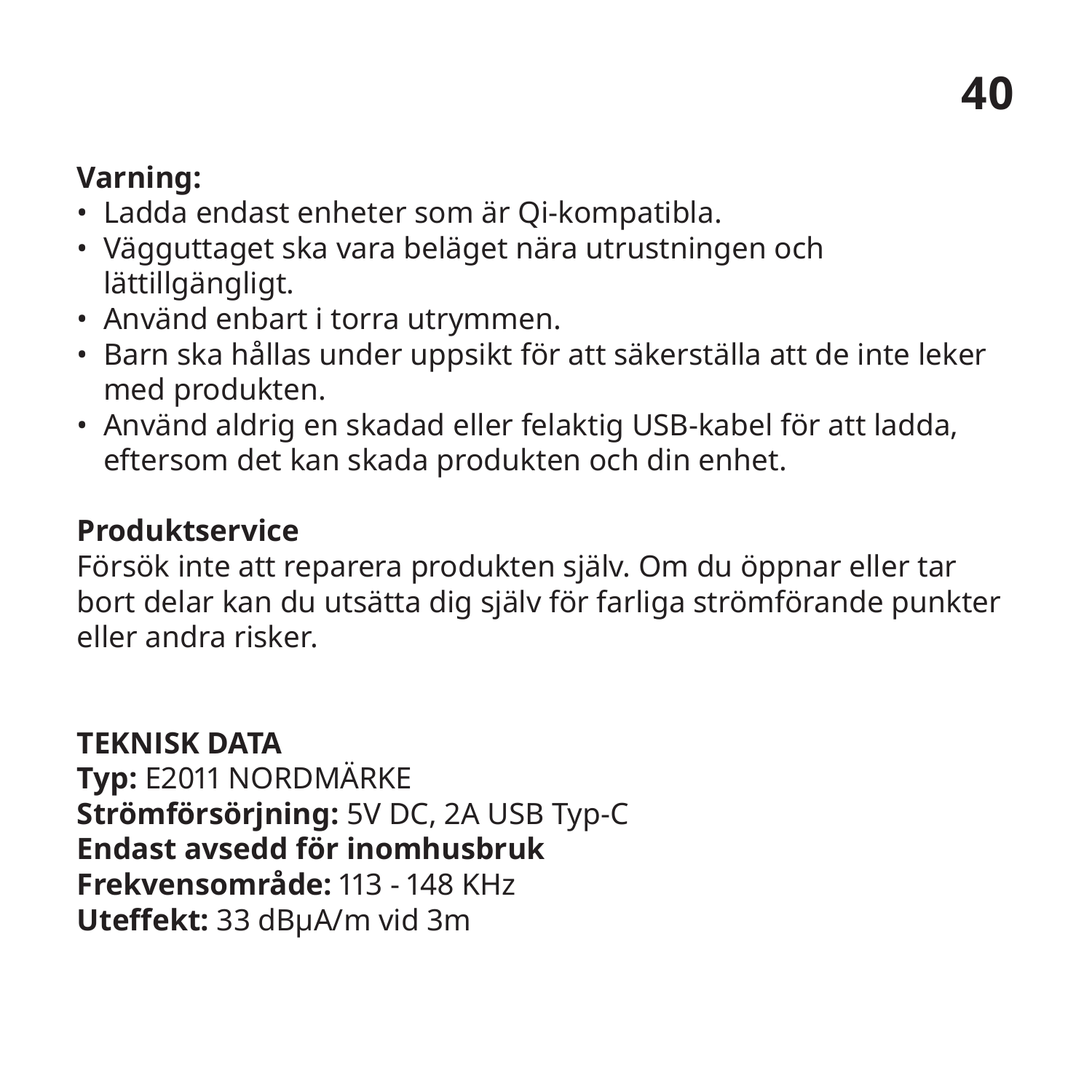**Varning:**

- Ladda endast enheter som är Qi-kompatibla.
- Vägguttaget ska vara beläget nära utrustningen och lättillgängligt.
- Använd enbart i torra utrymmen.
- Barn ska hållas under uppsikt för att säkerställa att de inte leker med produkten.
- Använd aldrig en skadad eller felaktig USB-kabel för att ladda, eftersom det kan skada produkten och din enhet.

**Produktservice**

Försök inte att reparera produkten själv. Om du öppnar eller tar bort delar kan du utsätta dig själv för farliga strömförande punkter eller andra risker.

**TEKNISK DATA**

**Typ:** E2011 NORDMÄRKE
**Strömförsörjning:** 5V DC, 2A USB Typ-C
**Endast avsedd för inomhusbruk**
**Frekvensområde:** 113 - 148 KHz
**Uteffekt:** 33 dBμA/m vid 3m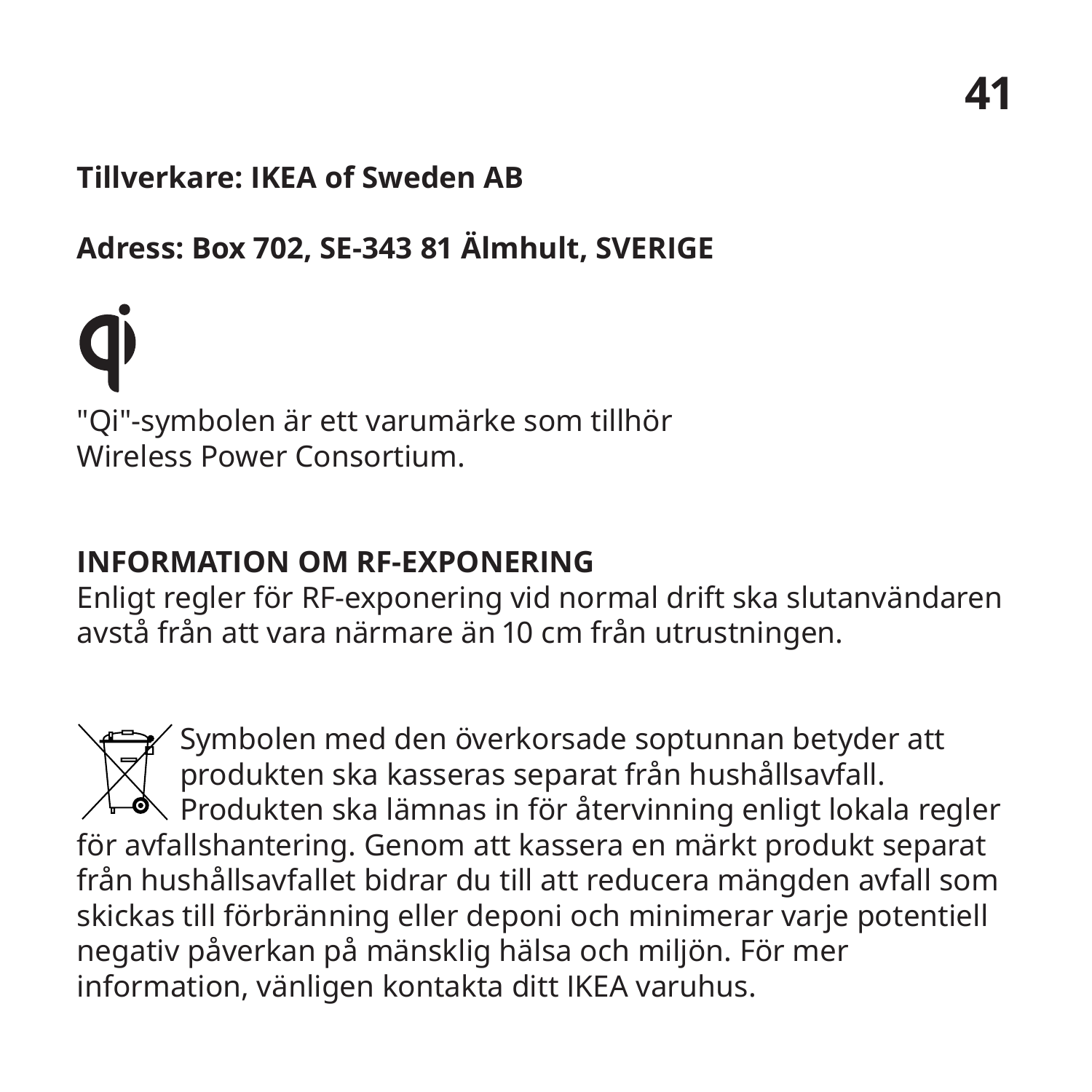**Tillverkare: IKEA of Sweden AB**

**Adress: Box 702, SE-343 81 Älmhult, SVERIGE**

"Qi"-symbolen är ett varumärke som tillhör
Wireless Power Consortium.

**INFORMATION OM RF-EXPONERING**
Enligt regler för RF-exponering vid normal drift ska slutanvändaren avstå från att vara närmare än 10 cm från utrustningen.

Symbolen med den överkorsade soptunnan betyder att produkten ska kasseras separat från hushållsavfall. Produkten ska lämnas in för återvinning enligt lokala regler för avfallshantering. Genom att kassera en märkt produkt separat från hushållsavfallet bidrar du till att reducera mängden avfall som skickas till förbränning eller deponi och minimerar varje potentiell negativ påverkan på mänsklig hälsa och miljön. För mer information, vänligen kontakta ditt IKEA varuhus.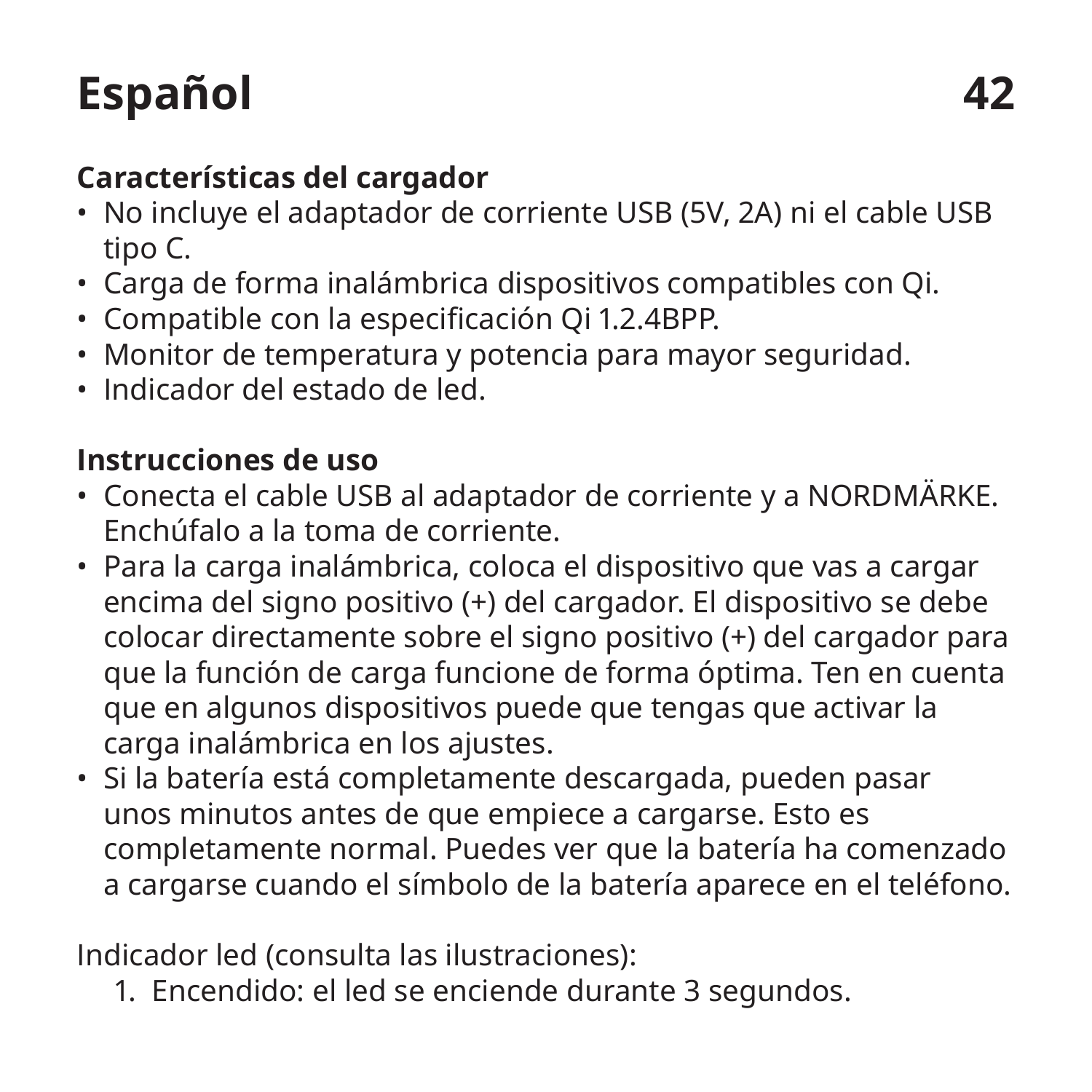# Español

**Características del cargador**

- No incluye el adaptador de corriente USB (5V, 2A) ni el cable USB tipo C.
- Carga de forma inalámbrica dispositivos compatibles con Qi.
- Compatible con la especificación Qi 1.2.4BPP.
- Monitor de temperatura y potencia para mayor seguridad.
- Indicador del estado de led.

**Instrucciones de uso**

- Conecta el cable USB al adaptador de corriente y a NORDMÄRKE. Enchúfalo a la toma de corriente.
- Para la carga inalámbrica, coloca el dispositivo que vas a cargar encima del signo positivo (+) del cargador. El dispositivo se debe colocar directamente sobre el signo positivo (+) del cargador para que la función de carga funcione de forma óptima. Ten en cuenta que en algunos dispositivos puede que tengas que activar la carga inalámbrica en los ajustes.
- Si la batería está completamente descargada, pueden pasar unos minutos antes de que empiece a cargarse. Esto es completamente normal. Puedes ver que la batería ha comenzado a cargarse cuando el símbolo de la batería aparece en el teléfono.

Indicador led (consulta las ilustraciones):

1. Encendido: el led se enciende durante 3 segundos.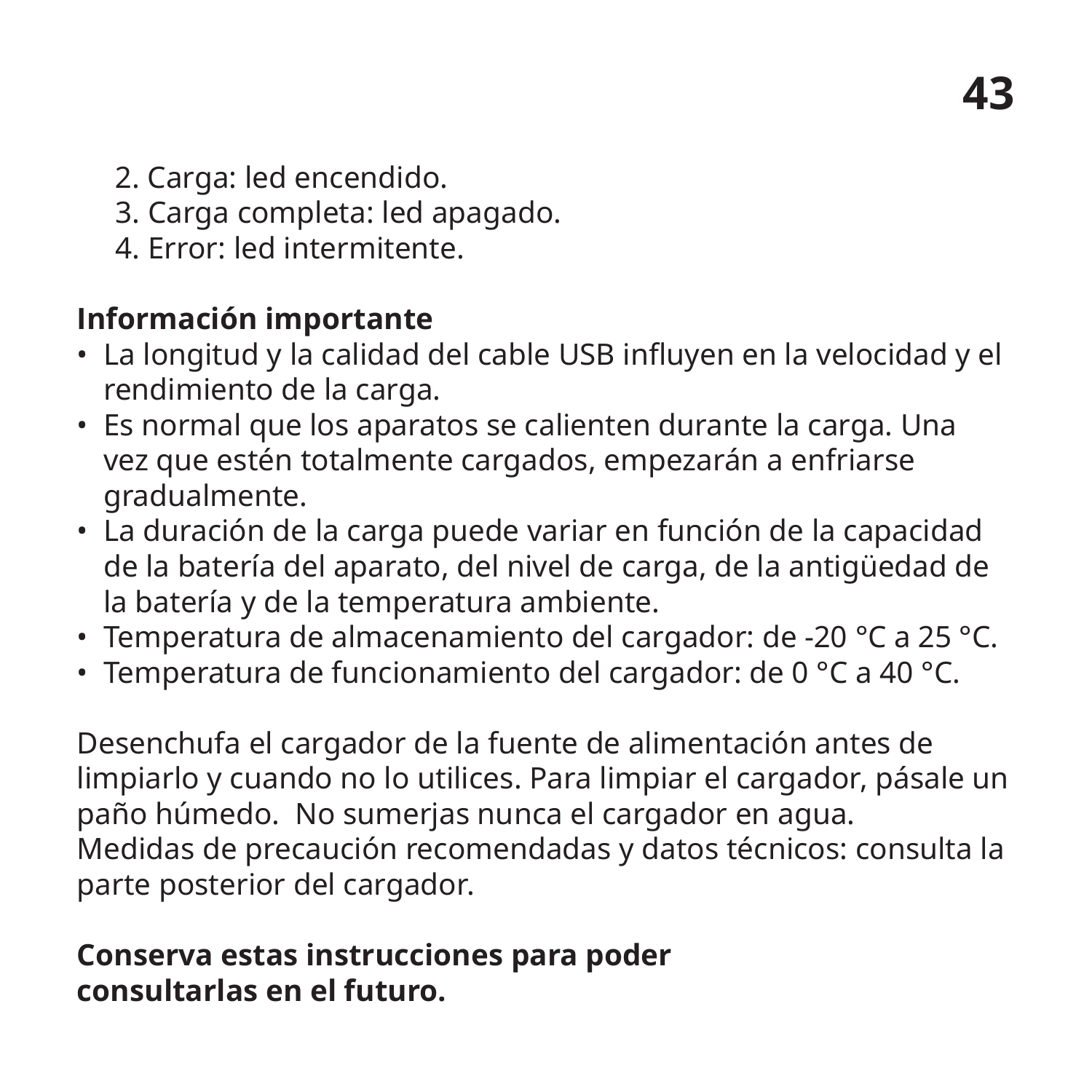2. Carga: led encendido.
3. Carga completa: led apagado.
4. Error: led intermitente.

**Información importante**

- La longitud y la calidad del cable USB influyen en la velocidad y el rendimiento de la carga.
- Es normal que los aparatos se calienten durante la carga. Una vez que estén totalmente cargados, empezarán a enfriarse gradualmente.
- La duración de la carga puede variar en función de la capacidad de la batería del aparato, del nivel de carga, de la antigüedad de la batería y de la temperatura ambiente.
- Temperatura de almacenamiento del cargador: de -20 °C a 25 °C.
- Temperatura de funcionamiento del cargador: de 0 °C a 40 °C.

Desenchufa el cargador de la fuente de alimentación antes de limpiarlo y cuando no lo utilices. Para limpiar el cargador, pásale un paño húmedo. No sumerjas nunca el cargador en agua.
Medidas de precaución recomendadas y datos técnicos: consulta la parte posterior del cargador.

**Conserva estas instrucciones para poder consultarlas en el futuro.**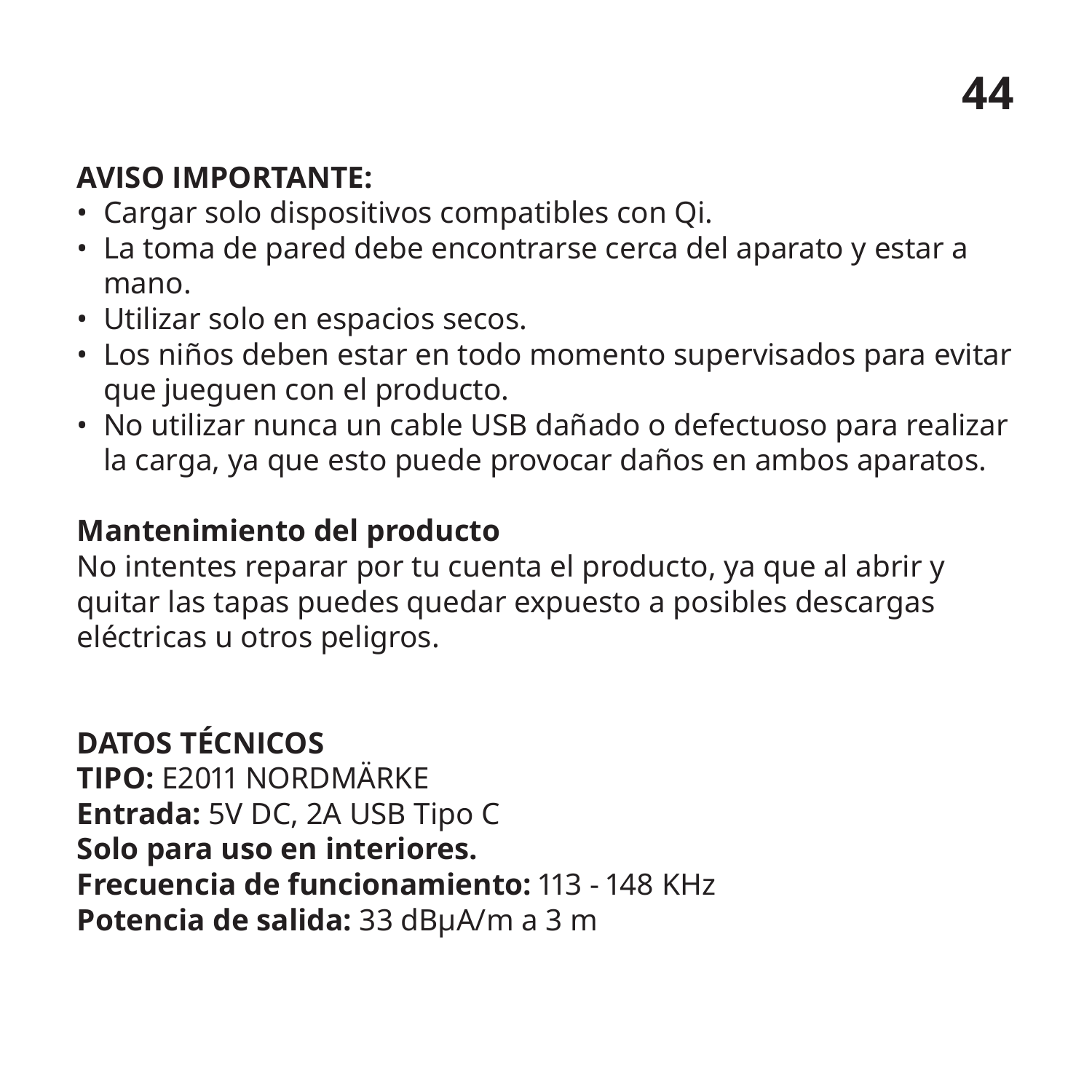**AVISO IMPORTANTE:**

- Cargar solo dispositivos compatibles con Qi.
- La toma de pared debe encontrarse cerca del aparato y estar a mano.
- Utilizar solo en espacios secos.
- Los niños deben estar en todo momento supervisados para evitar que jueguen con el producto.
- No utilizar nunca un cable USB dañado o defectuoso para realizar la carga, ya que esto puede provocar daños en ambos aparatos.

**Mantenimiento del producto**

No intentes reparar por tu cuenta el producto, ya que al abrir y quitar las tapas puedes quedar expuesto a posibles descargas eléctricas u otros peligros.

**DATOS TÉCNICOS**

**TIPO:** E2011 NORDMÄRKE
**Entrada:** 5V DC, 2A USB Tipo C
**Solo para uso en interiores.**
**Frecuencia de funcionamiento:** 113 - 148 KHz
**Potencia de salida:** 33 dBμA/m a 3 m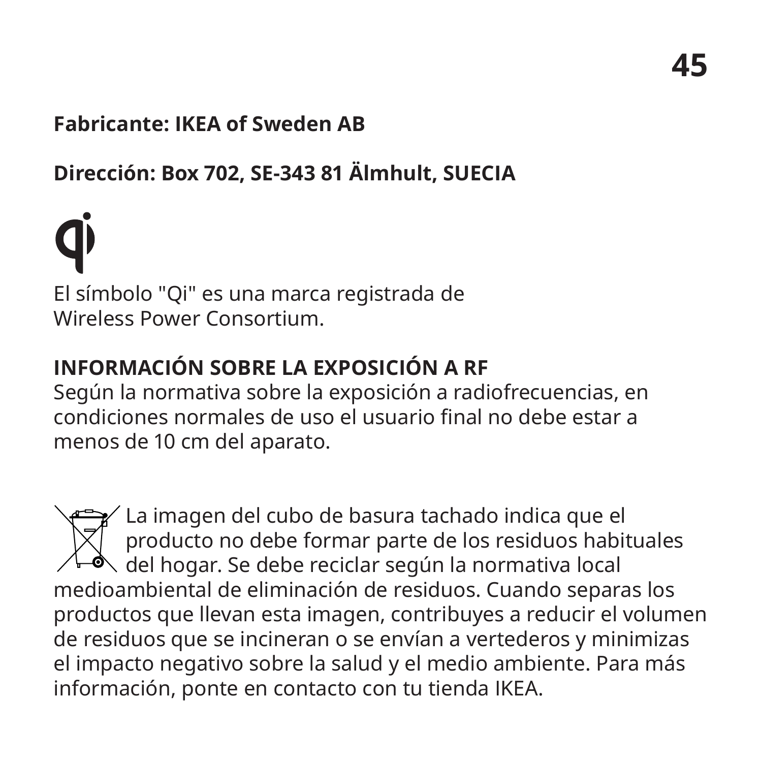**Fabricante: IKEA of Sweden AB**

**Dirección: Box 702, SE-343 81 Älmhult, SUECIA**

El símbolo "Qi" es una marca registrada de Wireless Power Consortium.

**INFORMACIÓN SOBRE LA EXPOSICIÓN A RF**
Según la normativa sobre la exposición a radiofrecuencias, en condiciones normales de uso el usuario final no debe estar a menos de 10 cm del aparato.

La imagen del cubo de basura tachado indica que el producto no debe formar parte de los residuos habituales del hogar. Se debe reciclar según la normativa local medioambiental de eliminación de residuos. Cuando separas los productos que llevan esta imagen, contribuyes a reducir el volumen de residuos que se incineran o se envían a vertederos y minimizas el impacto negativo sobre la salud y el medio ambiente. Para más información, ponte en contacto con tu tienda IKEA.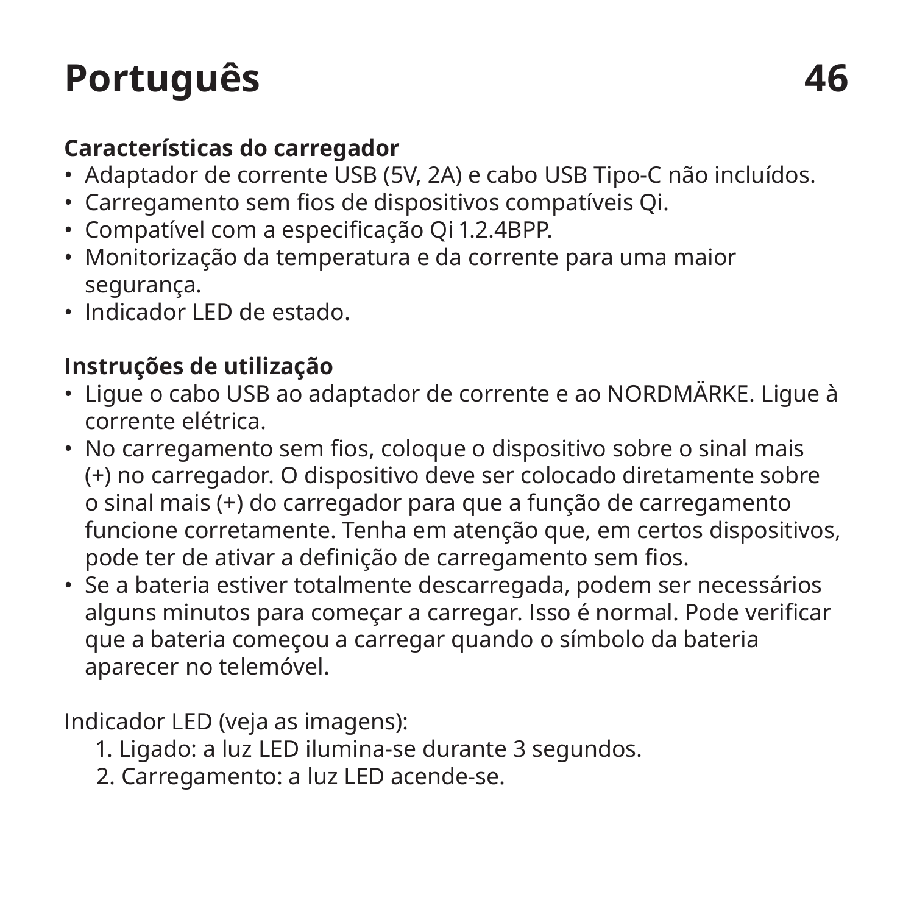# Português

**Características do carregador**

- Adaptador de corrente USB (5V, 2A) e cabo USB Tipo-C não incluídos.
- Carregamento sem fios de dispositivos compatíveis Qi.
- Compatível com a especificação Qi 1.2.4BPP.
- Monitorização da temperatura e da corrente para uma maior segurança.
- Indicador LED de estado.

**Instruções de utilização**

- Ligue o cabo USB ao adaptador de corrente e ao NORDMÄRKE. Ligue à corrente elétrica.
- No carregamento sem fios, coloque o dispositivo sobre o sinal mais (+) no carregador. O dispositivo deve ser colocado diretamente sobre o sinal mais (+) do carregador para que a função de carregamento funcione corretamente. Tenha em atenção que, em certos dispositivos, pode ter de ativar a definição de carregamento sem fios.
- Se a bateria estiver totalmente descarregada, podem ser necessários alguns minutos para começar a carregar. Isso é normal. Pode verificar que a bateria começou a carregar quando o símbolo da bateria aparecer no telemóvel.

Indicador LED (veja as imagens):

1. Ligado: a luz LED ilumina-se durante 3 segundos.
2. Carregamento: a luz LED acende-se.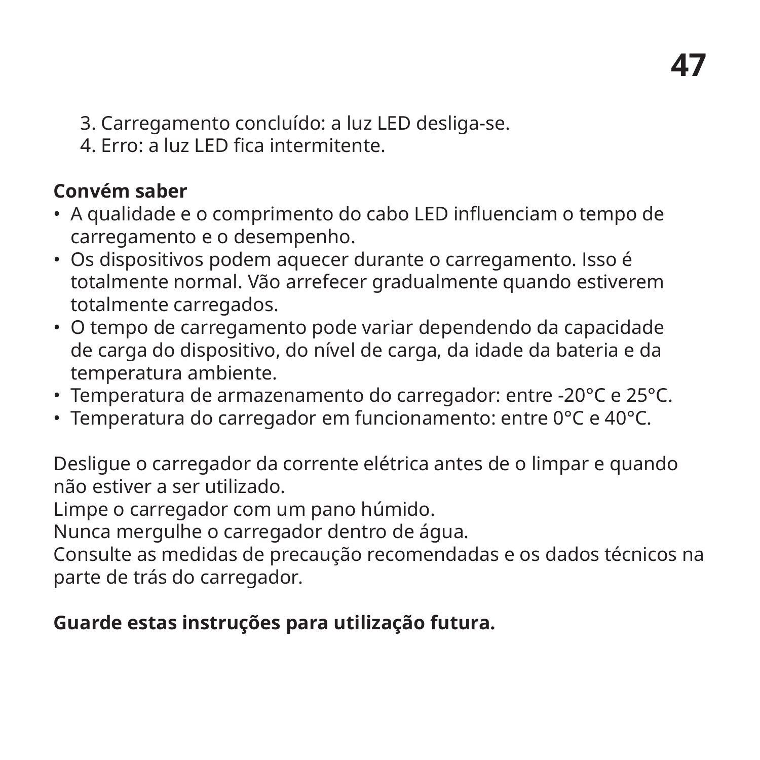3. Carregamento concluído: a luz LED desliga-se.
4. Erro: a luz LED fica intermitente.

**Convém saber**

- A qualidade e o comprimento do cabo LED influenciam o tempo de carregamento e o desempenho.
- Os dispositivos podem aquecer durante o carregamento. Isso é totalmente normal. Vão arrefecer gradualmente quando estiverem totalmente carregados.
- O tempo de carregamento pode variar dependendo da capacidade de carga do dispositivo, do nível de carga, da idade da bateria e da temperatura ambiente.
- Temperatura de armazenamento do carregador: entre -20°C e 25°C.
- Temperatura do carregador em funcionamento: entre 0°C e 40°C.

Desligue o carregador da corrente elétrica antes de o limpar e quando não estiver a ser utilizado.
Limpe o carregador com um pano húmido.
Nunca mergulhe o carregador dentro de água.
Consulte as medidas de precaução recomendadas e os dados técnicos na parte de trás do carregador.

**Guarde estas instruções para utilização futura.**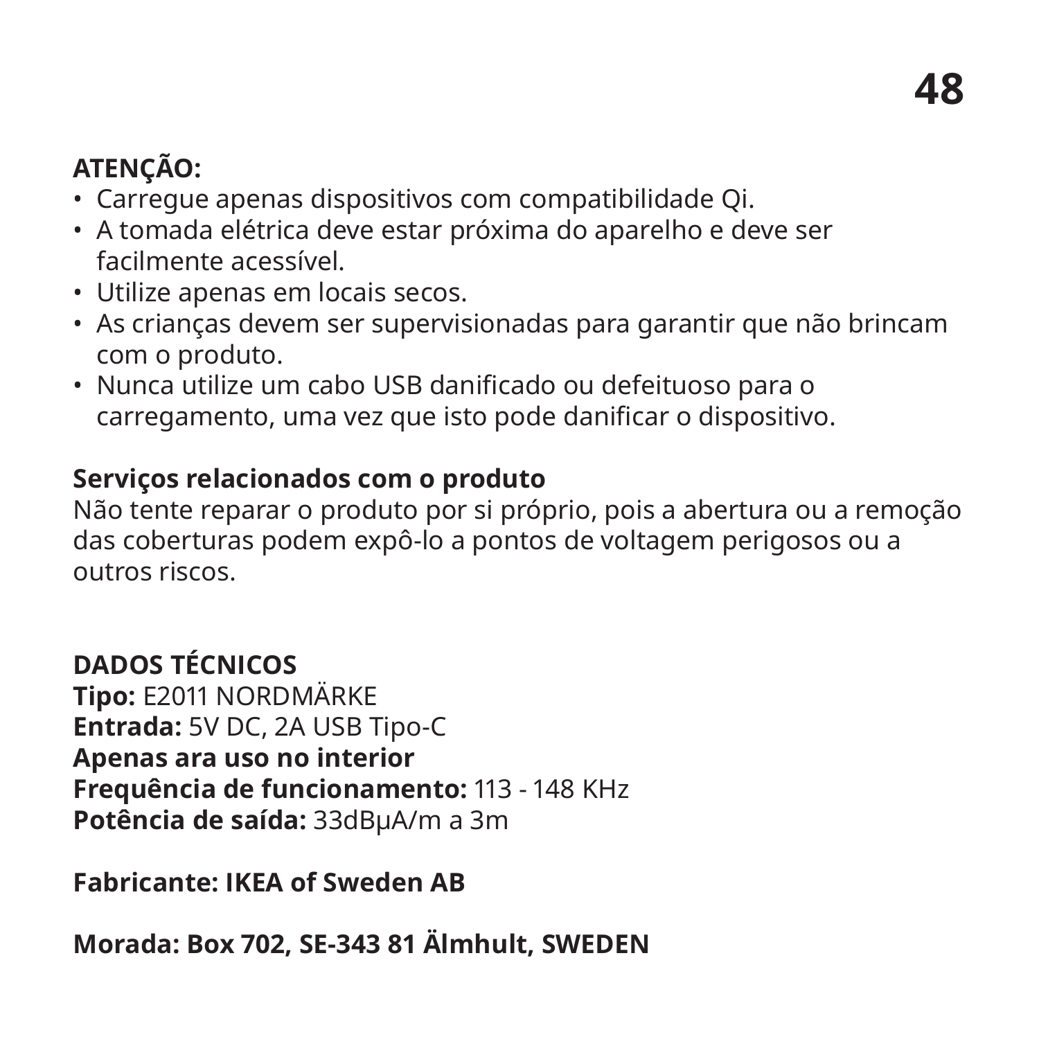**ATENÇÃO:**

- Carregue apenas dispositivos com compatibilidade Qi.
- A tomada elétrica deve estar próxima do aparelho e deve ser facilmente acessível.
- Utilize apenas em locais secos.
- As crianças devem ser supervisionadas para garantir que não brincam com o produto.
- Nunca utilize um cabo USB danificado ou defeituoso para o carregamento, uma vez que isto pode danificar o dispositivo.

**Serviços relacionados com o produto**
Não tente reparar o produto por si próprio, pois a abertura ou a remoção das coberturas podem expô-lo a pontos de voltagem perigosos ou a outros riscos.

**DADOS TÉCNICOS**
**Tipo:** E2011 NORDMÄRKE
**Entrada:** 5V DC, 2A USB Tipo-C
**Apenas ara uso no interior**
**Frequência de funcionamento:** 113 - 148 KHz
**Potência de saída:** 33dBμA/m a 3m

**Fabricante: IKEA of Sweden AB**

**Morada: Box 702, SE-343 81 Älmhult, SWEDEN**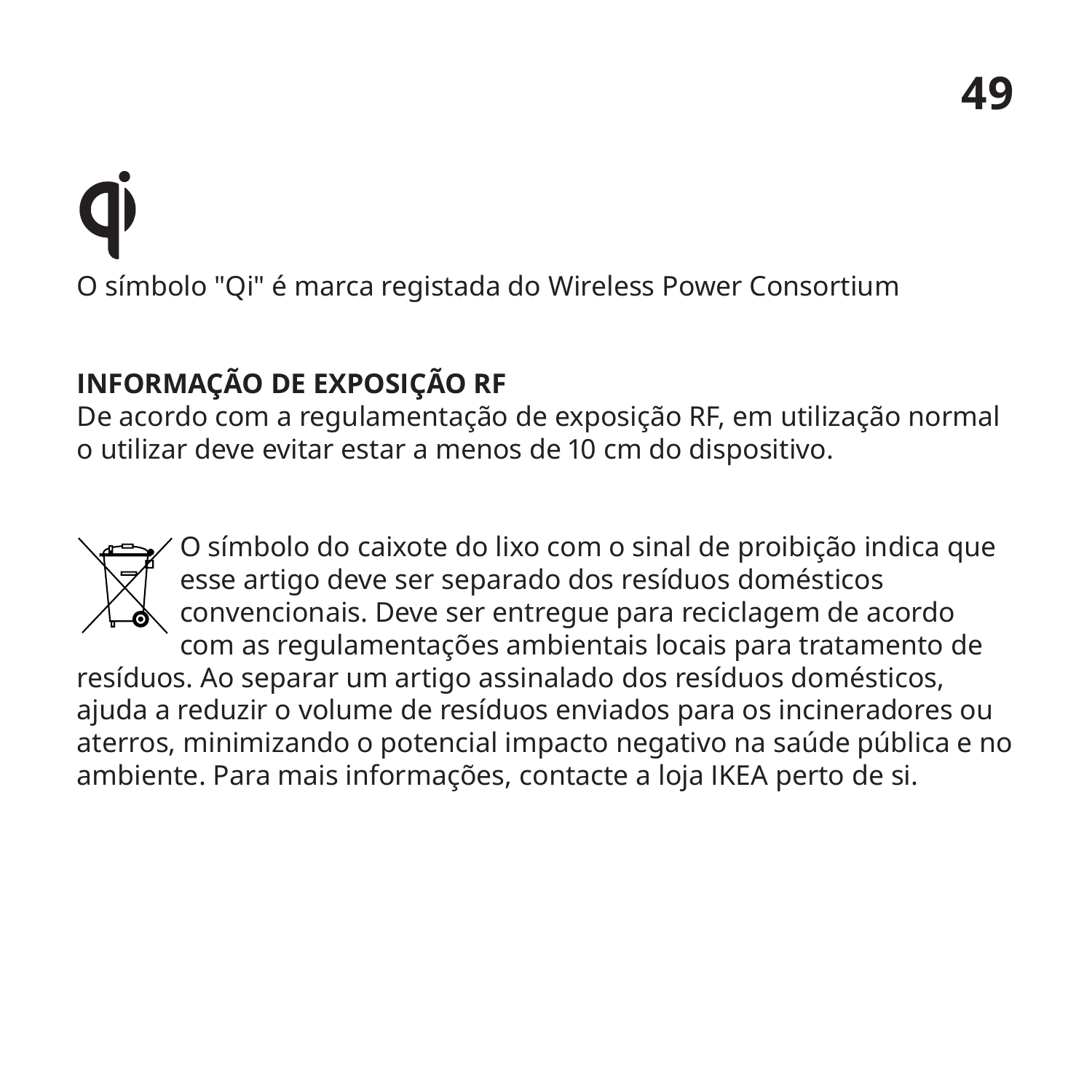O símbolo "Qi" é marca registada do Wireless Power Consortium

**INFORMAÇÃO DE EXPOSIÇÃO RF**

De acordo com a regulamentação de exposição RF, em utilização normal o utilizar deve evitar estar a menos de 10 cm do dispositivo.

O símbolo do caixote do lixo com o sinal de proibição indica que esse artigo deve ser separado dos resíduos domésticos convencionais. Deve ser entregue para reciclagem de acordo com as regulamentações ambientais locais para tratamento de resíduos. Ao separar um artigo assinalado dos resíduos domésticos, ajuda a reduzir o volume de resíduos enviados para os incineradores ou aterros, minimizando o potencial impacto negativo na saúde pública e no ambiente. Para mais informações, contacte a loja IKEA perto de si.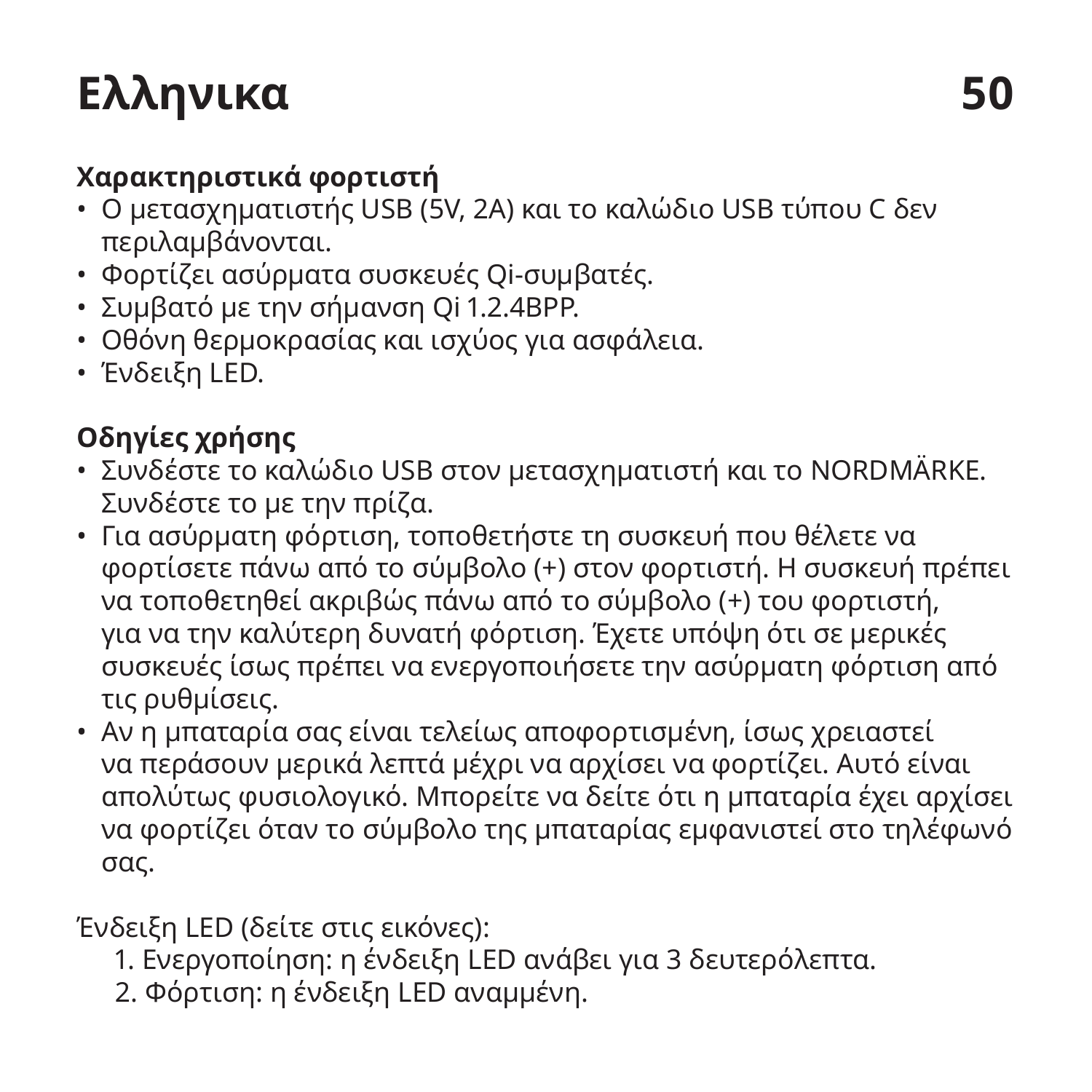# Ελληνικα

**Χαρακτηριστικά φορτιστή**

- Ο μετασχηματιστής USB (5V, 2A) και το καλώδιο USB τύπου C δεν περιλαμβάνονται.
- Φορτίζει ασύρματα συσκευές Qi-συμβατές.
- Συμβατό με την σήμανση Qi 1.2.4BPP.
- Οθόνη θερμοκρασίας και ισχύος για ασφάλεια.
- Ένδειξη LED.

**Οδηγίες χρήσης**

- Συνδέστε το καλώδιο USB στον μετασχηματιστή και το NORDMÄRKE. Συνδέστε το με την πρίζα.
- Για ασύρματη φόρτιση, τοποθετήστε τη συσκευή που θέλετε να φορτίσετε πάνω από το σύμβολο (+) στον φορτιστή. Η συσκευή πρέπει να τοποθετηθεί ακριβώς πάνω από το σύμβολο (+) του φορτιστή, για να την καλύτερη δυνατή φόρτιση. Έχετε υπόψη ότι σε μερικές συσκευές ίσως πρέπει να ενεργοποιήσετε την ασύρματη φόρτιση από τις ρυθμίσεις.
- Αν η μπαταρία σας είναι τελείως αποφορτισμένη, ίσως χρειαστεί να περάσουν μερικά λεπτά μέχρι να αρχίσει να φορτίζει. Αυτό είναι απολύτως φυσιολογικό. Μπορείτε να δείτε ότι η μπαταρία έχει αρχίσει να φορτίζει όταν το σύμβολο της μπαταρίας εμφανιστεί στο τηλέφωνό σας.

Ένδειξη LED (δείτε στις εικόνες):

1. Ενεργοποίηση: η ένδειξη LED ανάβει για 3 δευτερόλεπτα.
2. Φόρτιση: η ένδειξη LED αναμμένη.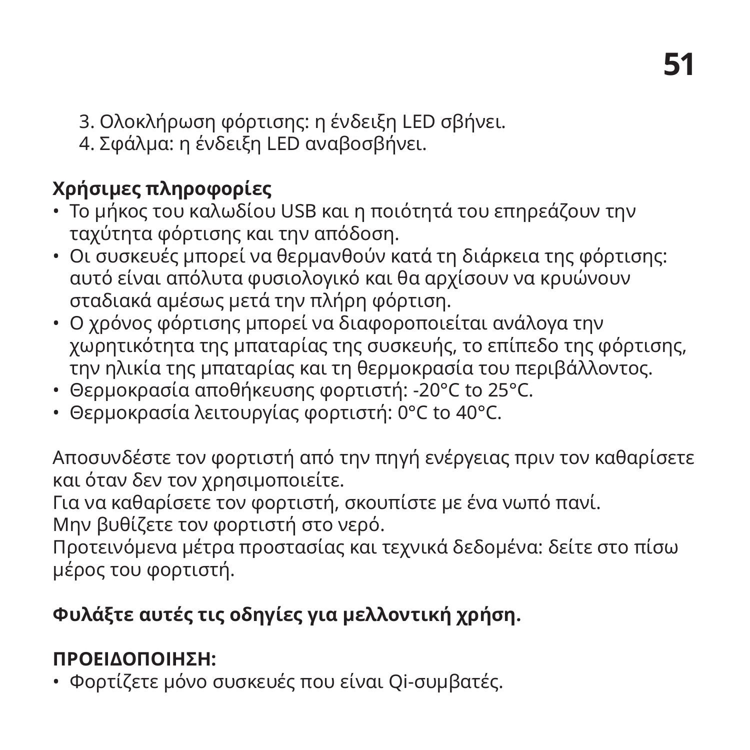3. Ολοκλήρωση φόρτισης: η ένδειξη LED σβήνει.
4. Σφάλμα: η ένδειξη LED αναβοσβήνει.

**Χρήσιμες πληροφορίες**

- Το μήκος του καλωδίου USB και η ποιότητά του επηρεάζουν την ταχύτητα φόρτισης και την απόδοση.
- Οι συσκευές μπορεί να θερμανθούν κατά τη διάρκεια της φόρτισης: αυτό είναι απόλυτα φυσιολογικό και θα αρχίσουν να κρυώνουν σταδιακά αμέσως μετά την πλήρη φόρτιση.
- Ο χρόνος φόρτισης μπορεί να διαφοροποιείται ανάλογα την χωρητικότητα της μπαταρίας της συσκευής, το επίπεδο της φόρτισης, την ηλικία της μπαταρίας και τη θερμοκρασία του περιβάλλοντος.
- Θερμοκρασία αποθήκευσης φορτιστή: -20°C to 25°C.
- Θερμοκρασία λειτουργίας φορτιστή: 0°C to 40°C.

Αποσυνδέστε τον φορτιστή από την πηγή ενέργειας πριν τον καθαρίσετε και όταν δεν τον χρησιμοποιείτε.
Για να καθαρίσετε τον φορτιστή, σκουπίστε με ένα νωπό πανί.
Μην βυθίζετε τον φορτιστή στο νερό.
Προτεινόμενα μέτρα προστασίας και τεχνικά δεδομένα: δείτε στο πίσω μέρος του φορτιστή.

**Φυλάξτε αυτές τις οδηγίες για μελλοντική χρήση.**

**ΠΡΟΕΙΔΟΠΟΙΗΣΗ:**

- Φορτίζετε μόνο συσκευές που είναι Qi-συμβατές.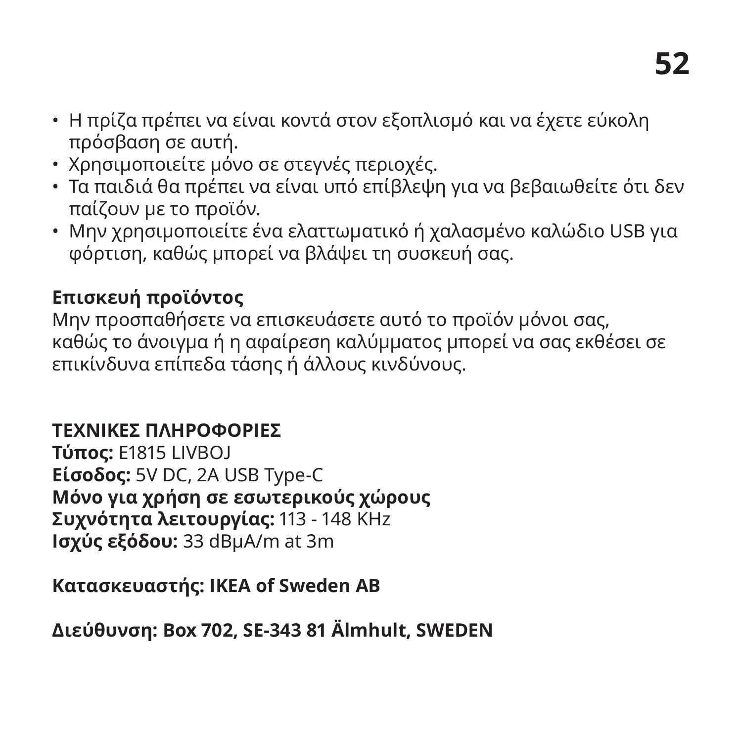- Η πρίζα πρέπει να είναι κοντά στον εξοπλισμό και να έχετε εύκολη πρόσβαση σε αυτή.
- Χρησιμοποιείτε μόνο σε στεγνές περιοχές.
- Τα παιδιά θα πρέπει να είναι υπό επίβλεψη για να βεβαιωθείτε ότι δεν παίζουν με το προϊόν.
- Μην χρησιμοποιείτε ένα ελαττωματικό ή χαλασμένο καλώδιο USB για φόρτιση, καθώς μπορεί να βλάψει τη συσκευή σας.

**Επισκευή προϊόντος**
Μην προσπαθήσετε να επισκευάσετε αυτό το προϊόν μόνοι σας, καθώς το άνοιγμα ή η αφαίρεση καλύμματος μπορεί να σας εκθέσει σε επικίνδυνα επίπεδα τάσης ή άλλους κινδύνους.

**ΤΕΧΝΙΚΕΣ ΠΛΗΡΟΦΟΡΙΕΣ**
**Τύπος:** E1815 LIVBOJ
**Είσοδος:** 5V DC, 2A USB Type-C
**Μόνο για χρήση σε εσωτερικούς χώρους**
**Συχνότητα λειτουργίας:** 113 - 148 KHz
**Ισχύς εξόδου:** 33 dBμA/m at 3m

**Κατασκευαστής: IKEA of Sweden AB**

**Διεύθυνση: Box 702, SE-343 81 Älmhult, SWEDEN**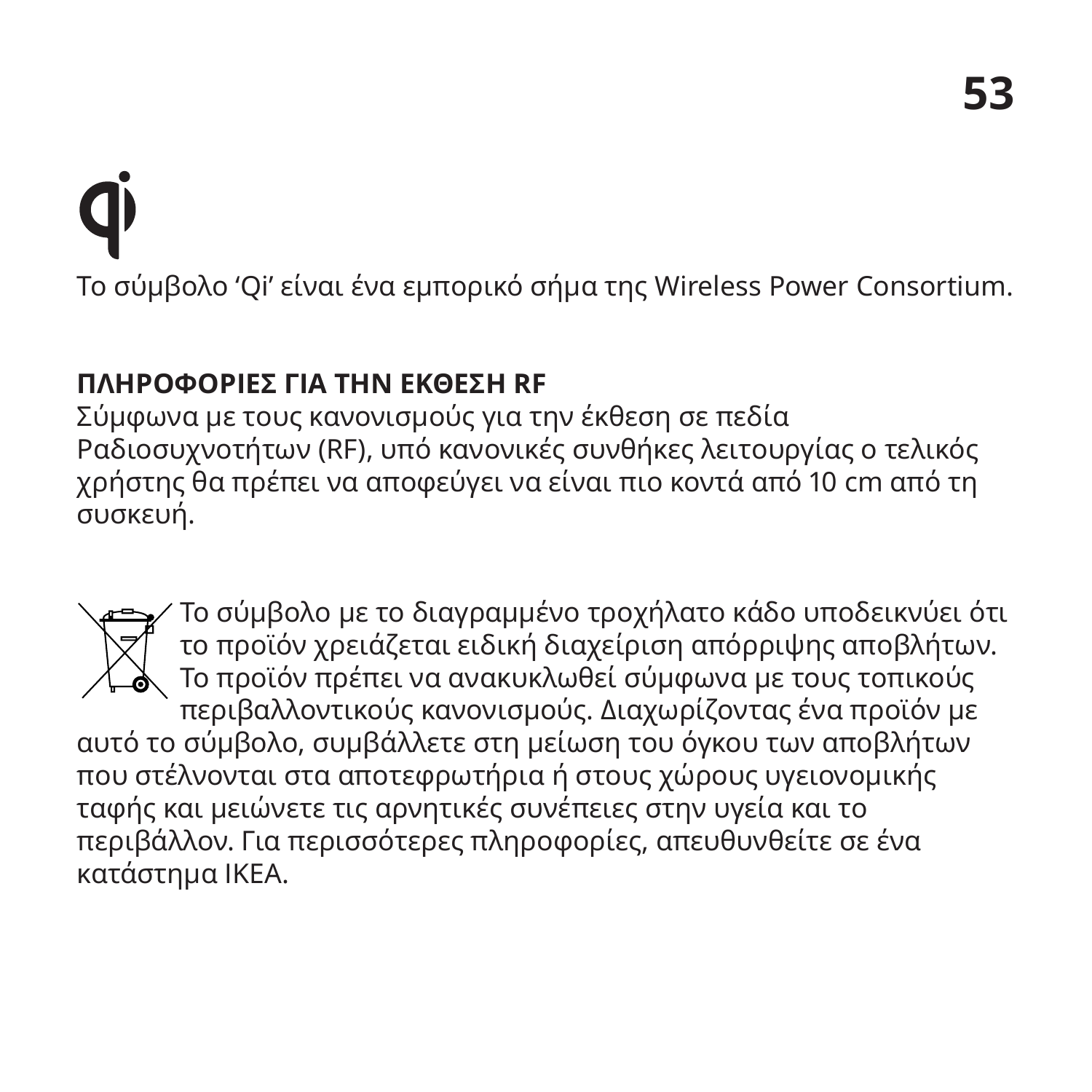Το σύμβολο ‘Qi’ είναι ένα εμπορικό σήμα της Wireless Power Consortium.

**ΠΛΗΡΟΦΟΡΙΕΣ ΓΙΑ ΤΗΝ ΕΚΘΕΣΗ RF**

Σύμφωνα με τους κανονισμούς για την έκθεση σε πεδία Ραδιοσυχνοτήτων (RF), υπό κανονικές συνθήκες λειτουργίας ο τελικός χρήστης θα πρέπει να αποφεύγει να είναι πιο κοντά από 10 cm από τη συσκευή.

Το σύμβολο με το διαγραμμένο τροχήλατο κάδο υποδεικνύει ότι το προϊόν χρειάζεται ειδική διαχείριση απόρριψης αποβλήτων. Το προϊόν πρέπει να ανακυκλωθεί σύμφωνα με τους τοπικούς περιβαλλοντικούς κανονισμούς. Διαχωρίζοντας ένα προϊόν με αυτό το σύμβολο, συμβάλλετε στη μείωση του όγκου των αποβλήτων που στέλνονται στα αποτεφρωτήρια ή στους χώρους υγειονομικής ταφής και μειώνετε τις αρνητικές συνέπειες στην υγεία και το περιβάλλον. Για περισσότερες πληροφορίες, απευθυνθείτε σε ένα κατάστημα IKEA.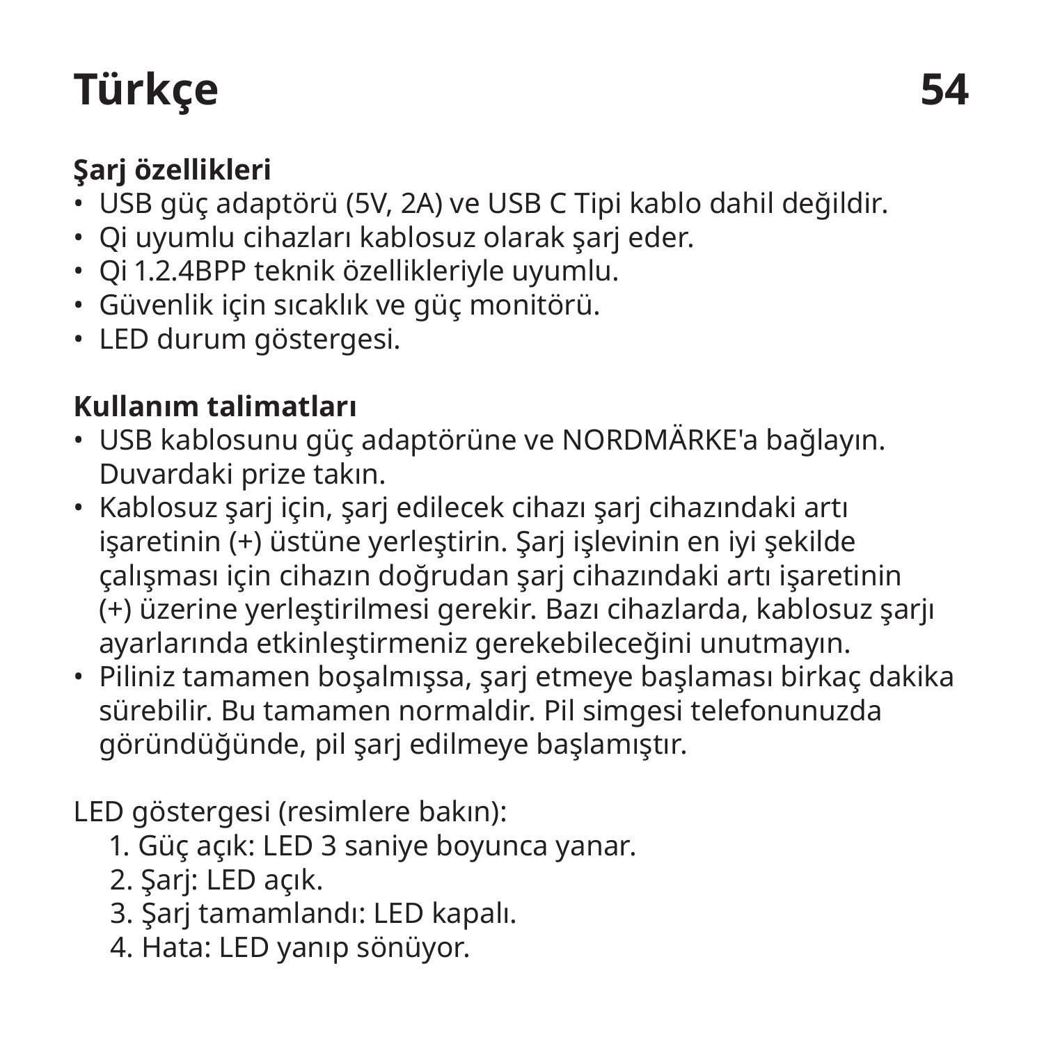# Türkçe

**Şarj özellikleri**

- USB güç adaptörü (5V, 2A) ve USB C Tipi kablo dahil değildir.
- Qi uyumlu cihazları kablosuz olarak şarj eder.
- Qi 1.2.4BPP teknik özellikleriyle uyumlu.
- Güvenlik için sıcaklık ve güç monitörü.
- LED durum göstergesi.

**Kullanım talimatları**

- USB kablosunu güç adaptörüne ve NORDMÄRKE'a bağlayın. Duvardaki prize takın.
- Kablosuz şarj için, şarj edilecek cihazı şarj cihazındaki artı işaretinin (+) üstüne yerleştirin. Şarj işlevinin en iyi şekilde çalışması için cihazın doğrudan şarj cihazındaki artı işaretinin (+) üzerine yerleştirilmesi gerekir. Bazı cihazlarda, kablosuz şarjı ayarlarında etkinleştirmeniz gerekebileceğini unutmayın.
- Piliniz tamamen boşalmışsa, şarj etmeye başlaması birkaç dakika sürebilir. Bu tamamen normaldir. Pil simgesi telefonunuzda göründüğünde, pil şarj edilmeye başlamıştır.

LED göstergesi (resimlere bakın):

1. Güç açık: LED 3 saniye boyunca yanar.
2. Şarj: LED açık.
3. Şarj tamamlandı: LED kapalı.
4. Hata: LED yanıp sönüyor.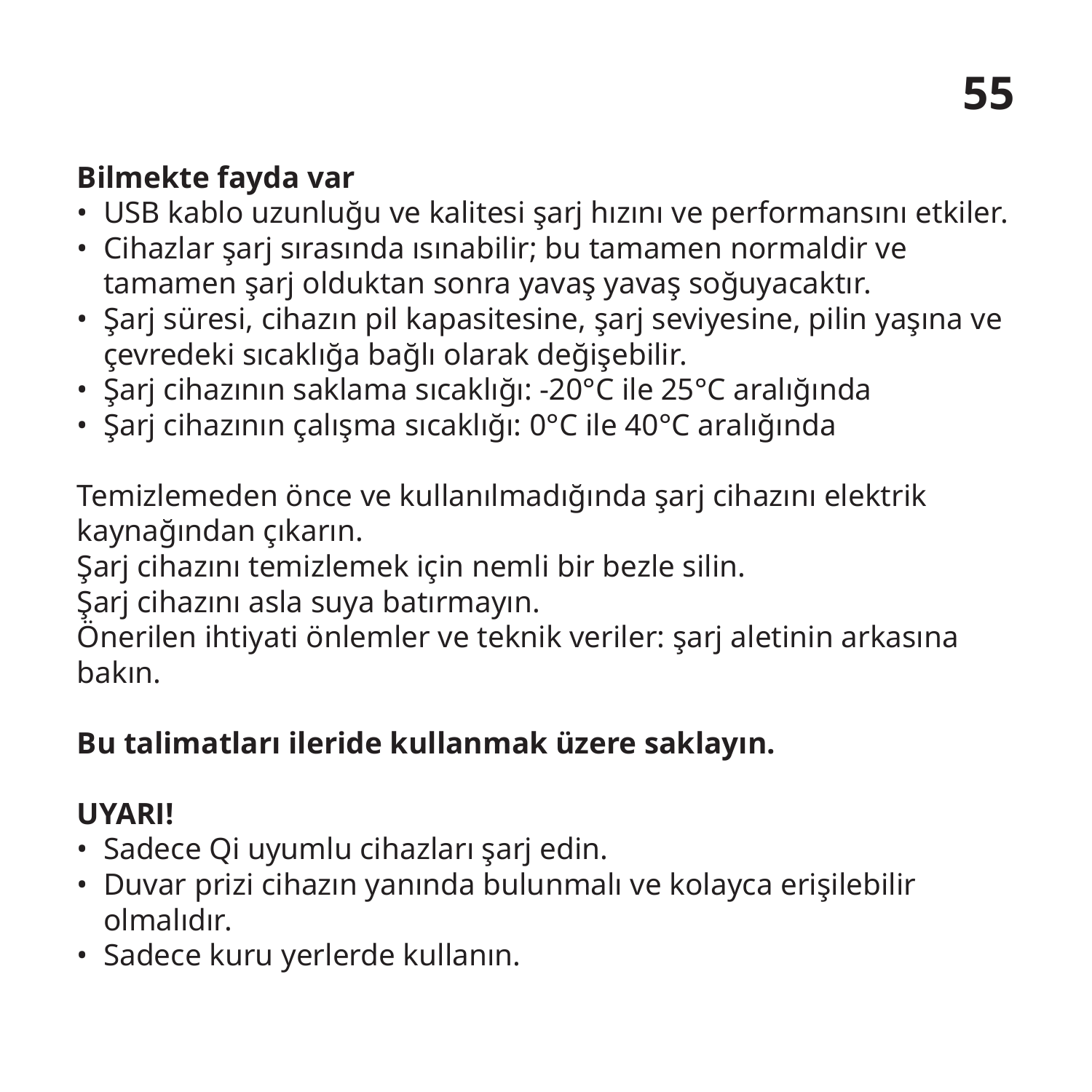**Bilmekte fayda var**

- USB kablo uzunluğu ve kalitesi şarj hızını ve performansını etkiler.
- Cihazlar şarj sırasında ısınabilir; bu tamamen normaldir ve tamamen şarj olduktan sonra yavaş yavaş soğuyacaktır.
- Şarj süresi, cihazın pil kapasitesine, şarj seviyesine, pilin yaşına ve çevredeki sıcaklığa bağlı olarak değişebilir.
- Şarj cihazının saklama sıcaklığı: -20°C ile 25°C aralığında
- Şarj cihazının çalışma sıcaklığı: 0°C ile 40°C aralığında

Temizlemeden önce ve kullanılmadığında şarj cihazını elektrik kaynağından çıkarın.
Şarj cihazını temizlemek için nemli bir bezle silin.
Şarj cihazını asla suya batırmayın.
Önerilen ihtiyati önlemler ve teknik veriler: şarj aletinin arkasına bakın.

**Bu talimatları ileride kullanmak üzere saklayın.**

**UYARI!**

- Sadece Qi uyumlu cihazları şarj edin.
- Duvar prizi cihazın yanında bulunmalı ve kolayca erişilebilir olmalıdır.
- Sadece kuru yerlerde kullanın.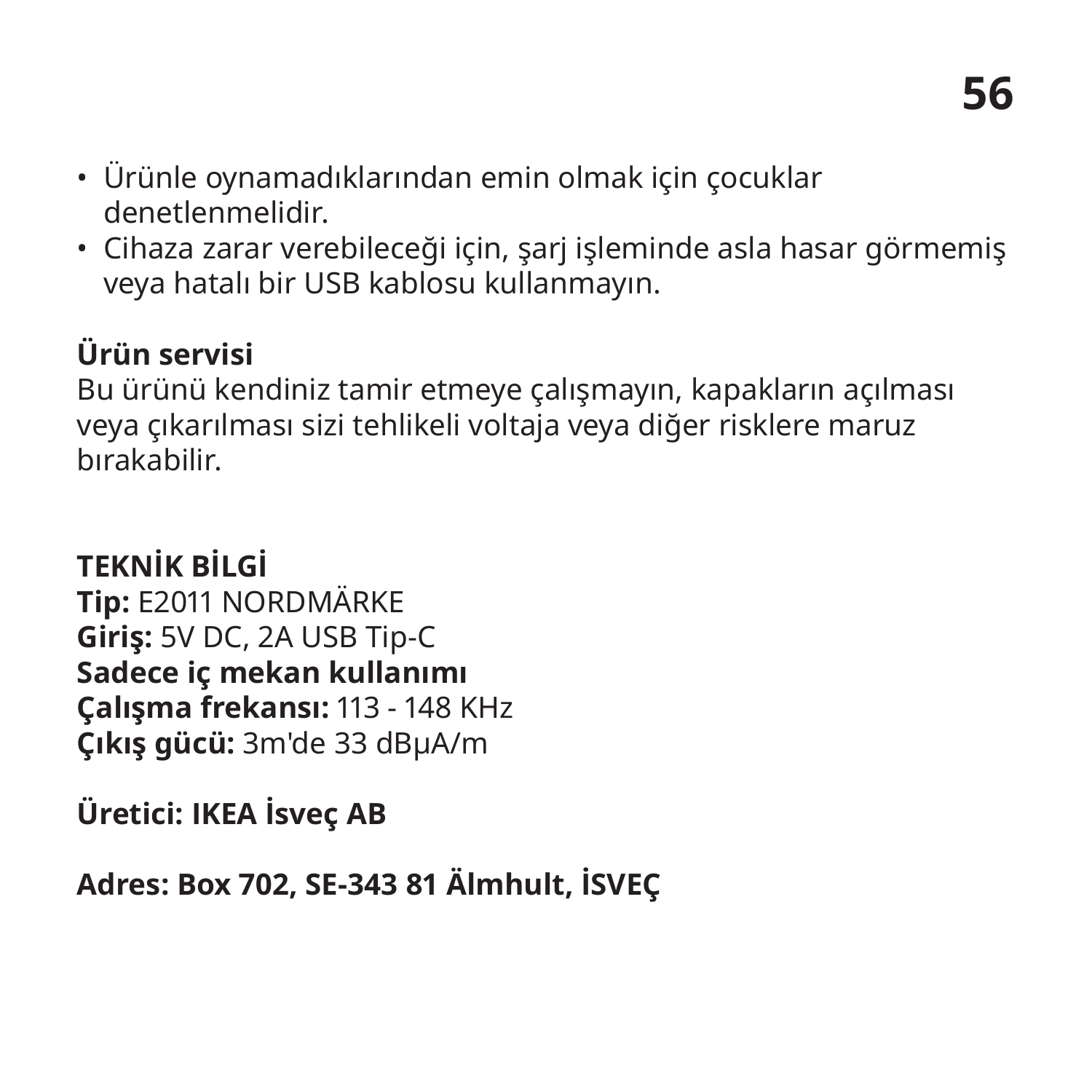- Ürünle oynamadıklarından emin olmak için çocuklar denetlenmelidir.
- Cihaza zarar verebileceği için, şarj işleminde asla hasar görmemiş veya hatalı bir USB kablosu kullanmayın.

**Ürün servisi**
Bu ürünü kendiniz tamir etmeye çalışmayın, kapakların açılması veya çıkarılması sizi tehlikeli voltaja veya diğer risklere maruz bırakabilir.

**TEKNİK BİLGİ**
**Tip:** E2011 NORDMÄRKE
**Giriş:** 5V DC, 2A USB Tip-C
**Sadece iç mekan kullanımı**
**Çalışma frekansı:** 113 - 148 KHz
**Çıkış gücü:** 3m'de 33 dBμA/m

**Üretici: IKEA İsveç AB**

**Adres: Box 702, SE-343 81 Älmhult, İSVEÇ**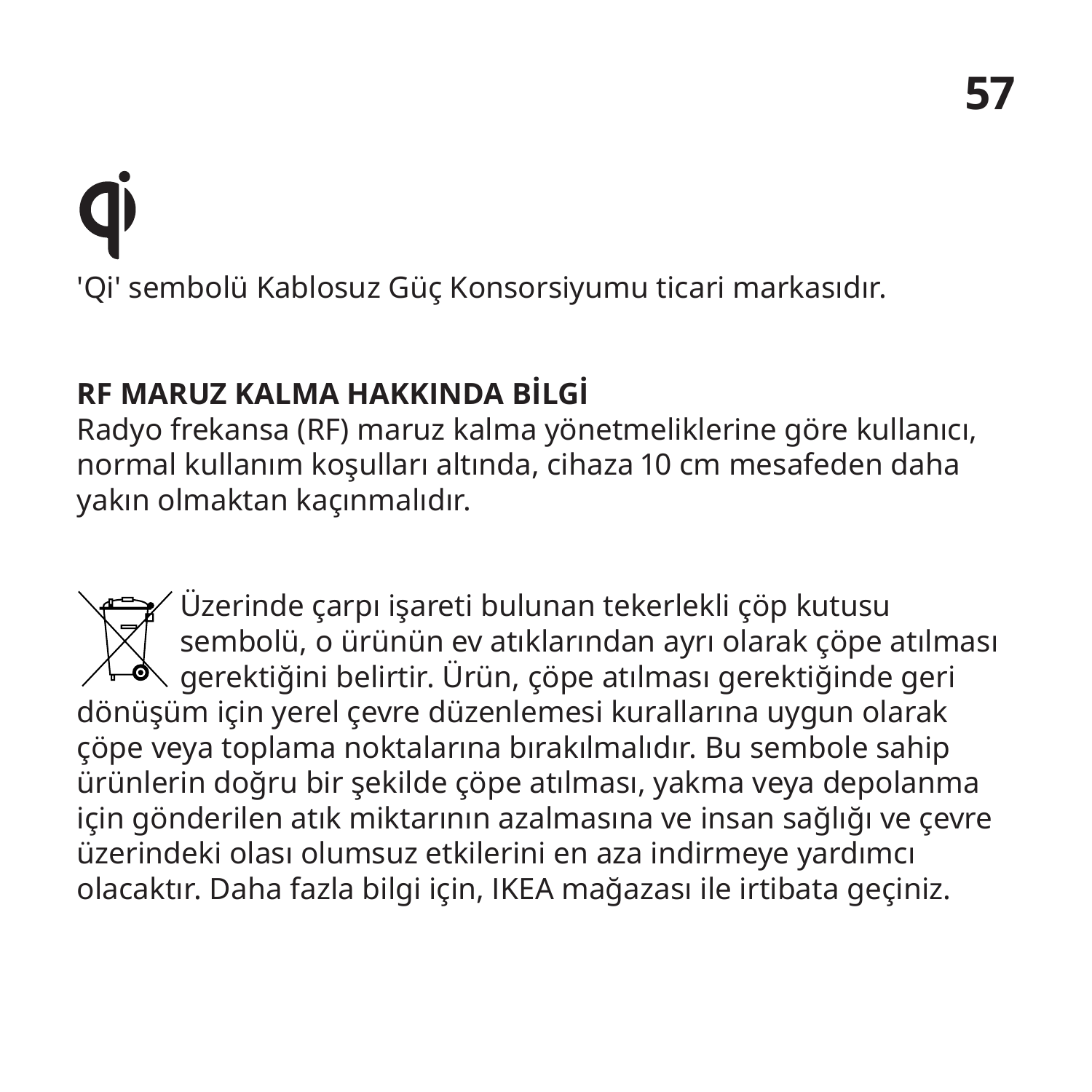'Qi' sembolü Kablosuz Güç Konsorsiyumu ticari markasıdır.

**RF MARUZ KALMA HAKKINDA BİLGİ**

Radyo frekansa (RF) maruz kalma yönetmeliklerine göre kullanıcı, normal kullanım koşulları altında, cihaza 10 cm mesafeden daha yakın olmaktan kaçınmalıdır.

Üzerinde çarpı işareti bulunan tekerlekli çöp kutusu sembolü, o ürünün ev atıklarından ayrı olarak çöpe atılması gerektiğini belirtir. Ürün, çöpe atılması gerektiğinde geri dönüşüm için yerel çevre düzenlemesi kurallarına uygun olarak çöpe veya toplama noktalarına bırakılmalıdır. Bu sembole sahip ürünlerin doğru bir şekilde çöpe atılması, yakma veya depolanma için gönderilen atık miktarının azalmasına ve insan sağlığı ve çevre üzerindeki olası olumsuz etkilerini en aza indirmeye yardımcı olacaktır. Daha fazla bilgi için, IKEA mağazası ile irtibata geçiniz.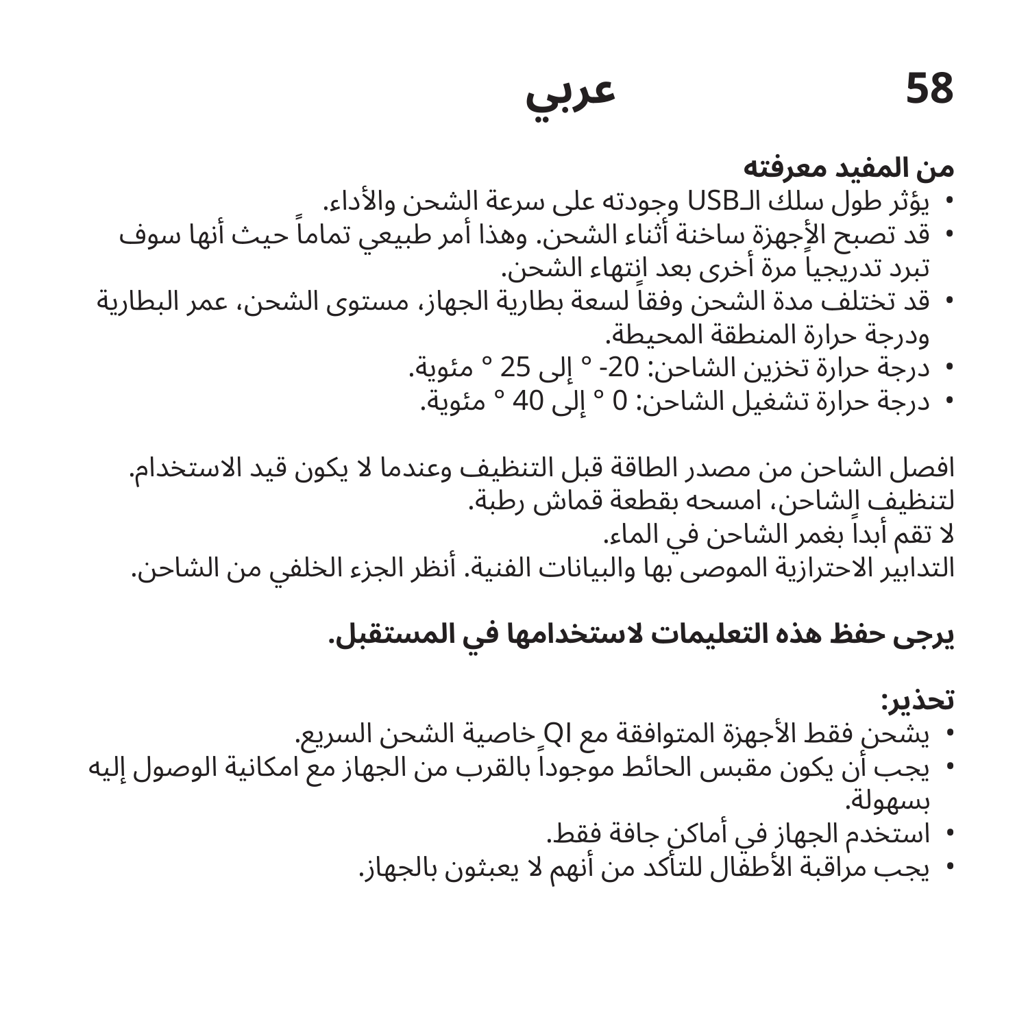# عربي

**من المفيد معرفته**

- يؤثر طول سلك الـUSB وجودته على سرعة الشحن والأداء.
- قد تصبح الأجهزة ساخنة أثناء الشحن. وهذا أمر طبيعي تماماً حيث أنها سوف تبرد تدريجياً مرة أخرى بعد انتهاء الشحن.
- قد تختلف مدة الشحن وفقاً لسعة بطارية الجهاز، مستوى الشحن، عمر البطارية ودرجة حرارة المنطقة المحيطة.
- درجة حرارة تخزين الشاحن: 20- ° إلى 25 ° مئوية.
- درجة حرارة تشغيل الشاحن: 0 ° إلى 40 ° مئوية.

افصل الشاحن من مصدر الطاقة قبل التنظيف وعندما لا يكون قيد الاستخدام.
لتنظيف الشاحن، امسحه بقطعة قماش رطبة.
لا تقم أبداً بغمر الشاحن في الماء.
التدابير الاحترازية الموصى بها والبيانات الفنية. أنظر الجزء الخلفي من الشاحن.

**يرجى حفظ هذه التعليمات لاستخدامها في المستقبل.**

**تحذير:**

- يشحن فقط الأجهزة المتوافقة مع QI خاصية الشحن السريع.
- يجب أن يكون مقبس الحائط موجوداً بالقرب من الجهاز مع امكانية الوصول إليه بسهولة.
- استخدم الجهاز في أماكن جافة فقط.
- يجب مراقبة الأطفال للتأكد من أنهم لا يعبثون بالجهاز.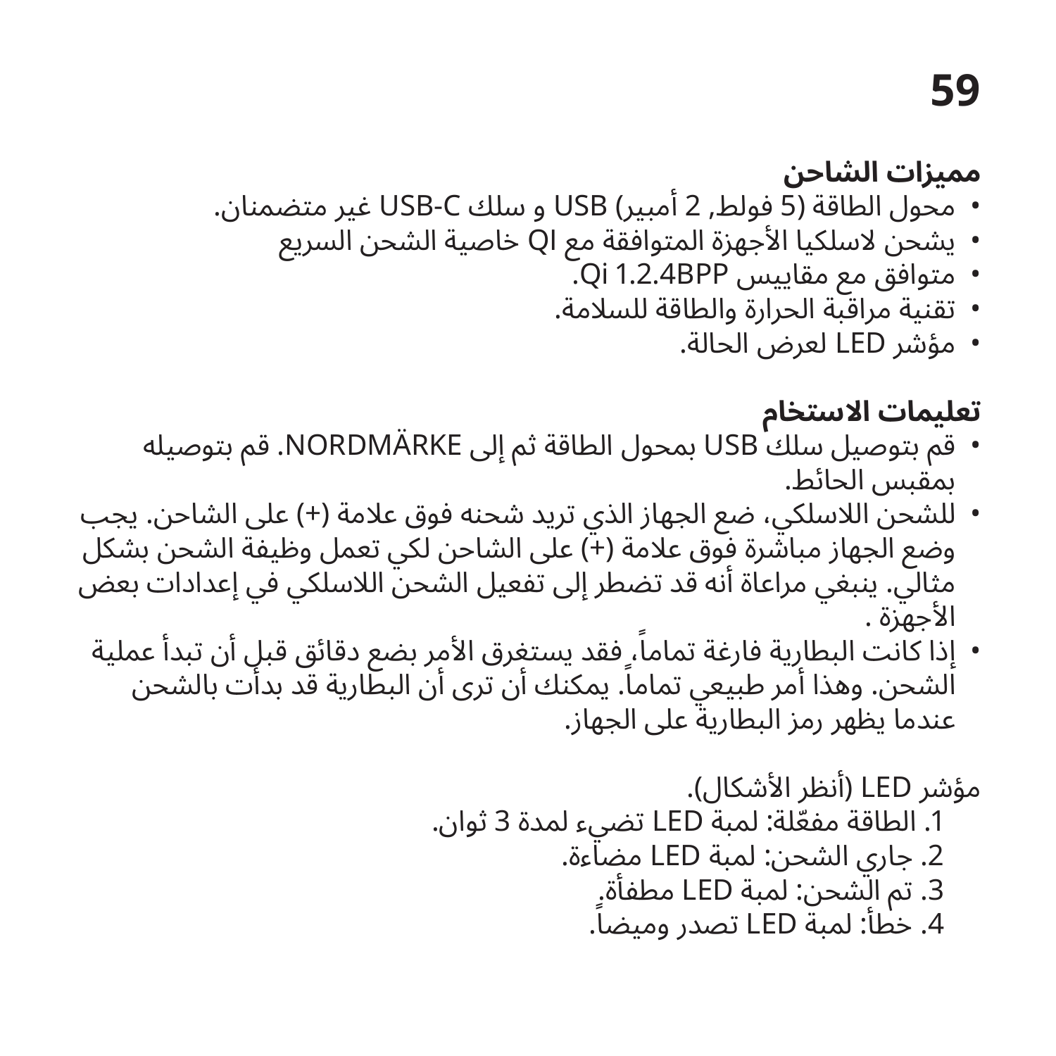## مميزات الشاحن

- محول الطاقة (5 فولط, 2 أمبير) USB و سلك USB-C غير متضمنان.
- يشحن لاسلكيا الأجهزة المتوافقة مع QI خاصية الشحن السريع
- متوافق مع مقاييس Qi 1.2.4BPP.
- تقنية مراقبة الحرارة والطاقة للسلامة.
- مؤشر LED لعرض الحالة.

## تعليمات الاستخدام

- قم بتوصيل سلك USB بمحول الطاقة ثم إلى NORDMÄRKE. قم بتوصيله بمقبس الحائط.
- للشحن اللاسلكي، ضع الجهاز الذي تريد شحنه فوق علامة (+) على الشاحن. يجب وضع الجهاز مباشرة فوق علامة (+) على الشاحن لكي تعمل وظيفة الشحن بشكل مثالي. ينبغي مراعاة أنه قد تضطر إلى تفعيل الشحن اللاسلكي في إعدادات بعض الأجهزة .
- إذا كانت البطارية فارغة تماماً، فقد يستغرق الأمر بضع دقائق قبل أن تبدأ عملية الشحن. وهذا أمر طبيعي تماماً. يمكنك أن ترى أن البطارية قد بدأت بالشحن عندما يظهر رمز البطارية على الجهاز.

مؤشر LED (أنظر الأشكال).

1. الطاقة مفعّلة: لمبة LED تضيء لمدة 3 ثوان.
2. جاري الشحن: لمبة LED مضاءة.
3. تم الشحن: لمبة LED مطفأة.
4. خطأ: لمبة LED تصدر وميضاً.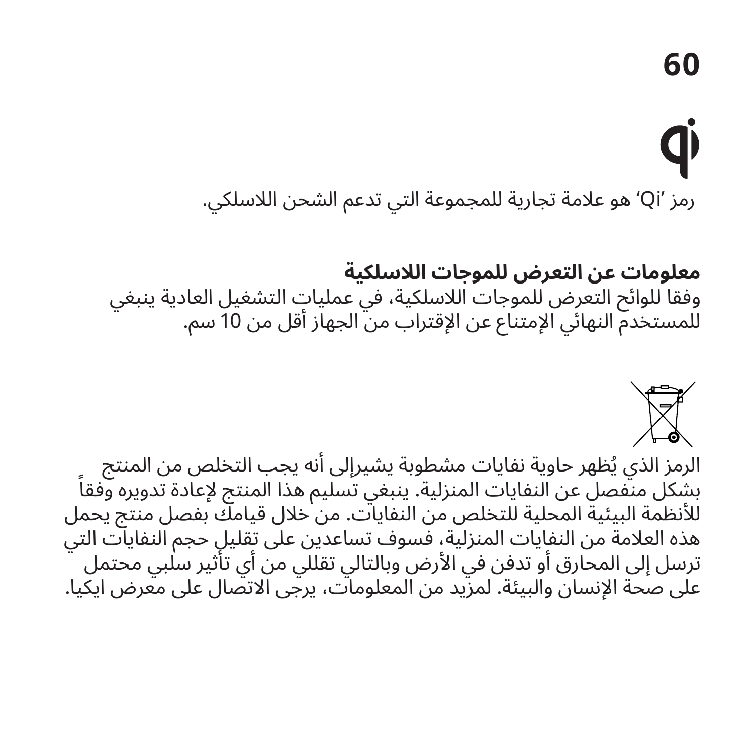رمز ‘Qi’ هو علامة تجارية للمجموعة التي تدعم الشحن اللاسلكي.

**معلومات عن التعرض للموجات اللاسلكية**

وفقا للوائح التعرض للموجات اللاسلكية، في عمليات التشغيل العادية ينبغي للمستخدم النهائي الإمتناع عن الإقتراب من الجهاز أقل من 10 سم.

الرمز الذي يُظهر حاوية نفايات مشطوبة يشيرإلى أنه يجب التخلص من المنتج بشكل منفصل عن النفايات المنزلية. ينبغي تسليم هذا المنتج لإعادة تدويره وفقاً للأنظمة البيئية المحلية للتخلص من النفايات. من خلال قيامك بفصل منتج يحمل هذه العلامة من النفايات المنزلية، فسوف تساعدين على تقليل حجم النفايات التي ترسل إلى المحارق أو تدفن في الأرض وبالتالي تقللي من أي تأثير سلبي محتمل على صحة الإنسان والبيئة. لمزيد من المعلومات، يرجى الاتصال على معرض ايكيا.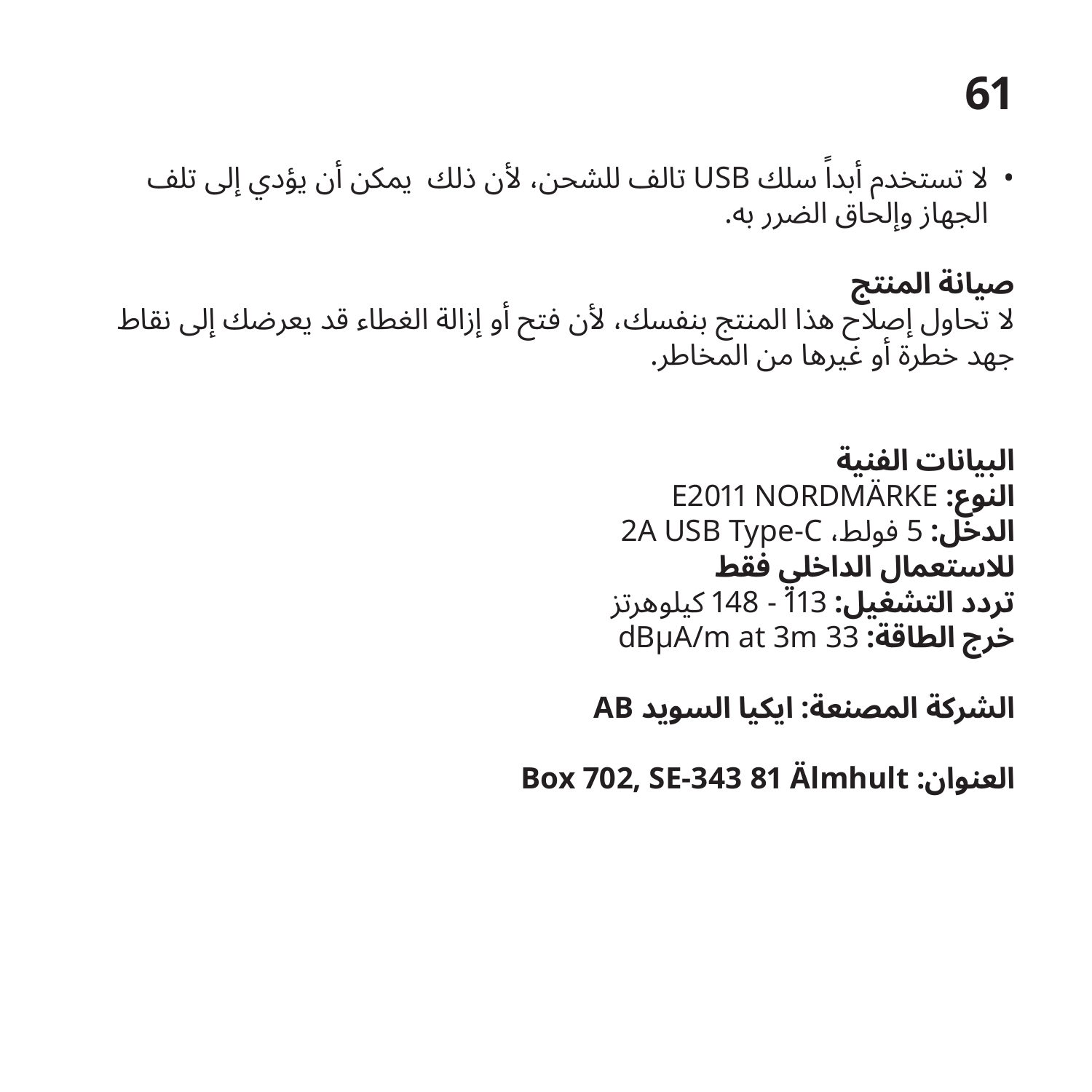- لا تستخدم أبداً سلك USB تالف للشحن، لأن ذلك يمكن أن يؤدي إلى تلف الجهاز وإلحاق الضرر به.

**صيانة المنتج**

لا تحاول إصلاح هذا المنتج بنفسك، لأن فتح أو إزالة الغطاء قد يعرضك إلى نقاط جهد خطرة أو غيرها من المخاطر.

**البيانات الفنية**

**النوع:** E2011 NORDMÄRKE

**الدخل:** 5 فولط، 2A USB Type-C

**للاستعمال الداخلي فقط**

**تردد التشغيل:** 113 - 148 كيلوهرتز

**خرج الطاقة:** 33 dBμA/m at 3m

**الشركة المصنعة: ايكيا السويد AB**

**العنوان: Box 702, SE-343 81 Älmhult**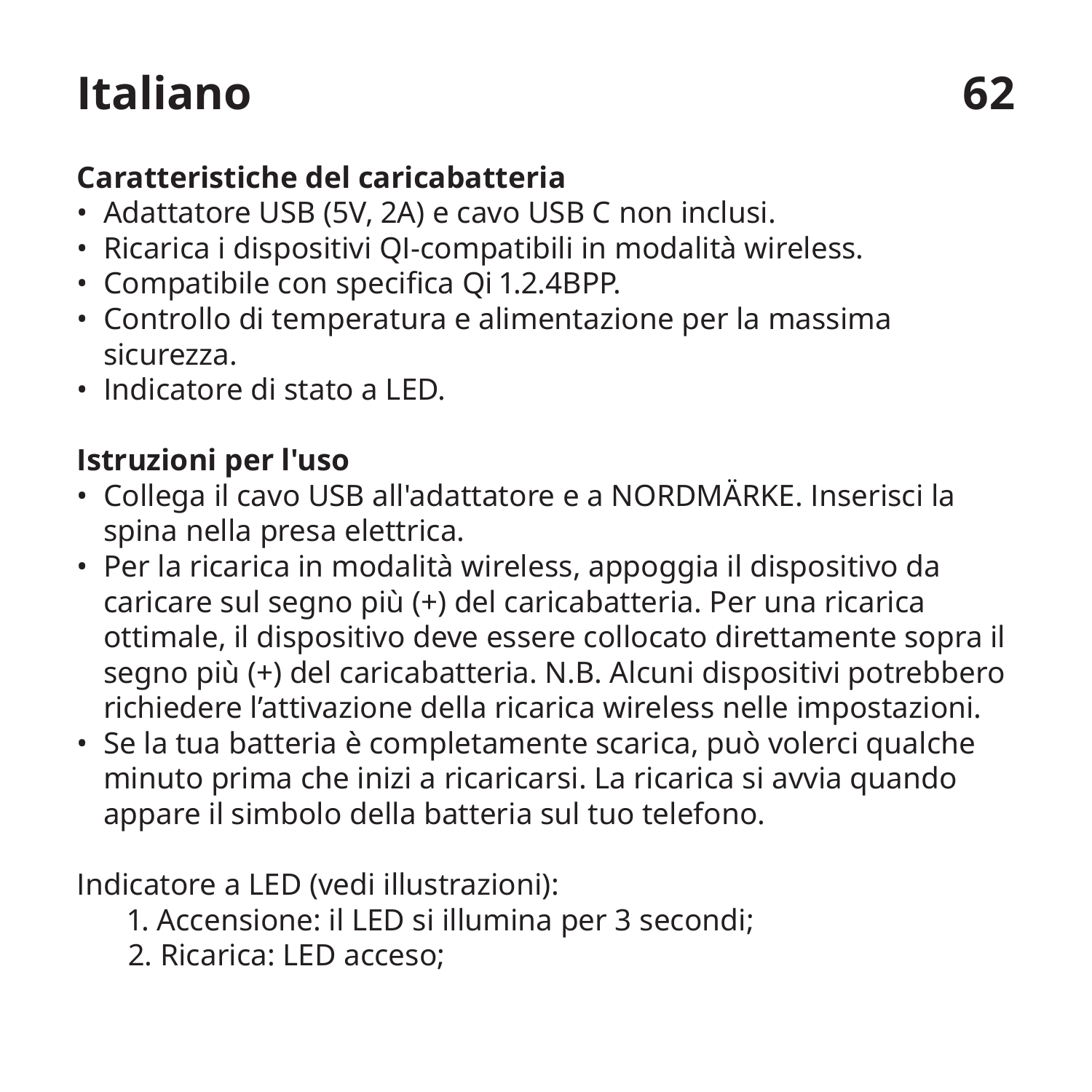# Italiano

**Caratteristiche del caricabatteria**

- Adattatore USB (5V, 2A) e cavo USB C non inclusi.
- Ricarica i dispositivi QI-compatibili in modalità wireless.
- Compatibile con specifica Qi 1.2.4BPP.
- Controllo di temperatura e alimentazione per la massima sicurezza.
- Indicatore di stato a LED.

**Istruzioni per l'uso**

- Collega il cavo USB all'adattatore e a NORDMÄRKE. Inserisci la spina nella presa elettrica.
- Per la ricarica in modalità wireless, appoggia il dispositivo da caricare sul segno più (+) del caricabatteria. Per una ricarica ottimale, il dispositivo deve essere collocato direttamente sopra il segno più (+) del caricabatteria. N.B. Alcuni dispositivi potrebbero richiedere l’attivazione della ricarica wireless nelle impostazioni.
- Se la tua batteria è completamente scarica, può volerci qualche minuto prima che inizi a ricaricarsi. La ricarica si avvia quando appare il simbolo della batteria sul tuo telefono.

Indicatore a LED (vedi illustrazioni):

1. Accensione: il LED si illumina per 3 secondi;
2. Ricarica: LED acceso;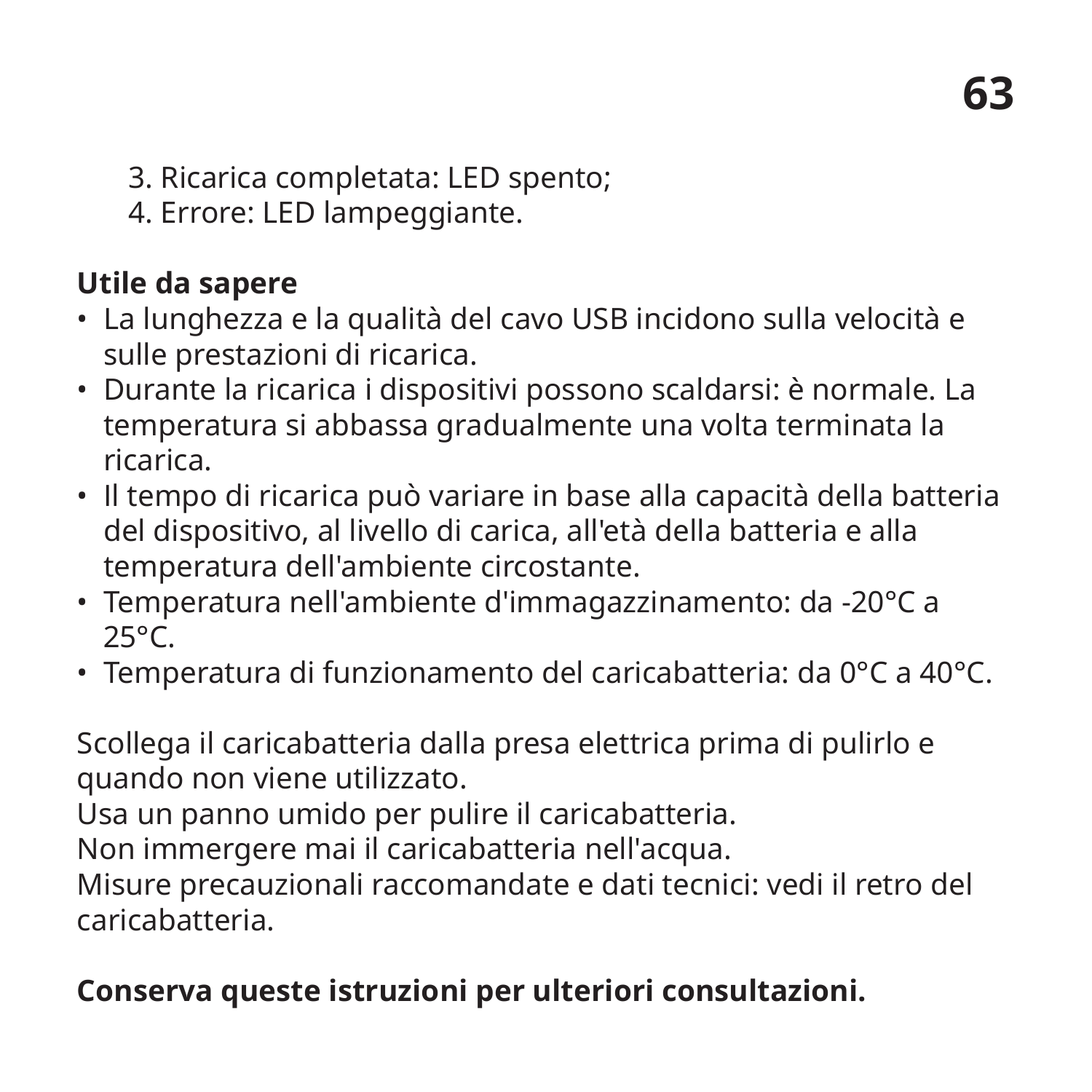3. Ricarica completata: LED spento;
4. Errore: LED lampeggiante.

**Utile da sapere**

- La lunghezza e la qualità del cavo USB incidono sulla velocità e sulle prestazioni di ricarica.
- Durante la ricarica i dispositivi possono scaldarsi: è normale. La temperatura si abbassa gradualmente una volta terminata la ricarica.
- Il tempo di ricarica può variare in base alla capacità della batteria del dispositivo, al livello di carica, all'età della batteria e alla temperatura dell'ambiente circostante.
- Temperatura nell'ambiente d'immagazzinamento: da -20°C a 25°C.
- Temperatura di funzionamento del caricabatteria: da 0°C a 40°C.

Scollega il caricabatteria dalla presa elettrica prima di pulirlo e quando non viene utilizzato.
Usa un panno umido per pulire il caricabatteria.
Non immergere mai il caricabatteria nell'acqua.
Misure precauzionali raccomandate e dati tecnici: vedi il retro del caricabatteria.

**Conserva queste istruzioni per ulteriori consultazioni.**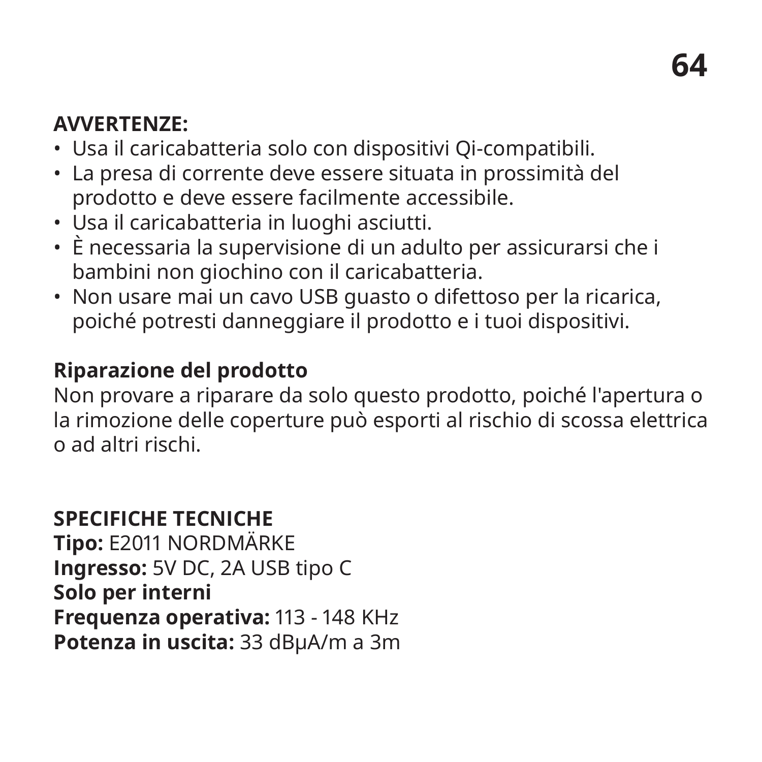**AVVERTENZE:**

- Usa il caricabatteria solo con dispositivi Qi-compatibili.
- La presa di corrente deve essere situata in prossimità del prodotto e deve essere facilmente accessibile.
- Usa il caricabatteria in luoghi asciutti.
- È necessaria la supervisione di un adulto per assicurarsi che i bambini non giochino con il caricabatteria.
- Non usare mai un cavo USB guasto o difettoso per la ricarica, poiché potresti danneggiare il prodotto e i tuoi dispositivi.

**Riparazione del prodotto**

Non provare a riparare da solo questo prodotto, poiché l'apertura o la rimozione delle coperture può esporti al rischio di scossa elettrica o ad altri rischi.

**SPECIFICHE TECNICHE**

**Tipo:** E2011 NORDMÄRKE
**Ingresso:** 5V DC, 2A USB tipo C
**Solo per interni**
**Frequenza operativa:** 113 - 148 KHz
**Potenza in uscita:** 33 dBμA/m a 3m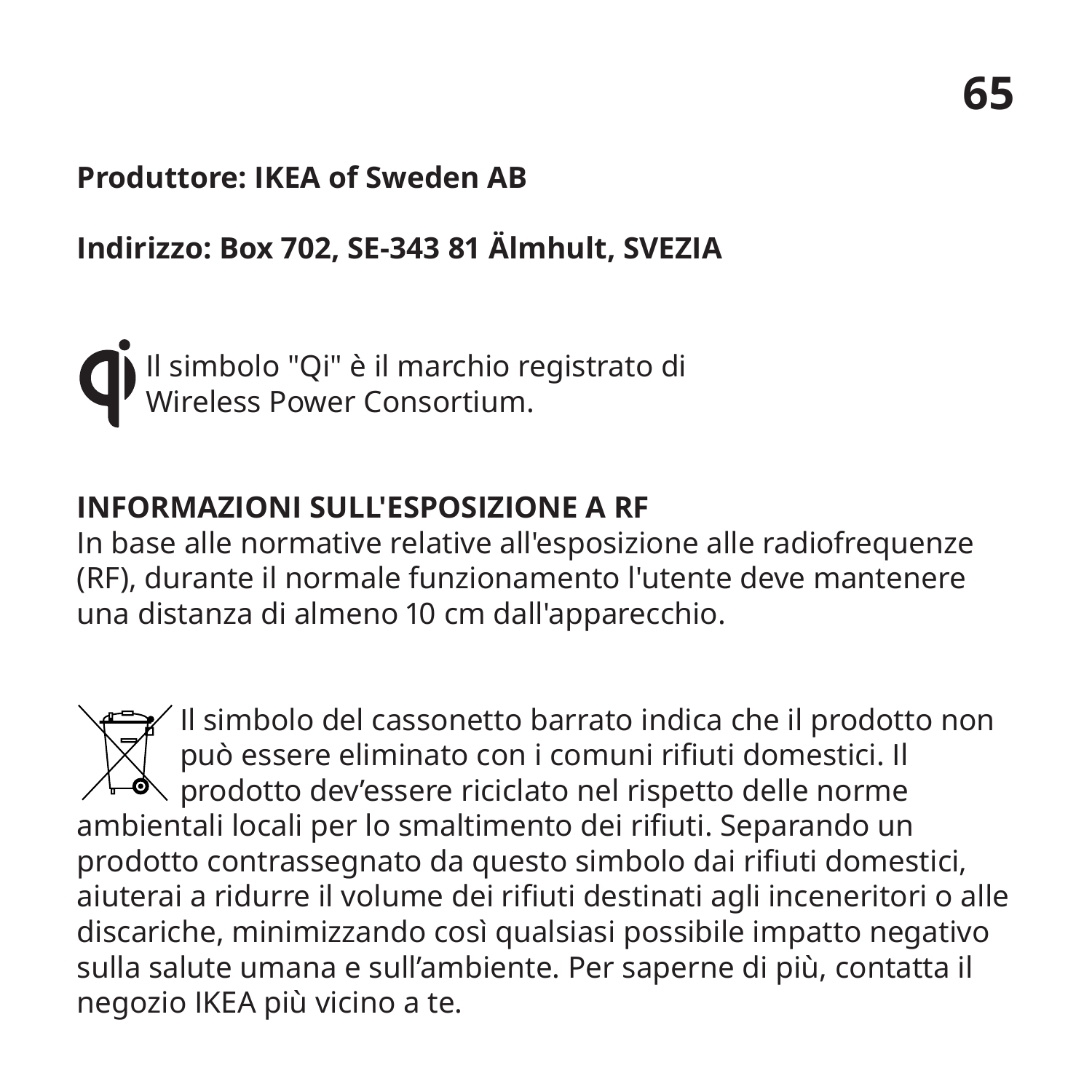**Produttore: IKEA of Sweden AB**

**Indirizzo: Box 702, SE-343 81 Älmhult, SVEZIA**

Il simbolo "Qi" è il marchio registrato di Wireless Power Consortium.

**INFORMAZIONI SULL'ESPOSIZIONE A RF**

In base alle normative relative all'esposizione alle radiofrequenze (RF), durante il normale funzionamento l'utente deve mantenere una distanza di almeno 10 cm dall'apparecchio.

Il simbolo del cassonetto barrato indica che il prodotto non può essere eliminato con i comuni rifiuti domestici. Il prodotto dev’essere riciclato nel rispetto delle norme ambientali locali per lo smaltimento dei rifiuti. Separando un prodotto contrassegnato da questo simbolo dai rifiuti domestici, aiuterai a ridurre il volume dei rifiuti destinati agli inceneritori o alle discariche, minimizzando così qualsiasi possibile impatto negativo sulla salute umana e sull’ambiente. Per saperne di più, contatta il negozio IKEA più vicino a te.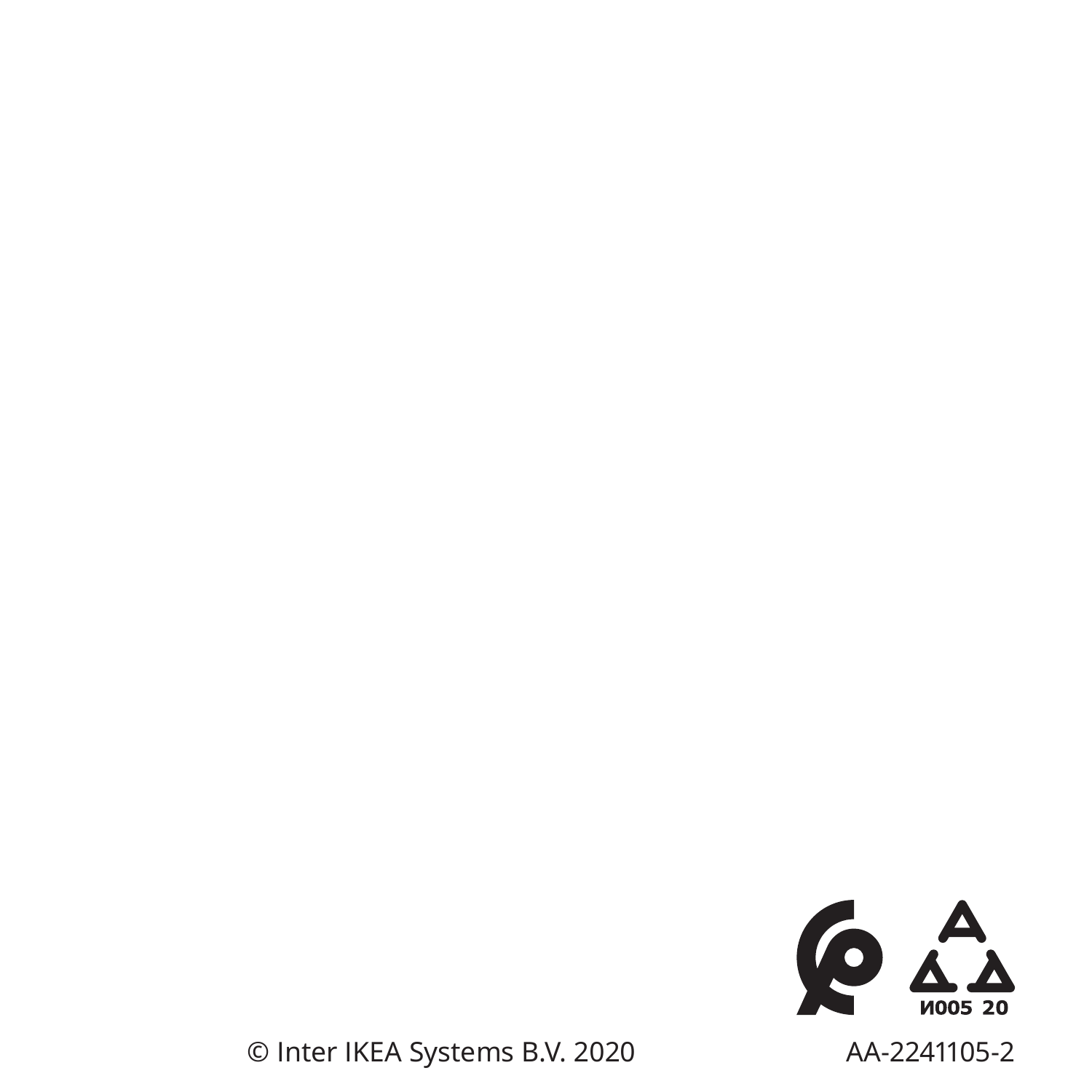И005 20

© Inter IKEA Systems B.V. 2020

AA-2241105-2